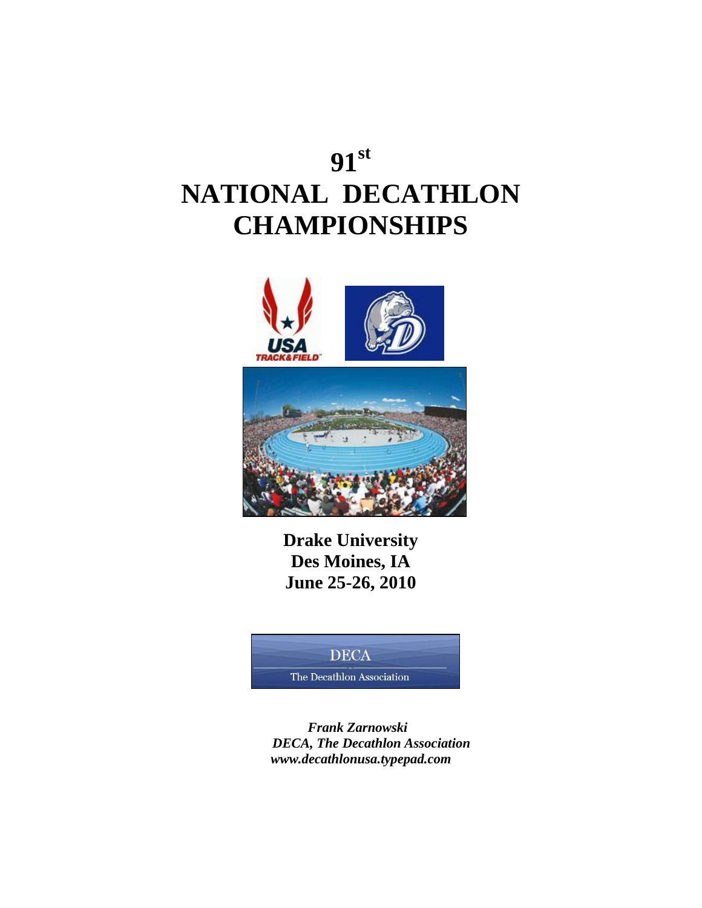# 91st NATIONAL DECATHLON CHAMPIONSHIPS

**Drake University**
**Des Moines, IA**
**June 25-26, 2010**

DECA

The Decathlon Association

***Frank Zarnowski***
***DECA, The Decathlon Association***
***www.decathlonusa.typepad.com***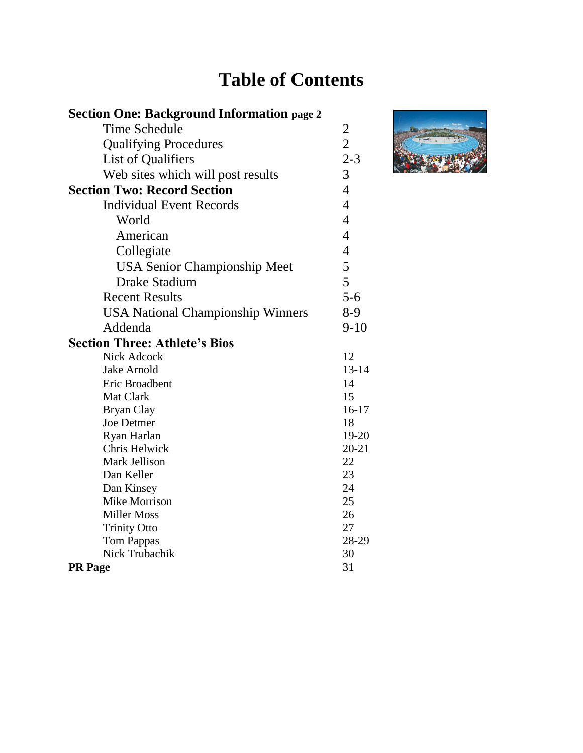# Table of Contents

| | |
|---|---|
| **Section One: Background Information** page 2 | |
| Time Schedule | 2 |
| Qualifying Procedures | 2 |
| List of Qualifiers | 2-3 |
| Web sites which will post results | 3 |
| **Section Two: Record Section** | 4 |
| Individual Event Records | 4 |
| World | 4 |
| American | 4 |
| Collegiate | 4 |
| USA Senior Championship Meet | 5 |
| Drake Stadium | 5 |
| Recent Results | 5-6 |
| USA National Championship Winners | 8-9 |
| Addenda | 9-10 |
| **Section Three: Athlete's Bios** | |
| Nick Adcock | 12 |
| Jake Arnold | 13-14 |
| Eric Broadbent | 14 |
| Mat Clark | 15 |
| Bryan Clay | 16-17 |
| Joe Detmer | 18 |
| Ryan Harlan | 19-20 |
| Chris Helwick | 20-21 |
| Mark Jellison | 22 |
| Dan Keller | 23 |
| Dan Kinsey | 24 |
| Mike Morrison | 25 |
| Miller Moss | 26 |
| Trinity Otto | 27 |
| Tom Pappas | 28-29 |
| Nick Trubachik | 30 |
| **PR Page** | 31 |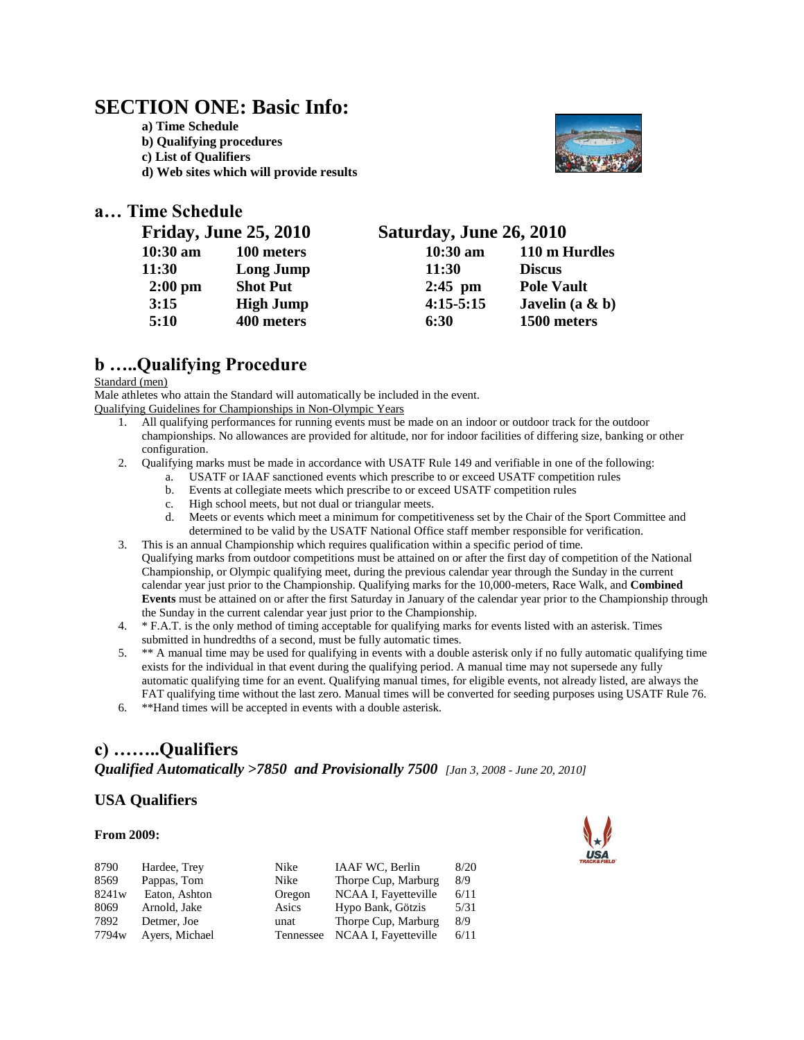# SECTION ONE: Basic Info:

**a) Time Schedule**
**b) Qualifying procedures**
**c) List of Qualifiers**
**d) Web sites which will provide results**

## a… Time Schedule

| Friday, June 25, 2010 | | Saturday, June 26, 2010 | |
|---|---|---|---|
| 10:30 am | 100 meters | 10:30 am | 110 m Hurdles |
| 11:30 | Long Jump | 11:30 | Discus |
| 2:00 pm | Shot Put | 2:45 pm | Pole Vault |
| 3:15 | High Jump | 4:15-5:15 | Javelin (a & b) |
| 5:10 | 400 meters | 6:30 | 1500 meters |

## b …..Qualifying Procedure

Standard (men)

Male athletes who attain the Standard will automatically be included in the event.

Qualifying Guidelines for Championships in Non-Olympic Years

1. All qualifying performances for running events must be made on an indoor or outdoor track for the outdoor championships. No allowances are provided for altitude, nor for indoor facilities of differing size, banking or other configuration.
2. Qualifying marks must be made in accordance with USATF Rule 149 and verifiable in one of the following:
   a. USATF or IAAF sanctioned events which prescribe to or exceed USATF competition rules
   b. Events at collegiate meets which prescribe to or exceed USATF competition rules
   c. High school meets, but not dual or triangular meets.
   d. Meets or events which meet a minimum for competitiveness set by the Chair of the Sport Committee and determined to be valid by the USATF National Office staff member responsible for verification.
3. This is an annual Championship which requires qualification within a specific period of time.
   Qualifying marks from outdoor competitions must be attained on or after the first day of competition of the National Championship, or Olympic qualifying meet, during the previous calendar year through the Sunday in the current calendar year just prior to the Championship. Qualifying marks for the 10,000-meters, Race Walk, and **Combined Events** must be attained on or after the first Saturday in January of the calendar year prior to the Championship through the Sunday in the current calendar year just prior to the Championship.
4. * F.A.T. is the only method of timing acceptable for qualifying marks for events listed with an asterisk. Times submitted in hundredths of a second, must be fully automatic times.
5. ** A manual time may be used for qualifying in events with a double asterisk only if no fully automatic qualifying time exists for the individual in that event during the qualifying period. A manual time may not supersede any fully automatic qualifying time for an event. Qualifying manual times, for eligible events, not already listed, are always the FAT qualifying time without the last zero. Manual times will be converted for seeding purposes using USATF Rule 76.
6. **Hand times will be accepted in events with a double asterisk.

## c) ……..Qualifiers

***Qualified Automatically >7850 and Provisionally 7500*** *[Jan 3, 2008 - June 20, 2010]*

### USA Qualifiers

**From 2009:**

| | | | | |
|---|---|---|---|---|
| 8790 | Hardee, Trey | Nike | IAAF WC, Berlin | 8/20 |
| 8569 | Pappas, Tom | Nike | Thorpe Cup, Marburg | 8/9 |
| 8241w | Eaton, Ashton | Oregon | NCAA I, Fayetteville | 6/11 |
| 8069 | Arnold, Jake | Asics | Hypo Bank, Götzis | 5/31 |
| 7892 | Detmer, Joe | unat | Thorpe Cup, Marburg | 8/9 |
| 7794w | Ayers, Michael | Tennessee | NCAA I, Fayetteville | 6/11 |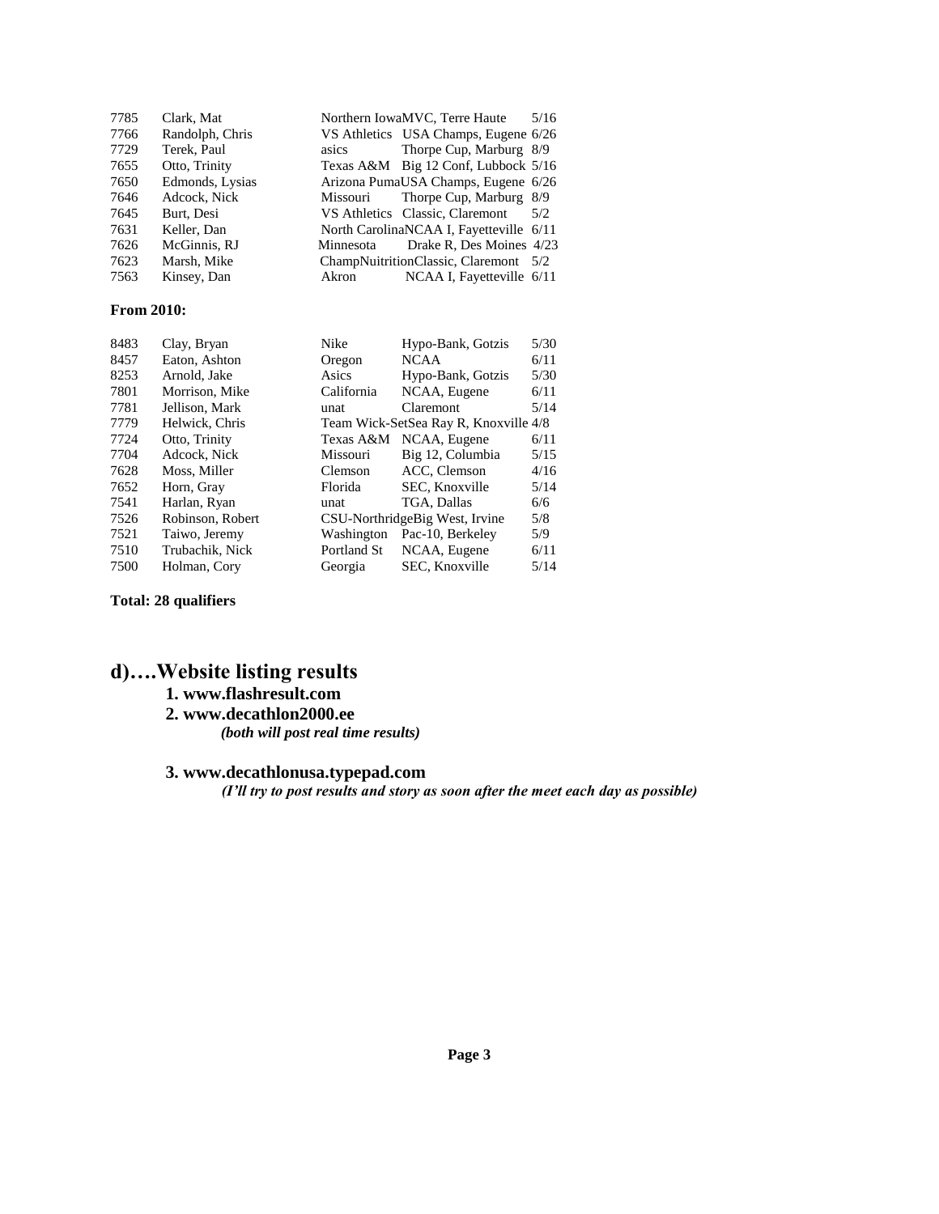| | | | | |
|---|---|---|---|---|
| 7785 | Clark, Mat | Northern Iowa | MVC, Terre Haute | 5/16 |
| 7766 | Randolph, Chris | VS Athletics | USA Champs, Eugene | 6/26 |
| 7729 | Terek, Paul | asics | Thorpe Cup, Marburg | 8/9 |
| 7655 | Otto, Trinity | Texas A&M | Big 12 Conf, Lubbock | 5/16 |
| 7650 | Edmonds, Lysias | Arizona Puma | USA Champs, Eugene | 6/26 |
| 7646 | Adcock, Nick | Missouri | Thorpe Cup, Marburg | 8/9 |
| 7645 | Burt, Desi | VS Athletics | Classic, Claremont | 5/2 |
| 7631 | Keller, Dan | North Carolina | NCAA I, Fayetteville | 6/11 |
| 7626 | McGinnis, RJ | Minnesota | Drake R, Des Moines | 4/23 |
| 7623 | Marsh, Mike | ChampNuitrition | Classic, Claremont | 5/2 |
| 7563 | Kinsey, Dan | Akron | NCAA I, Fayetteville | 6/11 |

**From 2010:**

| | | | | |
|---|---|---|---|---|
| 8483 | Clay, Bryan | Nike | Hypo-Bank, Gotzis | 5/30 |
| 8457 | Eaton, Ashton | Oregon | NCAA | 6/11 |
| 8253 | Arnold, Jake | Asics | Hypo-Bank, Gotzis | 5/30 |
| 7801 | Morrison, Mike | California | NCAA, Eugene | 6/11 |
| 7781 | Jellison, Mark | unat | Claremont | 5/14 |
| 7779 | Helwick, Chris | Team Wick-Set | Sea Ray R, Knoxville | 4/8 |
| 7724 | Otto, Trinity | Texas A&M | NCAA, Eugene | 6/11 |
| 7704 | Adcock, Nick | Missouri | Big 12, Columbia | 5/15 |
| 7628 | Moss, Miller | Clemson | ACC, Clemson | 4/16 |
| 7652 | Horn, Gray | Florida | SEC, Knoxville | 5/14 |
| 7541 | Harlan, Ryan | unat | TGA, Dallas | 6/6 |
| 7526 | Robinson, Robert | CSU-Northridge | Big West, Irvine | 5/8 |
| 7521 | Taiwo, Jeremy | Washington | Pac-10, Berkeley | 5/9 |
| 7510 | Trubachik, Nick | Portland St | NCAA, Eugene | 6/11 |
| 7500 | Holman, Cory | Georgia | SEC, Knoxville | 5/14 |

**Total: 28 qualifiers**

## d)….Website listing results

1. **www.flashresult.com**
2. **www.decathlon2000.ee**

   ***(both will post real time results)***

3. **www.decathlonusa.typepad.com**

   ***(I'll try to post results and story as soon after the meet each day as possible)***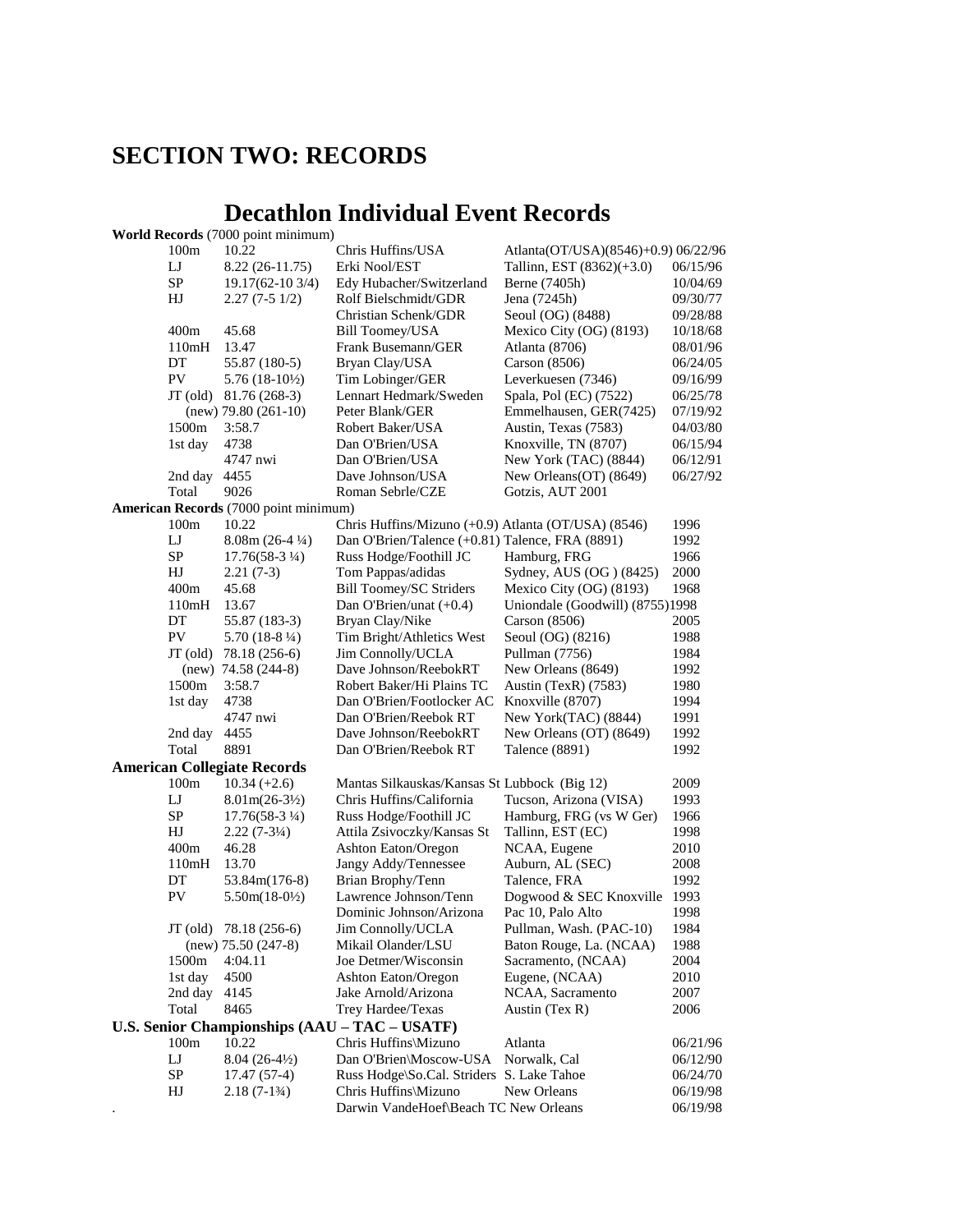# SECTION TWO: RECORDS

## Decathlon Individual Event Records

**World Records** (7000 point minimum)

| Event | Mark | Athlete | Location | Date |
|---|---|---|---|---|
| 100m | 10.22 | Chris Huffins/USA | Atlanta(OT/USA)(8546)+0.9) | 06/22/96 |
| LJ | 8.22 (26-11.75) | Erki Nool/EST | Tallinn, EST (8362)(+3.0) | 06/15/96 |
| SP | 19.17(62-10 3/4) | Edy Hubacher/Switzerland | Berne (7405h) | 10/04/69 |
| HJ | 2.27 (7-5 1/2) | Rolf Bielschmidt/GDR | Jena (7245h) | 09/30/77 |
| | | Christian Schenk/GDR | Seoul (OG) (8488) | 09/28/88 |
| 400m | 45.68 | Bill Toomey/USA | Mexico City (OG) (8193) | 10/18/68 |
| 110mH | 13.47 | Frank Busemann/GER | Atlanta (8706) | 08/01/96 |
| DT | 55.87 (180-5) | Bryan Clay/USA | Carson (8506) | 06/24/05 |
| PV | 5.76 (18-10½) | Tim Lobinger/GER | Leverkuesen (7346) | 09/16/99 |
| JT (old) | 81.76 (268-3) | Lennart Hedmark/Sweden | Spala, Pol (EC) (7522) | 06/25/78 |
| (new) | 79.80 (261-10) | Peter Blank/GER | Emmelhausen, GER(7425) | 07/19/92 |
| 1500m | 3:58.7 | Robert Baker/USA | Austin, Texas (7583) | 04/03/80 |
| 1st day | 4738 | Dan O'Brien/USA | Knoxville, TN (8707) | 06/15/94 |
| | 4747 nwi | Dan O'Brien/USA | New York (TAC) (8844) | 06/12/91 |
| 2nd day | 4455 | Dave Johnson/USA | New Orleans(OT) (8649) | 06/27/92 |
| Total | 9026 | Roman Sebrle/CZE | Gotzis, AUT 2001 | |

**American Records** (7000 point minimum)

| Event | Mark | Athlete | Location | Year |
|---|---|---|---|---|
| 100m | 10.22 | Chris Huffins/Mizuno (+0.9) | Atlanta (OT/USA) (8546) | 1996 |
| LJ | 8.08m (26-4 ¼) | Dan O'Brien/Talence (+0.81) | Talence, FRA (8891) | 1992 |
| SP | 17.76(58-3 ¼) | Russ Hodge/Foothill JC | Hamburg, FRG | 1966 |
| HJ | 2.21 (7-3) | Tom Pappas/adidas | Sydney, AUS (OG ) (8425) | 2000 |
| 400m | 45.68 | Bill Toomey/SC Striders | Mexico City (OG) (8193) | 1968 |
| 110mH | 13.67 | Dan O'Brien/unat (+0.4) | Uniondale (Goodwill) (8755) | 1998 |
| DT | 55.87 (183-3) | Bryan Clay/Nike | Carson (8506) | 2005 |
| PV | 5.70 (18-8 ¼) | Tim Bright/Athletics West | Seoul (OG) (8216) | 1988 |
| JT (old) | 78.18 (256-6) | Jim Connolly/UCLA | Pullman (7756) | 1984 |
| (new) | 74.58 (244-8) | Dave Johnson/ReebokRT | New Orleans (8649) | 1992 |
| 1500m | 3:58.7 | Robert Baker/Hi Plains TC | Austin (TexR) (7583) | 1980 |
| 1st day | 4738 | Dan O'Brien/Footlocker AC | Knoxville (8707) | 1994 |
| | 4747 nwi | Dan O'Brien/Reebok RT | New York(TAC) (8844) | 1991 |
| 2nd day | 4455 | Dave Johnson/ReebokRT | New Orleans (OT) (8649) | 1992 |
| Total | 8891 | Dan O'Brien/Reebok RT | Talence (8891) | 1992 |

**American Collegiate Records**

| Event | Mark | Athlete | Location | Year |
|---|---|---|---|---|
| 100m | 10.34 (+2.6) | Mantas Silkauskas/Kansas St | Lubbock (Big 12) | 2009 |
| LJ | 8.01m(26-3½) | Chris Huffins/California | Tucson, Arizona (VISA) | 1993 |
| SP | 17.76(58-3 ¼) | Russ Hodge/Foothill JC | Hamburg, FRG (vs W Ger) | 1966 |
| HJ | 2.22 (7-3¼) | Attila Zsivoczky/Kansas St | Tallinn, EST (EC) | 1998 |
| 400m | 46.28 | Ashton Eaton/Oregon | NCAA, Eugene | 2010 |
| 110mH | 13.70 | Jangy Addy/Tennessee | Auburn, AL (SEC) | 2008 |
| DT | 53.84m(176-8) | Brian Brophy/Tenn | Talence, FRA | 1992 |
| PV | 5.50m(18-0½) | Lawrence Johnson/Tenn | Dogwood & SEC Knoxville | 1993 |
| | | Dominic Johnson/Arizona | Pac 10, Palo Alto | 1998 |
| JT (old) | 78.18 (256-6) | Jim Connolly/UCLA | Pullman, Wash. (PAC-10) | 1984 |
| (new) | 75.50 (247-8) | Mikail Olander/LSU | Baton Rouge, La. (NCAA) | 1988 |
| 1500m | 4:04.11 | Joe Detmer/Wisconsin | Sacramento, (NCAA) | 2004 |
| 1st day | 4500 | Ashton Eaton/Oregon | Eugene, (NCAA) | 2010 |
| 2nd day | 4145 | Jake Arnold/Arizona | NCAA, Sacramento | 2007 |
| Total | 8465 | Trey Hardee/Texas | Austin (Tex R) | 2006 |

**U.S. Senior Championships (AAU – TAC – USATF)**

| Event | Mark | Athlete | Location | Date |
|---|---|---|---|---|
| 100m | 10.22 | Chris Huffins\Mizuno | Atlanta | 06/21/96 |
| LJ | 8.04 (26-4½) | Dan O'Brien\Moscow-USA | Norwalk, Cal | 06/12/90 |
| SP | 17.47 (57-4) | Russ Hodge\So.Cal. Striders | S. Lake Tahoe | 06/24/70 |
| HJ | 2.18 (7-1¾) | Chris Huffins\Mizuno | New Orleans | 06/19/98 |
| . | | Darwin VandeHoef\Beach TC | New Orleans | 06/19/98 |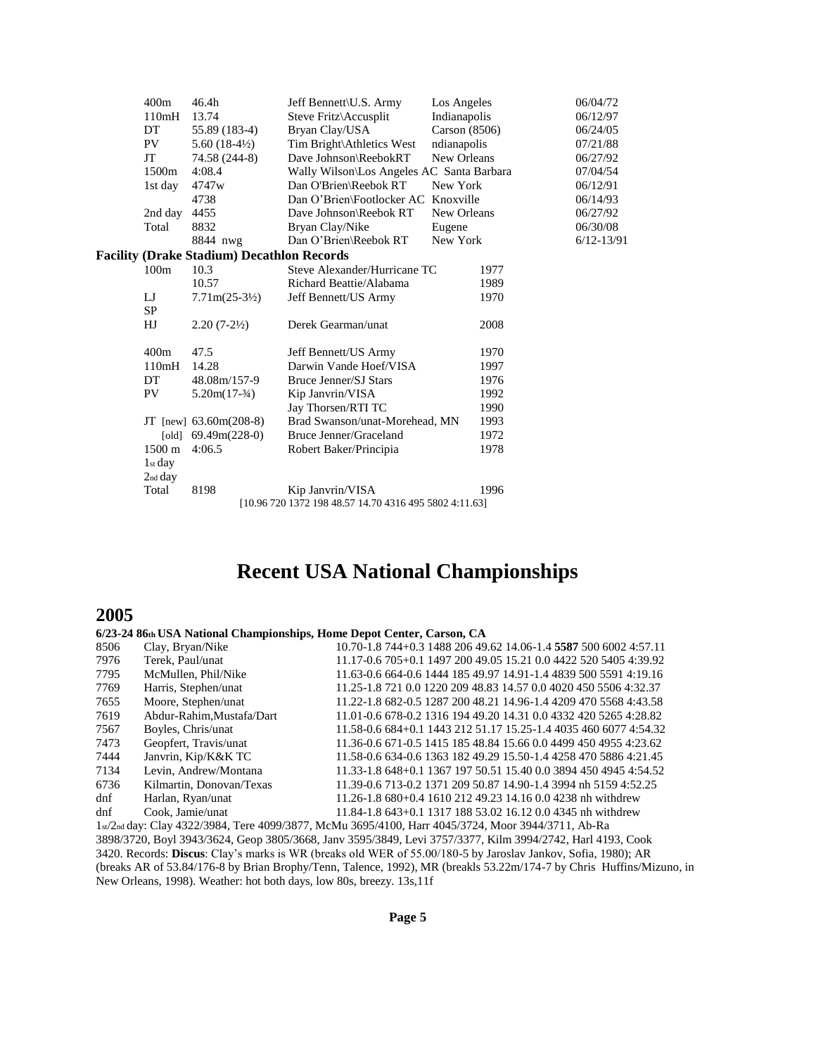| Event | Mark | Athlete | Place | Date |
|---|---|---|---|---|
| 400m | 46.4h | Jeff Bennett\U.S. Army | Los Angeles | 06/04/72 |
| 110mH | 13.74 | Steve Fritz\Accusplit | Indianapolis | 06/12/97 |
| DT | 55.89 (183-4) | Bryan Clay/USA | Carson (8506) | 06/24/05 |
| PV | 5.60 (18-4½) | Tim Bright\Athletics West | ndianapolis | 07/21/88 |
| JT | 74.58 (244-8) | Dave Johnson\ReebokRT | New Orleans | 06/27/92 |
| 1500m | 4:08.4 | Wally Wilson\Los Angeles AC | Santa Barbara | 07/04/54 |
| 1st day | 4747w | Dan O'Brien\Reebok RT | New York | 06/12/91 |
| | 4738 | Dan O'Brien\Footlocker AC | Knoxville | 06/14/93 |
| 2nd day | 4455 | Dave Johnson\Reebok RT | New Orleans | 06/27/92 |
| Total | 8832 | Bryan Clay/Nike | Eugene | 06/30/08 |
| | 8844 nwg | Dan O'Brien\Reebok RT | New York | 6/12-13/91 |

**Facility (Drake Stadium) Decathlon Records**

| Event | Mark | Athlete | Year |
|---|---|---|---|
| 100m | 10.3 | Steve Alexander/Hurricane TC | 1977 |
| | 10.57 | Richard Beattie/Alabama | 1989 |
| LJ | 7.71m(25-3½) | Jeff Bennett/US Army | 1970 |
| SP | | | |
| HJ | 2.20 (7-2½) | Derek Gearman/unat | 2008 |
| 400m | 47.5 | Jeff Bennett/US Army | 1970 |
| 110mH | 14.28 | Darwin Vande Hoef/VISA | 1997 |
| DT | 48.08m/157-9 | Bruce Jenner/SJ Stars | 1976 |
| PV | 5.20m(17-¾) | Kip Janvrin/VISA | 1992 |
| | | Jay Thorsen/RTI TC | 1990 |
| JT [new] | 63.60m(208-8) | Brad Swanson/unat-Morehead, MN | 1993 |
| [old] | 69.49m(228-0) | Bruce Jenner/Graceland | 1972 |
| 1500 m | 4:06.5 | Robert Baker/Principia | 1978 |
| 1st day | | | |
| 2nd day | | | |
| Total | 8198 | Kip Janvrin/VISA | 1996 |

[10.96 720 1372 198 48.57 14.70 4316 495 5802 4:11.63]

# Recent USA National Championships

## 2005

**6/23-24 86th USA National Championships, Home Depot Center, Carson, CA**

| | | |
|---|---|---|
| 8506 | Clay, Bryan/Nike | 10.70-1.8 744+0.3 1488 206 49.62 14.06-1.4 **5587** 500 6002 4:57.11 |
| 7976 | Terek, Paul/unat | 11.17-0.6 705+0.1 1497 200 49.05 15.21 0.0 4422 520 5405 4:39.92 |
| 7795 | McMullen, Phil/Nike | 11.63-0.6 664-0.6 1444 185 49.97 14.91-1.4 4839 500 5591 4:19.16 |
| 7769 | Harris, Stephen/unat | 11.25-1.8 721 0.0 1220 209 48.83 14.57 0.0 4020 450 5506 4:32.37 |
| 7655 | Moore, Stephen/unat | 11.22-1.8 682-0.5 1287 200 48.21 14.96-1.4 4209 470 5568 4:43.58 |
| 7619 | Abdur-Rahim,Mustafa/Dart | 11.01-0.6 678-0.2 1316 194 49.20 14.31 0.0 4332 420 5265 4:28.82 |
| 7567 | Boyles, Chris/unat | 11.58-0.6 684+0.1 1443 212 51.17 15.25-1.4 4035 460 6077 4:54.32 |
| 7473 | Geopfert, Travis/unat | 11.36-0.6 671-0.5 1415 185 48.84 15.66 0.0 4499 450 4955 4:23.62 |
| 7444 | Janvrin, Kip/K&K TC | 11.58-0.6 634-0.6 1363 182 49.29 15.50-1.4 4258 470 5886 4:21.45 |
| 7134 | Levin, Andrew/Montana | 11.33-1.8 648+0.1 1367 197 50.51 15.40 0.0 3894 450 4945 4:54.52 |
| 6736 | Kilmartin, Donovan/Texas | 11.39-0.6 713-0.2 1371 209 50.87 14.90-1.4 3994 nh 5159 4:52.25 |
| dnf | Harlan, Ryan/unat | 11.26-1.8 680+0.4 1610 212 49.23 14.16 0.0 4238 nh withdrew |
| dnf | Cook, Jamie/unat | 11.84-1.8 643+0.1 1317 188 53.02 16.12 0.0 4345 nh withdrew |

1st/2nd day: Clay 4322/3984, Tere 4099/3877, McMu 3695/4100, Harr 4045/3724, Moor 3944/3711, Ab-Ra 3898/3720, Boyl 3943/3624, Geop 3805/3668, Janv 3595/3849, Levi 3757/3377, Kilm 3994/2742, Harl 4193, Cook 3420. Records: **Discus**: Clay's marks is WR (breaks old WER of 55.00/180-5 by Jaroslav Jankov, Sofia, 1980); AR (breaks AR of 53.84/176-8 by Brian Brophy/Tenn, Talence, 1992), MR (breakls 53.22m/174-7 by Chris Huffins/Mizuno, in New Orleans, 1998). Weather: hot both days, low 80s, breezy. 13s,11f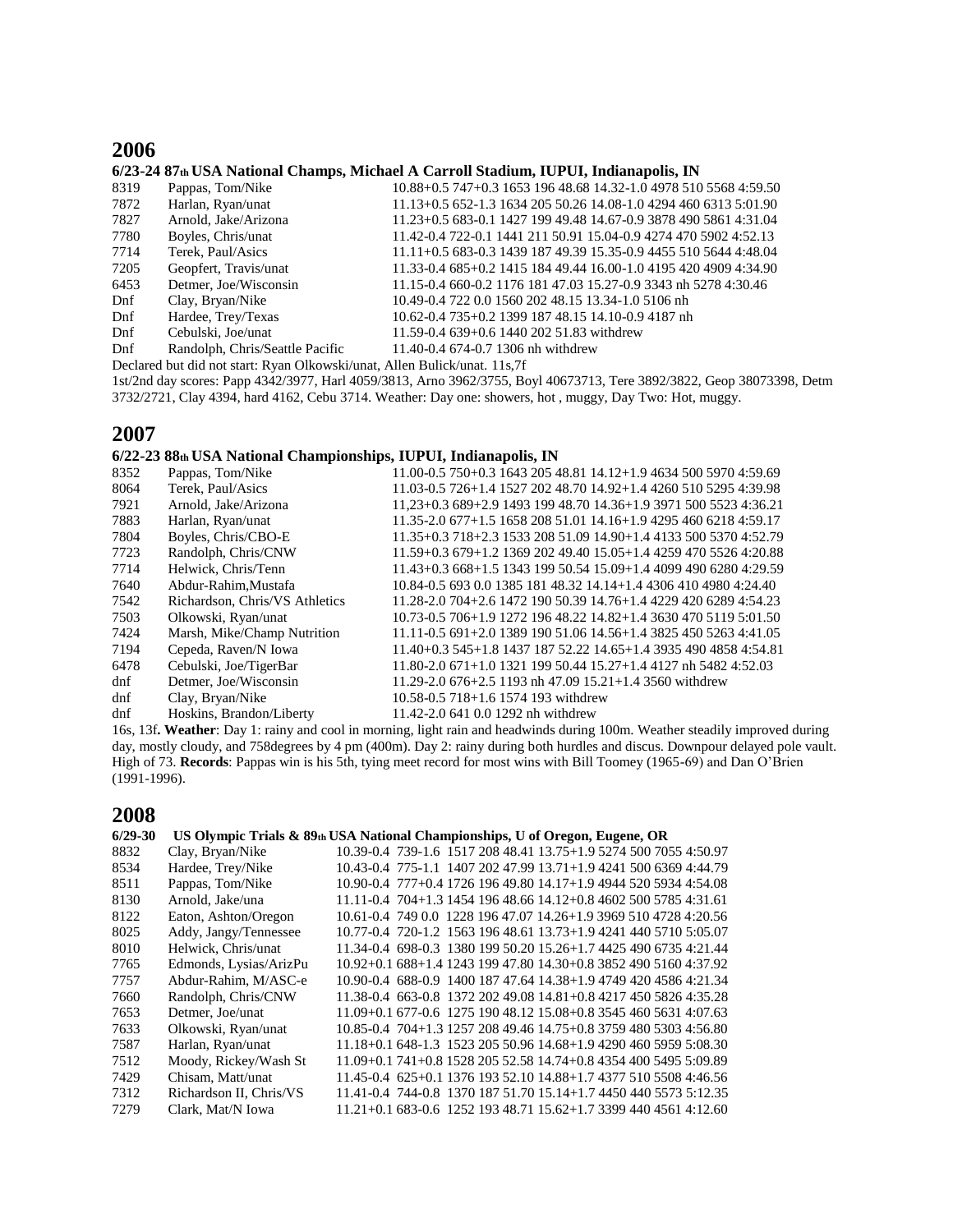# 2006

### 6/23-24 87th USA National Champs, Michael A Carroll Stadium, IUPUI, Indianapolis, IN

| | | |
|---|---|---|
| 8319 | Pappas, Tom/Nike | 10.88+0.5 747+0.3 1653 196 48.68 14.32-1.0 4978 510 5568 4:59.50 |
| 7872 | Harlan, Ryan/unat | 11.13+0.5 652-1.3 1634 205 50.26 14.08-1.0 4294 460 6313 5:01.90 |
| 7827 | Arnold, Jake/Arizona | 11.23+0.5 683-0.1 1427 199 49.48 14.67-0.9 3878 490 5861 4:31.04 |
| 7780 | Boyles, Chris/unat | 11.42-0.4 722-0.1 1441 211 50.91 15.04-0.9 4274 470 5902 4:52.13 |
| 7714 | Terek, Paul/Asics | 11.11+0.5 683-0.3 1439 187 49.39 15.35-0.9 4455 510 5644 4:48.04 |
| 7205 | Geopfert, Travis/unat | 11.33-0.4 685+0.2 1415 184 49.44 16.00-1.0 4195 420 4909 4:34.90 |
| 6453 | Detmer, Joe/Wisconsin | 11.15-0.4 660-0.2 1176 181 47.03 15.27-0.9 3343 nh 5278 4:30.46 |
| Dnf | Clay, Bryan/Nike | 10.49-0.4 722 0.0 1560 202 48.15 13.34-1.0 5106 nh |
| Dnf | Hardee, Trey/Texas | 10.62-0.4 735+0.2 1399 187 48.15 14.10-0.9 4187 nh |
| Dnf | Cebulski, Joe/unat | 11.59-0.4 639+0.6 1440 202 51.83 withdrew |
| Dnf | Randolph, Chris/Seattle Pacific | 11.40-0.4 674-0.7 1306 nh withdrew |

Declared but did not start: Ryan Olkowski/unat, Allen Bulick/unat. 11s,7f

1st/2nd day scores: Papp 4342/3977, Harl 4059/3813, Arno 3962/3755, Boyl 40673713, Tere 3892/3822, Geop 38073398, Detm 3732/2721, Clay 4394, hard 4162, Cebu 3714. Weather: Day one: showers, hot , muggy, Day Two: Hot, muggy.

# 2007

### 6/22-23 88th USA National Championships, IUPUI, Indianapolis, IN

| | | |
|---|---|---|
| 8352 | Pappas, Tom/Nike | 11.00-0.5 750+0.3 1643 205 48.81 14.12+1.9 4634 500 5970 4:59.69 |
| 8064 | Terek, Paul/Asics | 11.03-0.5 726+1.4 1527 202 48.70 14.92+1.4 4260 510 5295 4:39.98 |
| 7921 | Arnold, Jake/Arizona | 11,23+0.3 689+2.9 1493 199 48.70 14.36+1.9 3971 500 5523 4:36.21 |
| 7883 | Harlan, Ryan/unat | 11.35-2.0 677+1.5 1658 208 51.01 14.16+1.9 4295 460 6218 4:59.17 |
| 7804 | Boyles, Chris/CBO-E | 11.35+0.3 718+2.3 1533 208 51.09 14.90+1.4 4133 500 5370 4:52.79 |
| 7723 | Randolph, Chris/CNW | 11.59+0.3 679+1.2 1369 202 49.40 15.05+1.4 4259 470 5526 4:20.88 |
| 7714 | Helwick, Chris/Tenn | 11.43+0.3 668+1.5 1343 199 50.54 15.09+1.4 4099 490 6280 4:29.59 |
| 7640 | Abdur-Rahim,Mustafa | 10.84-0.5 693 0.0 1385 181 48.32 14.14+1.4 4306 410 4980 4:24.40 |
| 7542 | Richardson, Chris/VS Athletics | 11.28-2.0 704+2.6 1472 190 50.39 14.76+1.4 4229 420 6289 4:54.23 |
| 7503 | Olkowski, Ryan/unat | 10.73-0.5 706+1.9 1272 196 48.22 14.82+1.4 3630 470 5119 5:01.50 |
| 7424 | Marsh, Mike/Champ Nutrition | 11.11-0.5 691+2.0 1389 190 51.06 14.56+1.4 3825 450 5263 4:41.05 |
| 7194 | Cepeda, Raven/N Iowa | 11.40+0.3 545+1.8 1437 187 52.22 14.65+1.4 3935 490 4858 4:54.81 |
| 6478 | Cebulski, Joe/TigerBar | 11.80-2.0 671+1.0 1321 199 50.44 15.27+1.4 4127 nh 5482 4:52.03 |
| dnf | Detmer, Joe/Wisconsin | 11.29-2.0 676+2.5 1193 nh 47.09 15.21+1.4 3560 withdrew |
| dnf | Clay, Bryan/Nike | 10.58-0.5 718+1.6 1574 193 withdrew |
| dnf | Hoskins, Brandon/Liberty | 11.42-2.0 641 0.0 1292 nh withdrew |

16s, 13f**. Weather**: Day 1: rainy and cool in morning, light rain and headwinds during 100m. Weather steadily improved during day, mostly cloudy, and 758degrees by 4 pm (400m). Day 2: rainy during both hurdles and discus. Downpour delayed pole vault. High of 73. **Records**: Pappas win is his 5th, tying meet record for most wins with Bill Toomey (1965-69) and Dan O'Brien (1991-1996).

# 2008

### 6/29-30 US Olympic Trials & 89th USA National Championships, U of Oregon, Eugene, OR

| | | |
|---|---|---|
| 8832 | Clay, Bryan/Nike | 10.39-0.4 739-1.6 1517 208 48.41 13.75+1.9 5274 500 7055 4:50.97 |
| 8534 | Hardee, Trey/Nike | 10.43-0.4 775-1.1 1407 202 47.99 13.71+1.9 4241 500 6369 4:44.79 |
| 8511 | Pappas, Tom/Nike | 10.90-0.4 777+0.4 1726 196 49.80 14.17+1.9 4944 520 5934 4:54.08 |
| 8130 | Arnold, Jake/una | 11.11-0.4 704+1.3 1454 196 48.66 14.12+0.8 4602 500 5785 4:31.61 |
| 8122 | Eaton, Ashton/Oregon | 10.61-0.4 749 0.0 1228 196 47.07 14.26+1.9 3969 510 4728 4:20.56 |
| 8025 | Addy, Jangy/Tennessee | 10.77-0.4 720-1.2 1563 196 48.61 13.73+1.9 4241 440 5710 5:05.07 |
| 8010 | Helwick, Chris/unat | 11.34-0.4 698-0.3 1380 199 50.20 15.26+1.7 4425 490 6735 4:21.44 |
| 7765 | Edmonds, Lysias/ArizPu | 10.92+0.1 688+1.4 1243 199 47.80 14.30+0.8 3852 490 5160 4:37.92 |
| 7757 | Abdur-Rahim, M/ASC-e | 10.90-0.4 688-0.9 1400 187 47.64 14.38+1.9 4749 420 4586 4:21.34 |
| 7660 | Randolph, Chris/CNW | 11.38-0.4 663-0.8 1372 202 49.08 14.81+0.8 4217 450 5826 4:35.28 |
| 7653 | Detmer, Joe/unat | 11.09+0.1 677-0.6 1275 190 48.12 15.08+0.8 3545 460 5631 4:07.63 |
| 7633 | Olkowski, Ryan/unat | 10.85-0.4 704+1.3 1257 208 49.46 14.75+0.8 3759 480 5303 4:56.80 |
| 7587 | Harlan, Ryan/unat | 11.18+0.1 648-1.3 1523 205 50.96 14.68+1.9 4290 460 5959 5:08.30 |
| 7512 | Moody, Rickey/Wash St | 11.09+0.1 741+0.8 1528 205 52.58 14.74+0.8 4354 400 5495 5:09.89 |
| 7429 | Chisam, Matt/unat | 11.45-0.4 625+0.1 1376 193 52.10 14.88+1.7 4377 510 5508 4:46.56 |
| 7312 | Richardson II, Chris/VS | 11.41-0.4 744-0.8 1370 187 51.70 15.14+1.7 4450 440 5573 5:12.35 |
| 7279 | Clark, Mat/N Iowa | 11.21+0.1 683-0.6 1252 193 48.71 15.62+1.7 3399 440 4561 4:12.60 |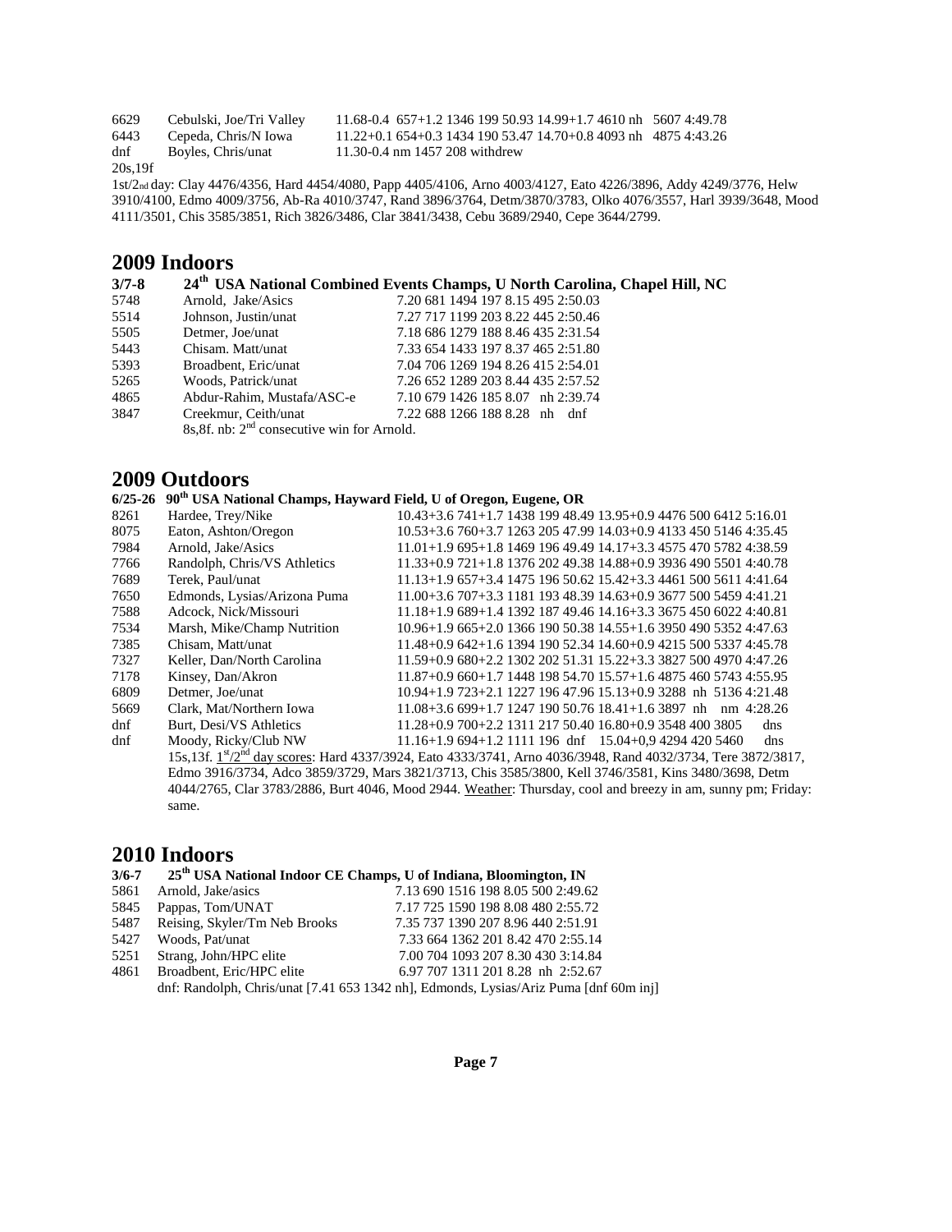6629 Cebulski, Joe/Tri Valley 11.68-0.4 657+1.2 1346 199 50.93 14.99+1.7 4610 nh 5607 4:49.78
6443 Cepeda, Chris/N Iowa 11.22+0.1 654+0.3 1434 190 53.47 14.70+0.8 4093 nh 4875 4:43.26
dnf Boyles, Chris/unat 11.30-0.4 nm 1457 208 withdrew

20s,19f

1st/2nd day: Clay 4476/4356, Hard 4454/4080, Papp 4405/4106, Arno 4003/4127, Eato 4226/3896, Addy 4249/3776, Helw 3910/4100, Edmo 4009/3756, Ab-Ra 4010/3747, Rand 3896/3764, Detm/3870/3783, Olko 4076/3557, Harl 3939/3648, Mood 4111/3501, Chis 3585/3851, Rich 3826/3486, Clar 3841/3438, Cebu 3689/2940, Cepe 3644/2799.

## 2009 Indoors

### 3/7-8 24th USA National Combined Events Champs, U North Carolina, Chapel Hill, NC

5748 Arnold, Jake/Asics 7.20 681 1494 197 8.15 495 2:50.03
5514 Johnson, Justin/unat 7.27 717 1199 203 8.22 445 2:50.46
5505 Detmer, Joe/unat 7.18 686 1279 188 8.46 435 2:31.54
5443 Chisam. Matt/unat 7.33 654 1433 197 8.37 465 2:51.80
5393 Broadbent, Eric/unat 7.04 706 1269 194 8.26 415 2:54.01
5265 Woods, Patrick/unat 7.26 652 1289 203 8.44 435 2:57.52
4865 Abdur-Rahim, Mustafa/ASC-e 7.10 679 1426 185 8.07 nh 2:39.74
3847 Creekmur, Ceith/unat 7.22 688 1266 188 8.28 nh dnf

8s,8f. nb: 2nd consecutive win for Arnold.

## 2009 Outdoors

### 6/25-26 90th USA National Champs, Hayward Field, U of Oregon, Eugene, OR

8261 Hardee, Trey/Nike 10.43+3.6 741+1.7 1438 199 48.49 13.95+0.9 4476 500 6412 5:16.01
8075 Eaton, Ashton/Oregon 10.53+3.6 760+3.7 1263 205 47.99 14.03+0.9 4133 450 5146 4:35.45
7984 Arnold, Jake/Asics 11.01+1.9 695+1.8 1469 196 49.49 14.17+3.3 4575 470 5782 4:38.59
7766 Randolph, Chris/VS Athletics 11.33+0.9 721+1.8 1376 202 49.38 14.88+0.9 3936 490 5501 4:40.78
7689 Terek, Paul/unat 11.13+1.9 657+3.4 1475 196 50.62 15.42+3.3 4461 500 5611 4:41.64
7650 Edmonds, Lysias/Arizona Puma 11.00+3.6 707+3.3 1181 193 48.39 14.63+0.9 3677 500 5459 4:41.21
7588 Adcock, Nick/Missouri 11.18+1.9 689+1.4 1392 187 49.46 14.16+3.3 3675 450 6022 4:40.81
7534 Marsh, Mike/Champ Nutrition 10.96+1.9 665+2.0 1366 190 50.38 14.55+1.6 3950 490 5352 4:47.63
7385 Chisam, Matt/unat 11.48+0.9 642+1.6 1394 190 52.34 14.60+0.9 4215 500 5337 4:45.78
7327 Keller, Dan/North Carolina 11.59+0.9 680+2.2 1302 202 51.31 15.22+3.3 3827 500 4970 4:47.26
7178 Kinsey, Dan/Akron 11.87+0.9 660+1.7 1448 198 54.70 15.57+1.6 4875 460 5743 4:55.95
6809 Detmer, Joe/unat 10.94+1.9 723+2.1 1227 196 47.96 15.13+0.9 3288 nh 5136 4:21.48
5669 Clark, Mat/Northern Iowa 11.08+3.6 699+1.7 1247 190 50.76 18.41+1.6 3897 nh nm 4:28.26
dnf Burt, Desi/VS Athletics 11.28+0.9 700+2.2 1311 217 50.40 16.80+0.9 3548 400 3805 dns
dnf Moody, Ricky/Club NW 11.16+1.9 694+1.2 1111 196 dnf 15.04+0,9 4294 420 5460 dns

15s,13f. 1st/2nd day scores: Hard 4337/3924, Eato 4333/3741, Arno 4036/3948, Rand 4032/3734, Tere 3872/3817, Edmo 3916/3734, Adco 3859/3729, Mars 3821/3713, Chis 3585/3800, Kell 3746/3581, Kins 3480/3698, Detm 4044/2765, Clar 3783/2886, Burt 4046, Mood 2944. Weather: Thursday, cool and breezy in am, sunny pm; Friday: same.

## 2010 Indoors

### 3/6-7 25th USA National Indoor CE Champs, U of Indiana, Bloomington, IN

5861 Arnold, Jake/asics 7.13 690 1516 198 8.05 500 2:49.62
5845 Pappas, Tom/UNAT 7.17 725 1590 198 8.08 480 2:55.72
5487 Reising, Skyler/Tm Neb Brooks 7.35 737 1390 207 8.96 440 2:51.91
5427 Woods, Pat/unat 7.33 664 1362 201 8.42 470 2:55.14
5251 Strang, John/HPC elite 7.00 704 1093 207 8.30 430 3:14.84
4861 Broadbent, Eric/HPC elite 6.97 707 1311 201 8.28 nh 2:52.67

dnf: Randolph, Chris/unat [7.41 653 1342 nh], Edmonds, Lysias/Ariz Puma [dnf 60m inj]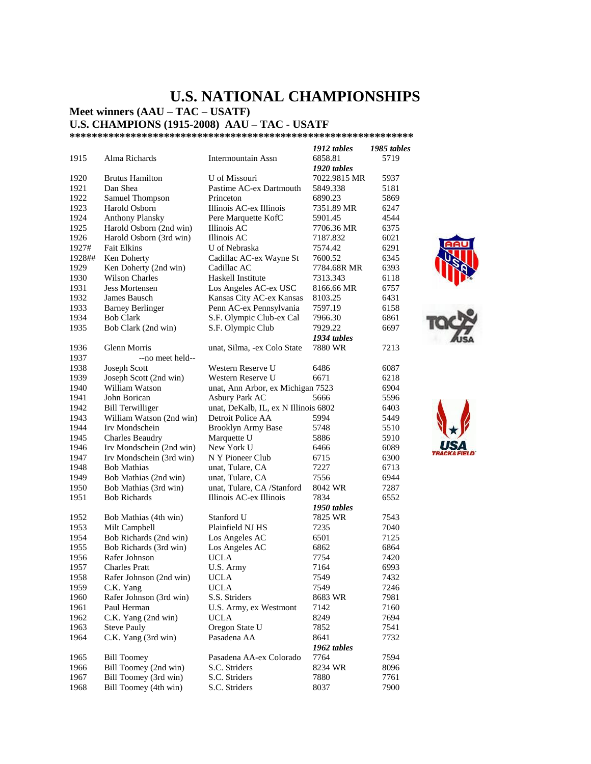# U.S. NATIONAL CHAMPIONSHIPS

## Meet winners (AAU – TAC – USATF)

## U.S. CHAMPIONS (1915-2008) AAU – TAC - USATF

**\*\*\*\*\*\*\*\*\*\*\*\*\*\*\*\*\*\*\*\*\*\*\*\*\*\*\*\*\*\*\*\*\*\*\*\*\*\*\*\*\*\*\*\*\*\*\*\*\*\*\*\*\*\*\*\*\*\*\*\*\*\*\*\***

| Year | Name | Affiliation | *1912 tables* | *1985 tables* |
|---|---|---|---|---|
| 1915 | Alma Richards | Intermountain Assn | 6858.81 | 5719 |
| | | | ***1920 tables*** | |
| 1920 | Brutus Hamilton | U of Missouri | 7022.9815 MR | 5937 |
| 1921 | Dan Shea | Pastime AC-ex Dartmouth | 5849.338 | 5181 |
| 1922 | Samuel Thompson | Princeton | 6890.23 | 5869 |
| 1923 | Harold Osborn | Illinois AC-ex Illinois | 7351.89 MR | 6247 |
| 1924 | Anthony Plansky | Pere Marquette KofC | 5901.45 | 4544 |
| 1925 | Harold Osborn (2nd win) | Illinois AC | 7706.36 MR | 6375 |
| 1926 | Harold Osborn (3rd win) | Illinois AC | 7187.832 | 6021 |
| 1927# | Fait Elkins | U of Nebraska | 7574.42 | 6291 |
| 1928## | Ken Doherty | Cadillac AC-ex Wayne St | 7600.52 | 6345 |
| 1929 | Ken Doherty (2nd win) | Cadillac AC | 7784.68R MR | 6393 |
| 1930 | Wilson Charles | Haskell Institute | 7313.343 | 6118 |
| 1931 | Jess Mortensen | Los Angeles AC-ex USC | 8166.66 MR | 6757 |
| 1932 | James Bausch | Kansas City AC-ex Kansas | 8103.25 | 6431 |
| 1933 | Barney Berlinger | Penn AC-ex Pennsylvania | 7597.19 | 6158 |
| 1934 | Bob Clark | S.F. Olympic Club-ex Cal | 7966.30 | 6861 |
| 1935 | Bob Clark (2nd win) | S.F. Olympic Club | 7929.22 | 6697 |
| | | | ***1934 tables*** | |
| 1936 | Glenn Morris | unat, Silma, -ex Colo State | 7880 WR | 7213 |
| 1937 | --no meet held-- | | | |
| 1938 | Joseph Scott | Western Reserve U | 6486 | 6087 |
| 1939 | Joseph Scott (2nd win) | Western Reserve U | 6671 | 6218 |
| 1940 | William Watson | unat, Ann Arbor, ex Michigan | 7523 | 6904 |
| 1941 | John Borican | Asbury Park AC | 5666 | 5596 |
| 1942 | Bill Terwilliger | unat, DeKalb, IL, ex N Illinois | 6802 | 6403 |
| 1943 | William Watson (2nd win) | Detroit Police AA | 5994 | 5449 |
| 1944 | Irv Mondschein | Brooklyn Army Base | 5748 | 5510 |
| 1945 | Charles Beaudry | Marquette U | 5886 | 5910 |
| 1946 | Irv Mondschein (2nd win) | New York U | 6466 | 6089 |
| 1947 | Irv Mondschein (3rd win) | N Y Pioneer Club | 6715 | 6300 |
| 1948 | Bob Mathias | unat, Tulare, CA | 7227 | 6713 |
| 1949 | Bob Mathias (2nd win) | unat, Tulare, CA | 7556 | 6944 |
| 1950 | Bob Mathias (3rd win) | unat, Tulare, CA /Stanford | 8042 WR | 7287 |
| 1951 | Bob Richards | Illinois AC-ex Illinois | 7834 | 6552 |
| | | | ***1950 tables*** | |
| 1952 | Bob Mathias (4th win) | Stanford U | 7825 WR | 7543 |
| 1953 | Milt Campbell | Plainfield NJ HS | 7235 | 7040 |
| 1954 | Bob Richards (2nd win) | Los Angeles AC | 6501 | 7125 |
| 1955 | Bob Richards (3rd win) | Los Angeles AC | 6862 | 6864 |
| 1956 | Rafer Johnson | UCLA | 7754 | 7420 |
| 1957 | Charles Pratt | U.S. Army | 7164 | 6993 |
| 1958 | Rafer Johnson (2nd win) | UCLA | 7549 | 7432 |
| 1959 | C.K. Yang | UCLA | 7549 | 7246 |
| 1960 | Rafer Johnson (3rd win) | S.S. Striders | 8683 WR | 7981 |
| 1961 | Paul Herman | U.S. Army, ex Westmont | 7142 | 7160 |
| 1962 | C.K. Yang (2nd win) | UCLA | 8249 | 7694 |
| 1963 | Steve Pauly | Oregon State U | 7852 | 7541 |
| 1964 | C.K. Yang (3rd win) | Pasadena AA | 8641 | 7732 |
| | | | ***1962 tables*** | |
| 1965 | Bill Toomey | Pasadena AA-ex Colorado | 7764 | 7594 |
| 1966 | Bill Toomey (2nd win) | S.C. Striders | 8234 WR | 8096 |
| 1967 | Bill Toomey (3rd win) | S.C. Striders | 7880 | 7761 |
| 1968 | Bill Toomey (4th win) | S.C. Striders | 8037 | 7900 |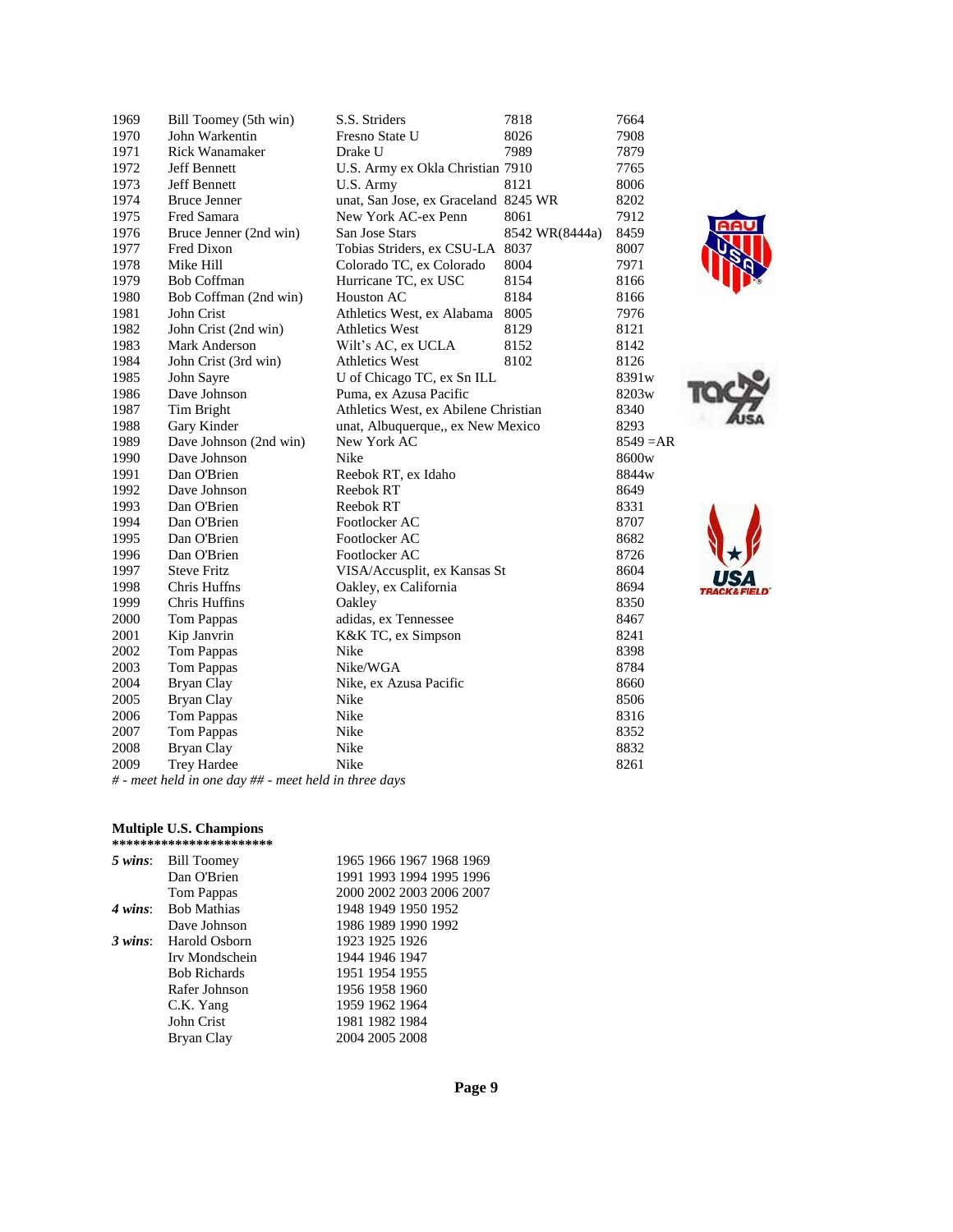| | | | | |
|---|---|---|---|---|
| 1969 | Bill Toomey (5th win) | S.S. Striders | 7818 | 7664 |
| 1970 | John Warkentin | Fresno State U | 8026 | 7908 |
| 1971 | Rick Wanamaker | Drake U | 7989 | 7879 |
| 1972 | Jeff Bennett | U.S. Army ex Okla Christian | 7910 | 7765 |
| 1973 | Jeff Bennett | U.S. Army | 8121 | 8006 |
| 1974 | Bruce Jenner | unat, San Jose, ex Graceland | 8245 WR | 8202 |
| 1975 | Fred Samara | New York AC-ex Penn | 8061 | 7912 |
| 1976 | Bruce Jenner (2nd win) | San Jose Stars | 8542 WR(8444a) | 8459 |
| 1977 | Fred Dixon | Tobias Striders, ex CSU-LA | 8037 | 8007 |
| 1978 | Mike Hill | Colorado TC, ex Colorado | 8004 | 7971 |
| 1979 | Bob Coffman | Hurricane TC, ex USC | 8154 | 8166 |
| 1980 | Bob Coffman (2nd win) | Houston AC | 8184 | 8166 |
| 1981 | John Crist | Athletics West, ex Alabama | 8005 | 7976 |
| 1982 | John Crist (2nd win) | Athletics West | 8129 | 8121 |
| 1983 | Mark Anderson | Wilt's AC, ex UCLA | 8152 | 8142 |
| 1984 | John Crist (3rd win) | Athletics West | 8102 | 8126 |
| 1985 | John Sayre | U of Chicago TC, ex Sn ILL | | 8391w |
| 1986 | Dave Johnson | Puma, ex Azusa Pacific | | 8203w |
| 1987 | Tim Bright | Athletics West, ex Abilene Christian | | 8340 |
| 1988 | Gary Kinder | unat, Albuquerque,, ex New Mexico | | 8293 |
| 1989 | Dave Johnson (2nd win) | New York AC | | 8549 =AR |
| 1990 | Dave Johnson | Nike | | 8600w |
| 1991 | Dan O'Brien | Reebok RT, ex Idaho | | 8844w |
| 1992 | Dave Johnson | Reebok RT | | 8649 |
| 1993 | Dan O'Brien | Reebok RT | | 8331 |
| 1994 | Dan O'Brien | Footlocker AC | | 8707 |
| 1995 | Dan O'Brien | Footlocker AC | | 8682 |
| 1996 | Dan O'Brien | Footlocker AC | | 8726 |
| 1997 | Steve Fritz | VISA/Accusplit, ex Kansas St | | 8604 |
| 1998 | Chris Huffns | Oakley, ex California | | 8694 |
| 1999 | Chris Huffins | Oakley | | 8350 |
| 2000 | Tom Pappas | adidas, ex Tennessee | | 8467 |
| 2001 | Kip Janvrin | K&K TC, ex Simpson | | 8241 |
| 2002 | Tom Pappas | Nike | | 8398 |
| 2003 | Tom Pappas | Nike/WGA | | 8784 |
| 2004 | Bryan Clay | Nike, ex Azusa Pacific | | 8660 |
| 2005 | Bryan Clay | Nike | | 8506 |
| 2006 | Tom Pappas | Nike | | 8316 |
| 2007 | Tom Pappas | Nike | | 8352 |
| 2008 | Bryan Clay | Nike | | 8832 |
| 2009 | Trey Hardee | Nike | | 8261 |

*# - meet held in one day ## - meet held in three days*

**Multiple U.S. Champions**
**************************

| | | |
|---|---|---|
| ***5 wins*:** | Bill Toomey | 1965 1966 1967 1968 1969 |
| | Dan O'Brien | 1991 1993 1994 1995 1996 |
| | Tom Pappas | 2000 2002 2003 2006 2007 |
| ***4 wins*:** | Bob Mathias | 1948 1949 1950 1952 |
| | Dave Johnson | 1986 1989 1990 1992 |
| ***3 wins*:** | Harold Osborn | 1923 1925 1926 |
| | Irv Mondschein | 1944 1946 1947 |
| | Bob Richards | 1951 1954 1955 |
| | Rafer Johnson | 1956 1958 1960 |
| | C.K. Yang | 1959 1962 1964 |
| | John Crist | 1981 1982 1984 |
| | Bryan Clay | 2004 2005 2008 |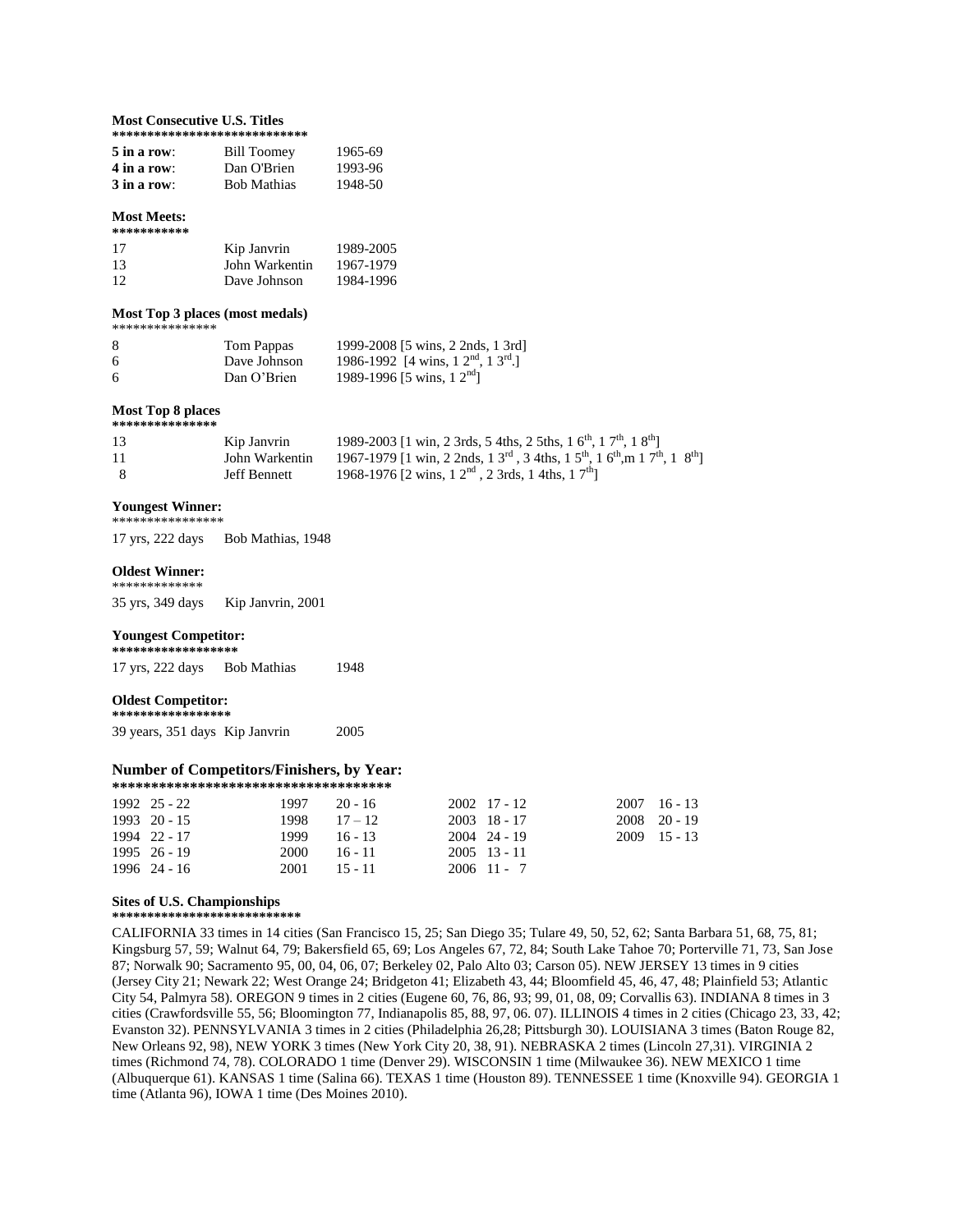**Most Consecutive U.S. Titles**
***************************

| | | |
|---|---|---|
| **5 in a row**: | Bill Toomey | 1965-69 |
| **4 in a row**: | Dan O'Brien | 1993-96 |
| **3 in a row**: | Bob Mathias | 1948-50 |

**Most Meets:**
***********

| | | |
|---|---|---|
| 17 | Kip Janvrin | 1989-2005 |
| 13 | John Warkentin | 1967-1979 |
| 12 | Dave Johnson | 1984-1996 |

**Most Top 3 places (most medals)**
***************

| | | |
|---|---|---|
| 8 | Tom Pappas | 1999-2008 [5 wins, 2 2nds, 1 3rd] |
| 6 | Dave Johnson | 1986-1992 [4 wins, 1 2nd, 1 3rd.] |
| 6 | Dan O'Brien | 1989-1996 [5 wins, 1 2nd] |

**Most Top 8 places**
***************

| | | |
|---|---|---|
| 13 | Kip Janvrin | 1989-2003 [1 win, 2 3rds, 5 4ths, 2 5ths, 1 6th, 1 7th, 1 8th] |
| 11 | John Warkentin | 1967-1979 [1 win, 2 2nds, 1 3rd, 3 4ths, 1 5th, 1 6th,m 1 7th, 1 8th] |
| 8 | Jeff Bennett | 1968-1976 [2 wins, 1 2nd, 2 3rds, 1 4ths, 1 7th] |

**Youngest Winner:**
****************

17 yrs, 222 days Bob Mathias, 1948

**Oldest Winner:**
*************

35 yrs, 349 days Kip Janvrin, 2001

**Youngest Competitor:**
*****************

17 yrs, 222 days Bob Mathias 1948

**Oldest Competitor:**
*****************

39 years, 351 days Kip Janvrin 2005

**Number of Competitors/Finishers, by Year:**
************************************

| | | | | | | | |
|---|---|---|---|---|---|---|---|
| 1992 | 25 - 22 | 1997 | 20 - 16 | 2002 | 17 - 12 | 2007 | 16 - 13 |
| 1993 | 20 - 15 | 1998 | 17 – 12 | 2003 | 18 - 17 | 2008 | 20 - 19 |
| 1994 | 22 - 17 | 1999 | 16 - 13 | 2004 | 24 - 19 | 2009 | 15 - 13 |
| 1995 | 26 - 19 | 2000 | 16 - 11 | 2005 | 13 - 11 | | |
| 1996 | 24 - 16 | 2001 | 15 - 11 | 2006 | 11 - 7 | | |

**Sites of U.S. Championships**
***************************

CALIFORNIA 33 times in 14 cities (San Francisco 15, 25; San Diego 35; Tulare 49, 50, 52, 62; Santa Barbara 51, 68, 75, 81; Kingsburg 57, 59; Walnut 64, 79; Bakersfield 65, 69; Los Angeles 67, 72, 84; South Lake Tahoe 70; Porterville 71, 73, San Jose 87; Norwalk 90; Sacramento 95, 00, 04, 06, 07; Berkeley 02, Palo Alto 03; Carson 05). NEW JERSEY 13 times in 9 cities (Jersey City 21; Newark 22; West Orange 24; Bridgeton 41; Elizabeth 43, 44; Bloomfield 45, 46, 47, 48; Plainfield 53; Atlantic City 54, Palmyra 58). OREGON 9 times in 2 cities (Eugene 60, 76, 86, 93; 99, 01, 08, 09; Corvallis 63). INDIANA 8 times in 3 cities (Crawfordsville 55, 56; Bloomington 77, Indianapolis 85, 88, 97, 06. 07). ILLINOIS 4 times in 2 cities (Chicago 23, 33, 42; Evanston 32). PENNSYLVANIA 3 times in 2 cities (Philadelphia 26,28; Pittsburgh 30). LOUISIANA 3 times (Baton Rouge 82, New Orleans 92, 98), NEW YORK 3 times (New York City 20, 38, 91). NEBRASKA 2 times (Lincoln 27,31). VIRGINIA 2 times (Richmond 74, 78). COLORADO 1 time (Denver 29). WISCONSIN 1 time (Milwaukee 36). NEW MEXICO 1 time (Albuquerque 61). KANSAS 1 time (Salina 66). TEXAS 1 time (Houston 89). TENNESSEE 1 time (Knoxville 94). GEORGIA 1 time (Atlanta 96), IOWA 1 time (Des Moines 2010).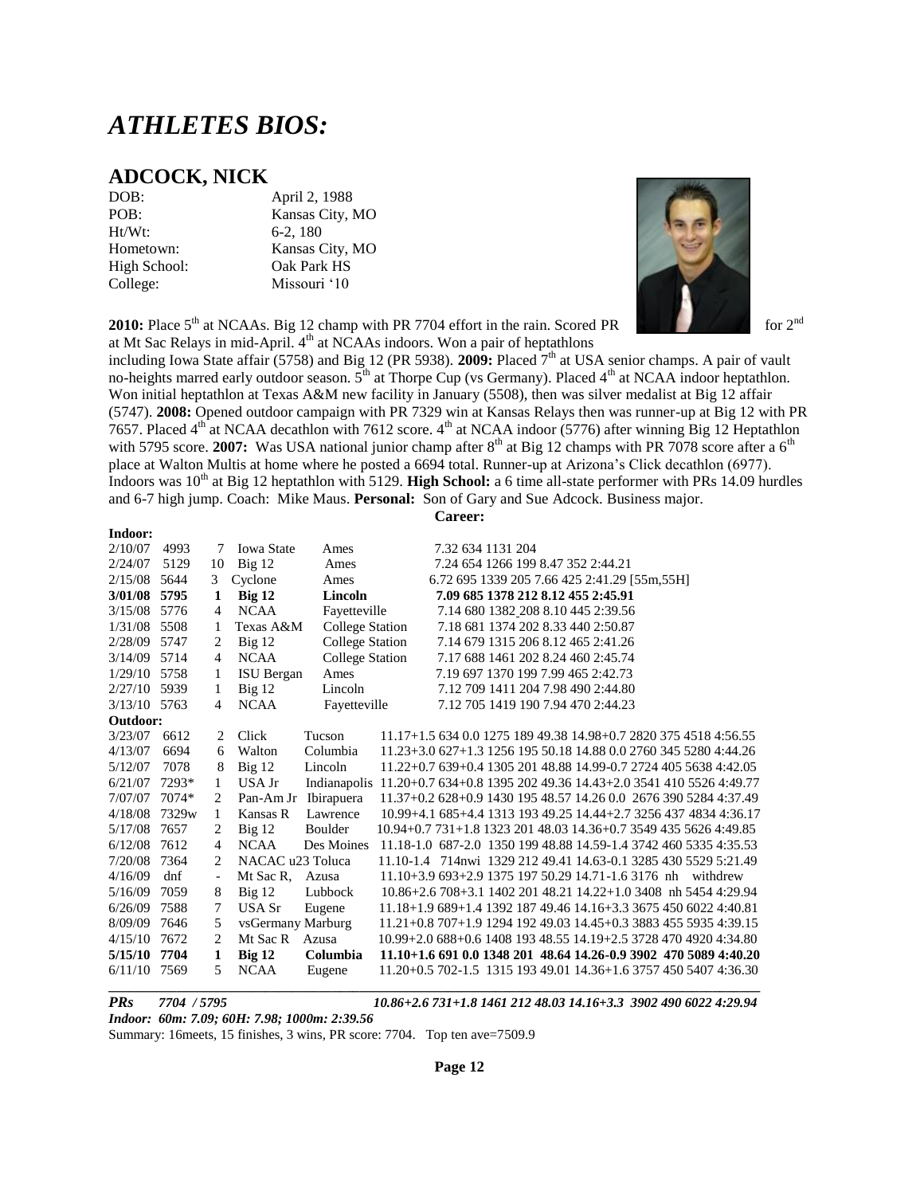# *ATHLETES BIOS:*

## ADCOCK, NICK

| | |
|---|---|
| DOB: | April 2, 1988 |
| POB: | Kansas City, MO |
| Ht/Wt: | 6-2, 180 |
| Hometown: | Kansas City, MO |
| High School: | Oak Park HS |
| College: | Missouri '10 |

**2010:** Place 5th at NCAAs. Big 12 champ with PR 7704 effort in the rain. Scored PR for 2nd at Mt Sac Relays in mid-April. 4th at NCAAs indoors. Won a pair of heptathlons including Iowa State affair (5758) and Big 12 (PR 5938). **2009:** Placed 7th at USA senior champs. A pair of vault no-heights marred early outdoor season. 5th at Thorpe Cup (vs Germany). Placed 4th at NCAA indoor heptathlon. Won initial heptathlon at Texas A&M new facility in January (5508), then was silver medalist at Big 12 affair (5747). **2008:** Opened outdoor campaign with PR 7329 win at Kansas Relays then was runner-up at Big 12 with PR 7657. Placed 4th at NCAA decathlon with 7612 score. 4th at NCAA indoor (5776) after winning Big 12 Heptathlon with 5795 score. **2007:** Was USA national junior champ after 8th at Big 12 champs with PR 7078 score after a 6th place at Walton Multis at home where he posted a 6694 total. Runner-up at Arizona's Click decathlon (6977). Indoors was 10th at Big 12 heptathlon with 5129. **High School:** a 6 time all-state performer with PRs 14.09 hurdles and 6-7 high jump. Coach: Mike Maus. **Personal:** Son of Gary and Sue Adcock. Business major.

**Career:**

**Indoor:**

| Date | Score | Pl | Meet | Site | Marks |
|---|---|---|---|---|---|
| 2/10/07 | 4993 | 7 | Iowa State | Ames | 7.32 634 1131 204 |
| 2/24/07 | 5129 | 10 | Big 12 | Ames | 7.24 654 1266 199 8.47 352 2:44.21 |
| 2/15/08 | 5644 | 3 | Cyclone | Ames | 6.72 695 1339 205 7.66 425 2:41.29 [55m,55H] |
| **3/01/08** | **5795** | **1** | **Big 12** | **Lincoln** | **7.09 685 1378 212 8.12 455 2:45.91** |
| 3/15/08 | 5776 | 4 | NCAA | Fayetteville | 7.14 680 1382 208 8.10 445 2:39.56 |
| 1/31/08 | 5508 | 1 | Texas A&M | College Station | 7.18 681 1374 202 8.33 440 2:50.87 |
| 2/28/09 | 5747 | 2 | Big 12 | College Station | 7.14 679 1315 206 8.12 465 2:41.26 |
| 3/14/09 | 5714 | 4 | NCAA | College Station | 7.17 688 1461 202 8.24 460 2:45.74 |
| 1/29/10 | 5758 | 1 | ISU Bergan | Ames | 7.19 697 1370 199 7.99 465 2:42.73 |
| 2/27/10 | 5939 | 1 | Big 12 | Lincoln | 7.12 709 1411 204 7.98 490 2:44.80 |
| 3/13/10 | 5763 | 4 | NCAA | Fayetteville | 7.12 705 1419 190 7.94 470 2:44.23 |

**Outdoor:**

| Date | Score | Pl | Meet | Site | Marks |
|---|---|---|---|---|---|
| 3/23/07 | 6612 | 2 | Click | Tucson | 11.17+1.5 634 0.0 1275 189 49.38 14.98+0.7 2820 375 4518 4:56.55 |
| 4/13/07 | 6694 | 6 | Walton | Columbia | 11.23+3.0 627+1.3 1256 195 50.18 14.88 0.0 2760 345 5280 4:44.26 |
| 5/12/07 | 7078 | 8 | Big 12 | Lincoln | 11.22+0.7 639+0.4 1305 201 48.88 14.99-0.7 2724 405 5638 4:42.05 |
| 6/21/07 | 7293* | 1 | USA Jr | Indianapolis | 11.20+0.7 634+0.8 1395 202 49.36 14.43+2.0 3541 410 5526 4:49.77 |
| 7/07/07 | 7074* | 2 | Pan-Am Jr | Ibirapuera | 11.37+0.2 628+0.9 1430 195 48.57 14.26 0.0 2676 390 5284 4:37.49 |
| 4/18/08 | 7329w | 1 | Kansas R | Lawrence | 10.99+4.1 685+4.4 1313 193 49.25 14.44+2.7 3256 437 4834 4:36.17 |
| 5/17/08 | 7657 | 2 | Big 12 | Boulder | 10.94+0.7 731+1.8 1323 201 48.03 14.36+0.7 3549 435 5626 4:49.85 |
| 6/12/08 | 7612 | 4 | NCAA | Des Moines | 11.18-1.0 687-2.0 1350 199 48.88 14.59-1.4 3742 460 5335 4:35.53 |
| 7/20/08 | 7364 | 2 | NACAC u23 | Toluca | 11.10-1.4 714nwi 1329 212 49.41 14.63-0.1 3285 430 5529 5:21.49 |
| 4/16/09 | dnf | - | Mt Sac R, | Azusa | 11.10+3.9 693+2.9 1375 197 50.29 14.71-1.6 3176 nh withdrew |
| 5/16/09 | 7059 | 8 | Big 12 | Lubbock | 10.86+2.6 708+3.1 1402 201 48.21 14.22+1.0 3408 nh 5454 4:29.94 |
| 6/26/09 | 7588 | 7 | USA Sr | Eugene | 11.18+1.9 689+1.4 1392 187 49.46 14.16+3.3 3675 450 6022 4:40.81 |
| 8/09/09 | 7646 | 5 | vsGermany | Marburg | 11.21+0.8 707+1.9 1294 192 49.03 14.45+0.3 3883 455 5935 4:39.15 |
| 4/15/10 | 7672 | 2 | Mt Sac R | Azusa | 10.99+2.0 688+0.6 1408 193 48.55 14.19+2.5 3728 470 4920 4:34.80 |
| **5/15/10** | **7704** | **1** | **Big 12** | **Columbia** | **11.10+1.6 691 0.0 1348 201 48.64 14.26-0.9 3902 470 5089 4:40.20** |
| 6/11/10 | 7569 | 5 | NCAA | Eugene | 11.20+0.5 702-1.5 1315 193 49.01 14.36+1.6 3757 450 5407 4:36.30 |

***PRs 7704 / 5795*** ***10.86+2.6 731+1.8 1461 212 48.03 14.16+3.3 3902 490 6022 4:29.94***

***Indoor: 60m: 7.09; 60H: 7.98; 1000m: 2:39.56***

Summary: 16meets, 15 finishes, 3 wins, PR score: 7704. Top ten ave=7509.9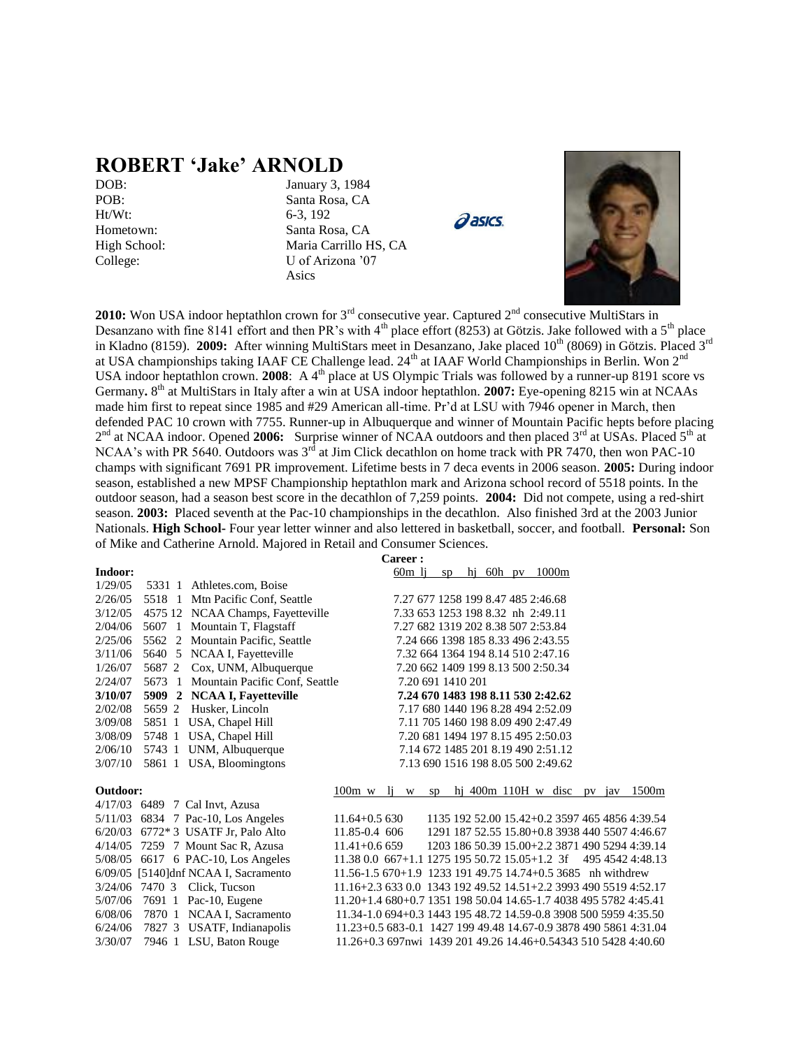# ROBERT 'Jake' ARNOLD

| | |
|---|---|
| DOB: | January 3, 1984 |
| POB: | Santa Rosa, CA |
| Ht/Wt: | 6-3, 192 |
| Hometown: | Santa Rosa, CA |
| High School: | Maria Carrillo HS, CA |
| College: | U of Arizona '07 |
| | Asics |

asics

**2010:** Won USA indoor heptathlon crown for 3rd consecutive year. Captured 2nd consecutive MultiStars in Desanzano with fine 8141 effort and then PR's with 4th place effort (8253) at Götzis. Jake followed with a 5th place in Kladno (8159). **2009:** After winning MultiStars meet in Desanzano, Jake placed 10th (8069) in Götzis. Placed 3rd at USA championships taking IAAF CE Challenge lead. 24th at IAAF World Championships in Berlin. Won 2nd USA indoor heptathlon crown. **2008**: A 4th place at US Olympic Trials was followed by a runner-up 8191 score vs Germany**.** 8th at MultiStars in Italy after a win at USA indoor heptathlon. **2007:** Eye-opening 8215 win at NCAAs made him first to repeat since 1985 and #29 American all-time. Pr'd at LSU with 7946 opener in March, then defended PAC 10 crown with 7755. Runner-up in Albuquerque and winner of Mountain Pacific hepts before placing 2nd at NCAA indoor. Opened **2006:** Surprise winner of NCAA outdoors and then placed 3rd at USAs. Placed 5th at NCAA's with PR 5640. Outdoors was 3rd at Jim Click decathlon on home track with PR 7470, then won PAC-10 champs with significant 7691 PR improvement. Lifetime bests in 7 deca events in 2006 season. **2005:** During indoor season, established a new MPSF Championship heptathlon mark and Arizona school record of 5518 points. In the outdoor season, had a season best score in the decathlon of 7,259 points. **2004:** Did not compete, using a red-shirt season. **2003:** Placed seventh at the Pac-10 championships in the decathlon. Also finished 3rd at the 2003 Junior Nationals. **High School**- Four year letter winner and also lettered in basketball, soccer, and football. **Personal:** Son of Mike and Catherine Arnold. Majored in Retail and Consumer Sciences.

**Career :**

**Indoor:**

| Date | Score | Pl | Meet | 60m | lj | sp | hj | 60h | pv | 1000m |
|---|---|---|---|---|---|---|---|---|---|---|
| 1/29/05 | 5331 | 1 | Athletes.com, Boise | | | | | | | |
| 2/26/05 | 5518 | 1 | Mtn Pacific Conf, Seattle | 7.27 | 677 | 1258 | 199 | 8.47 | 485 | 2:46.68 |
| 3/12/05 | 4575 | 12 | NCAA Champs, Fayetteville | 7.33 | 653 | 1253 | 198 | 8.32 | nh | 2:49.11 |
| 2/04/06 | 5607 | 1 | Mountain T, Flagstaff | 7.27 | 682 | 1319 | 202 | 8.38 | 507 | 2:53.84 |
| 2/25/06 | 5562 | 2 | Mountain Pacific, Seattle | 7.24 | 666 | 1398 | 185 | 8.33 | 496 | 2:43.55 |
| 3/11/06 | 5640 | 5 | NCAA I, Fayetteville | 7.32 | 664 | 1364 | 194 | 8.14 | 510 | 2:47.16 |
| 1/26/07 | 5687 | 2 | Cox, UNM, Albuquerque | 7.20 | 662 | 1409 | 199 | 8.13 | 500 | 2:50.34 |
| 2/24/07 | 5673 | 1 | Mountain Pacific Conf, Seattle | 7.20 | 691 | 1410 | 201 | | | |
| **3/10/07** | **5909** | **2** | **NCAA I, Fayetteville** | **7.24** | **670** | **1483** | **198** | **8.11** | **530** | **2:42.62** |
| 2/02/08 | 5659 | 2 | Husker, Lincoln | 7.17 | 680 | 1440 | 196 | 8.28 | 494 | 2:52.09 |
| 3/09/08 | 5851 | 1 | USA, Chapel Hill | 7.11 | 705 | 1460 | 198 | 8.09 | 490 | 2:47.49 |
| 3/08/09 | 5748 | 1 | USA, Chapel Hill | 7.20 | 681 | 1494 | 197 | 8.15 | 495 | 2:50.03 |
| 2/06/10 | 5743 | 1 | UNM, Albuquerque | 7.14 | 672 | 1485 | 201 | 8.19 | 490 | 2:51.12 |
| 3/07/10 | 5861 | 1 | USA, Bloomingtons | 7.13 | 690 | 1516 | 198 | 8.05 | 500 | 2:49.62 |

**Outdoor:**

| Date | Score | Pl | Meet | 100m w | lj w | sp | hj | 400m | 110H w | disc | pv | jav | 1500m |
|---|---|---|---|---|---|---|---|---|---|---|---|---|---|
| 4/17/03 | 6489 | 7 | Cal Invt, Azusa | | | | | | | | | | |
| 5/11/03 | 6834 | 7 | Pac-10, Los Angeles | 11.64+0.5 | 630 | 1135 | 192 | 52.00 | 15.42+0.2 | 3597 | 465 | 4856 | 4:39.54 |
| 6/20/03 | 6772* | 3 | USATF Jr, Palo Alto | 11.85-0.4 | 606 | 1291 | 187 | 52.55 | 15.80+0.8 | 3938 | 440 | 5507 | 4:46.67 |
| 4/14/05 | 7259 | 7 | Mount Sac R, Azusa | 11.41+0.6 | 659 | 1203 | 186 | 50.39 | 15.00+2.2 | 3871 | 490 | 5294 | 4:39.14 |
| 5/08/05 | 6617 | 6 | PAC-10, Los Angeles | 11.38 0.0 | 667+1.1 | 1275 | 195 | 50.72 | 15.05+1.2 | 3f | 495 | 4542 | 4:48.13 |
| 6/09/05 | [5140]dnf | | NCAA I, Sacramento | 11.56-1.5 | 670+1.9 | 1233 | 191 | 49.75 | 14.74+0.5 | 3685 | nh | withdrew | |
| 3/24/06 | 7470 | 3 | Click, Tucson | 11.16+2.3 | 633 0.0 | 1343 | 192 | 49.52 | 14.51+2.2 | 3993 | 490 | 5519 | 4:52.17 |
| 5/07/06 | 7691 | 1 | Pac-10, Eugene | 11.20+1.4 | 680+0.7 | 1351 | 198 | 50.04 | 14.65-1.7 | 4038 | 495 | 5782 | 4:45.41 |
| 6/08/06 | 7870 | 1 | NCAA I, Sacramento | 11.34-1.0 | 694+0.3 | 1443 | 195 | 48.72 | 14.59-0.8 | 3908 | 500 | 5959 | 4:35.50 |
| 6/24/06 | 7827 | 3 | USATF, Indianapolis | 11.23+0.5 | 683-0.1 | 1427 | 199 | 49.48 | 14.67-0.9 | 3878 | 490 | 5861 | 4:31.04 |
| 3/30/07 | 7946 | 1 | LSU, Baton Rouge | 11.26+0.3 | 697nwi | 1439 | 201 | 49.26 | 14.46+0.5 | 4343 | 510 | 5428 | 4:40.60 |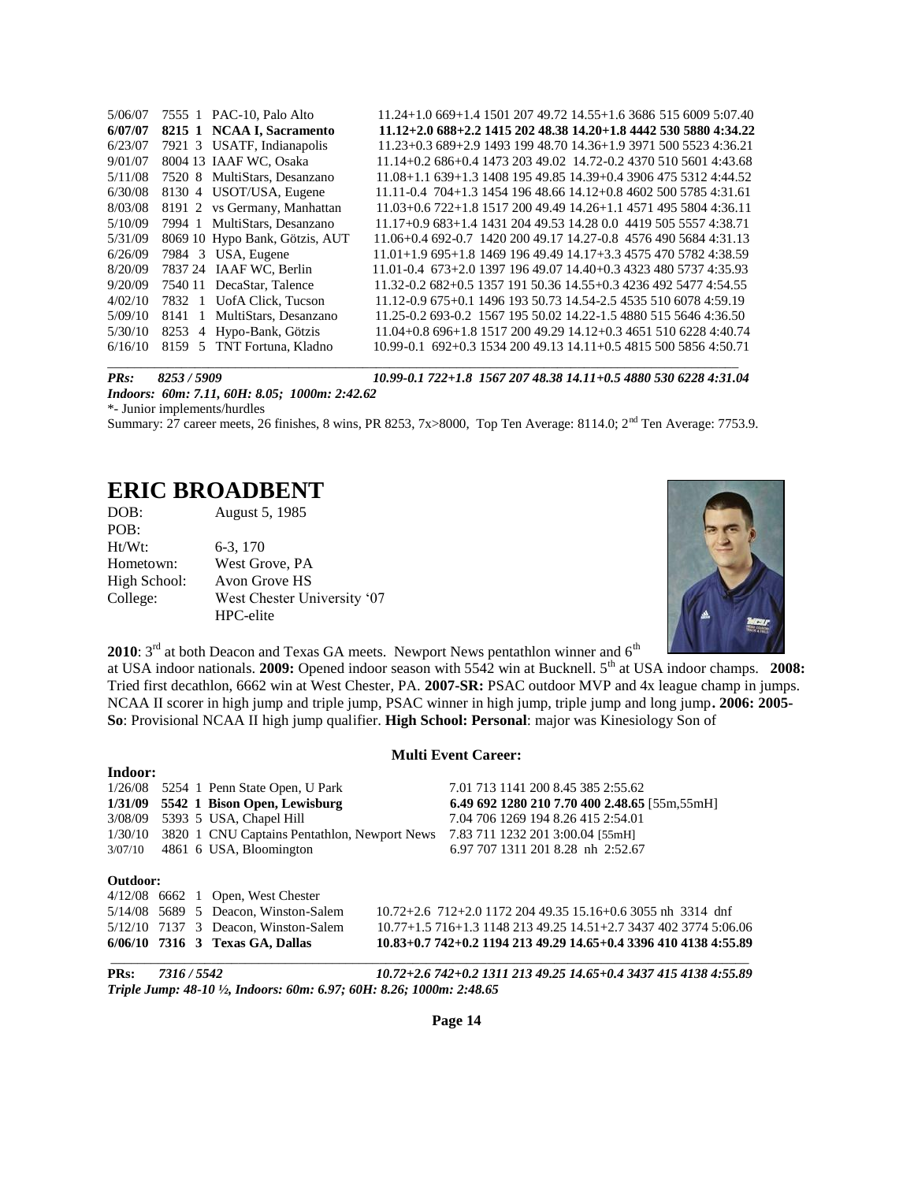| Date | Score | Pl | Meet | Marks |
|---|---|---|---|---|
| 5/06/07 | 7555 | 1 | PAC-10, Palo Alto | 11.24+1.0 669+1.4 1501 207 49.72 14.55+1.6 3686 515 6009 5:07.40 |
| **6/07/07** | **8215** | **1** | **NCAA I, Sacramento** | **11.12+2.0 688+2.2 1415 202 48.38 14.20+1.8 4442 530 5880 4:34.22** |
| 6/23/07 | 7921 | 3 | USATF, Indianapolis | 11.23+0.3 689+2.9 1493 199 48.70 14.36+1.9 3971 500 5523 4:36.21 |
| 9/01/07 | 8004 | 13 | IAAF WC, Osaka | 11.14+0.2 686+0.4 1473 203 49.02 14.72-0.2 4370 510 5601 4:43.68 |
| 5/11/08 | 7520 | 8 | MultiStars, Desanzano | 11.08+1.1 639+1.3 1408 195 49.85 14.39+0.4 3906 475 5312 4:44.52 |
| 6/30/08 | 8130 | 4 | USOT/USA, Eugene | 11.11-0.4 704+1.3 1454 196 48.66 14.12+0.8 4602 500 5785 4:31.61 |
| 8/03/08 | 8191 | 2 | vs Germany, Manhattan | 11.03+0.6 722+1.8 1517 200 49.49 14.26+1.1 4571 495 5804 4:36.11 |
| 5/10/09 | 7994 | 1 | MultiStars, Desanzano | 11.17+0.9 683+1.4 1431 204 49.53 14.28 0.0 4419 505 5557 4:38.71 |
| 5/31/09 | 8069 | 10 | Hypo Bank, Götzis, AUT | 11.06+0.4 692-0.7 1420 200 49.17 14.27-0.8 4576 490 5684 4:31.13 |
| 6/26/09 | 7984 | 3 | USA, Eugene | 11.01+1.9 695+1.8 1469 196 49.49 14.17+3.3 4575 470 5782 4:38.59 |
| 8/20/09 | 7837 | 24 | IAAF WC, Berlin | 11.01-0.4 673+2.0 1397 196 49.07 14.40+0.3 4323 480 5737 4:35.93 |
| 9/20/09 | 7540 | 11 | DecaStar, Talence | 11.32-0.2 682+0.5 1357 191 50.36 14.55+0.3 4236 492 5477 4:54.55 |
| 4/02/10 | 7832 | 1 | UofA Click, Tucson | 11.12-0.9 675+0.1 1496 193 50.73 14.54-2.5 4535 510 6078 4:59.19 |
| 5/09/10 | 8141 | 1 | MultiStars, Desanzano | 11.25-0.2 693-0.2 1567 195 50.02 14.22-1.5 4880 515 5646 4:36.50 |
| 5/30/10 | 8253 | 4 | Hypo-Bank, Götzis | 11.04+0.8 696+1.8 1517 200 49.29 14.12+0.3 4651 510 6228 4:40.74 |
| 6/16/10 | 8159 | 5 | TNT Fortuna, Kladno | 10.99-0.1 692+0.3 1534 200 49.13 14.11+0.5 4815 500 5856 4:50.71 |

***PRs: 8253 / 5909*** ***10.99-0.1 722+1.8 1567 207 48.38 14.11+0.5 4880 530 6228 4:31.04***

***Indoors: 60m: 7.11, 60H: 8.05; 1000m: 2:42.62***

*- Junior implements/hurdles

Summary: 27 career meets, 26 finishes, 8 wins, PR 8253, 7x>8000, Top Ten Average: 8114.0; 2nd Ten Average: 7753.9.

# ERIC BROADBENT

DOB: August 5, 1985
POB:
Ht/Wt: 6-3, 170
Hometown: West Grove, PA
High School: Avon Grove HS
College: West Chester University '07
HPC-elite

**2010**: 3rd at both Deacon and Texas GA meets. Newport News pentathlon winner and 6th at USA indoor nationals. **2009:** Opened indoor season with 5542 win at Bucknell. 5th at USA indoor champs. **2008:** Tried first decathlon, 6662 win at West Chester, PA. **2007-SR:** PSAC outdoor MVP and 4x league champ in jumps. NCAA II scorer in high jump and triple jump, PSAC winner in high jump, triple jump and long jump**. 2006: 2005-So**: Provisional NCAA II high jump qualifier. **High School: Personal**: major was Kinesiology Son of

### Multi Event Career:

**Indoor:**

| Date | Score | Pl | Meet | Marks |
|---|---|---|---|---|
| 1/26/08 | 5254 | 1 | Penn State Open, U Park | 7.01 713 1141 200 8.45 385 2:55.62 |
| **1/31/09** | **5542** | **1** | **Bison Open, Lewisburg** | **6.49 692 1280 210 7.70 400 2.48.65** [55m,55mH] |
| 3/08/09 | 5393 | 5 | USA, Chapel Hill | 7.04 706 1269 194 8.26 415 2:54.01 |
| 1/30/10 | 3820 | 1 | CNU Captains Pentathlon, Newport News | 7.83 711 1232 201 3:00.04 [55mH] |
| 3/07/10 | 4861 | 6 | USA, Bloomington | 6.97 707 1311 201 8.28 nh 2:52.67 |

**Outdoor:**

| Date | Score | Pl | Meet | Marks |
|---|---|---|---|---|
| 4/12/08 | 6662 | 1 | Open, West Chester | |
| 5/14/08 | 5689 | 5 | Deacon, Winston-Salem | 10.72+2.6 712+2.0 1172 204 49.35 15.16+0.6 3055 nh 3314 dnf |
| 5/12/10 | 7137 | 3 | Deacon, Winston-Salem | 10.77+1.5 716+1.3 1148 213 49.25 14.51+2.7 3437 402 3774 5:06.06 |
| **6/06/10** | **7316** | **3** | **Texas GA, Dallas** | **10.83+0.7 742+0.2 1194 213 49.29 14.65+0.4 3396 410 4138 4:55.89** |

**PRs:** ***7316 / 5542*** ***10.72+2.6 742+0.2 1311 213 49.25 14.65+0.4 3437 415 4138 4:55.89***

***Triple Jump: 48-10 ½, Indoors: 60m: 6.97; 60H: 8.26; 1000m: 2:48.65***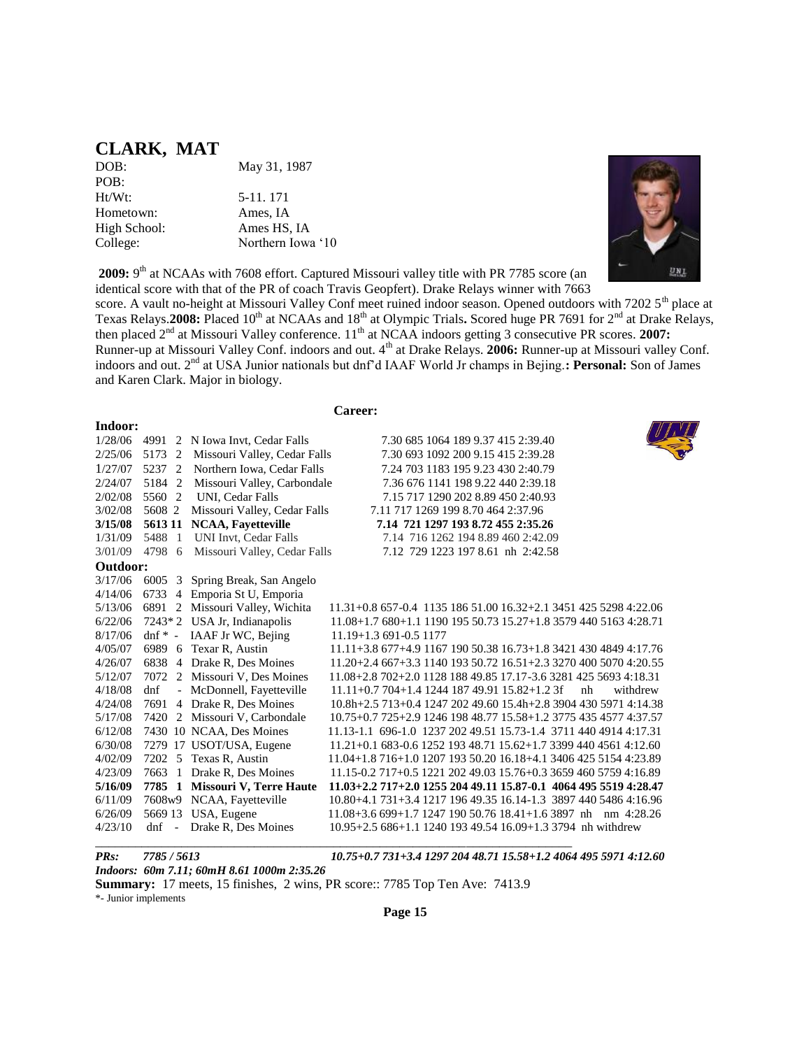# CLARK, MAT

DOB: May 31, 1987
POB:
Ht/Wt: 5-11. 171
Hometown: Ames, IA
High School: Ames HS, IA
College: Northern Iowa '10

**2009:** 9th at NCAAs with 7608 effort. Captured Missouri valley title with PR 7785 score (an identical score with that of the PR of coach Travis Geopfert). Drake Relays winner with 7663 score. A vault no-height at Missouri Valley Conf meet ruined indoor season. Opened outdoors with 7202 5th place at Texas Relays.**2008:** Placed 10th at NCAAs and 18th at Olympic Trials**.** Scored huge PR 7691 for 2nd at Drake Relays, then placed 2nd at Missouri Valley conference. 11th at NCAA indoors getting 3 consecutive PR scores. **2007:** Runner-up at Missouri Valley Conf. indoors and out. 4th at Drake Relays. **2006:** Runner-up at Missouri valley Conf. indoors and out. 2nd at USA Junior nationals but dnf'd IAAF World Jr champs in Bejing.**: Personal:** Son of James and Karen Clark. Major in biology.

**Career:**

**Indoor:**

| Date | Score | Pl | Meet | Marks |
|---|---|---|---|---|
| 1/28/06 | 4991 | 2 | N Iowa Invt, Cedar Falls | 7.30 685 1064 189 9.37 415 2:39.40 |
| 2/25/06 | 5173 | 2 | Missouri Valley, Cedar Falls | 7.30 693 1092 200 9.15 415 2:39.28 |
| 1/27/07 | 5237 | 2 | Northern Iowa, Cedar Falls | 7.24 703 1183 195 9.23 430 2:40.79 |
| 2/24/07 | 5184 | 2 | Missouri Valley, Carbondale | 7.36 676 1141 198 9.22 440 2:39.18 |
| 2/02/08 | 5560 | 2 | UNI, Cedar Falls | 7.15 717 1290 202 8.89 450 2:40.93 |
| 3/02/08 | 5608 | 2 | Missouri Valley, Cedar Falls | 7.11 717 1269 199 8.70 464 2:37.96 |
| **3/15/08** | **5613** | **11** | **NCAA, Fayetteville** | **7.14 721 1297 193 8.72 455 2:35.26** |
| 1/31/09 | 5488 | 1 | UNI Invt, Cedar Falls | 7.14 716 1262 194 8.89 460 2:42.09 |
| 3/01/09 | 4798 | 6 | Missouri Valley, Cedar Falls | 7.12 729 1223 197 8.61 nh 2:42.58 |

**Outdoor:**

| Date | Score | Pl | Meet | Marks |
|---|---|---|---|---|
| 3/17/06 | 6005 | 3 | Spring Break, San Angelo | |
| 4/14/06 | 6733 | 4 | Emporia St U, Emporia | |
| 5/13/06 | 6891 | 2 | Missouri Valley, Wichita | 11.31+0.8 657-0.4 1135 186 51.00 16.32+2.1 3451 425 5298 4:22.06 |
| 6/22/06 | 7243* | 2 | USA Jr, Indianapolis | 11.08+1.7 680+1.1 1190 195 50.73 15.27+1.8 3579 440 5163 4:28.71 |
| 8/17/06 | dnf * | - | IAAF Jr WC, Bejing | 11.19+1.3 691-0.5 1177 |
| 4/05/07 | 6989 | 6 | Texar R, Austin | 11.11+3.8 677+4.9 1167 190 50.38 16.73+1.8 3421 430 4849 4:17.76 |
| 4/26/07 | 6838 | 4 | Drake R, Des Moines | 11.20+2.4 667+3.3 1140 193 50.72 16.51+2.3 3270 400 5070 4:20.55 |
| 5/12/07 | 7072 | 2 | Missouri V, Des Moines | 11.08+2.8 702+2.0 1128 188 49.85 17.17-3.6 3281 425 5693 4:18.31 |
| 4/18/08 | dnf | - | McDonnell, Fayetteville | 11.11+0.7 704+1.4 1244 187 49.91 15.82+1.2 3f nh withdrew |
| 4/24/08 | 7691 | 4 | Drake R, Des Moines | 10.8h+2.5 713+0.4 1247 202 49.60 15.4h+2.8 3904 430 5971 4:14.38 |
| 5/17/08 | 7420 | 2 | Missouri V, Carbondale | 10.75+0.7 725+2.9 1246 198 48.77 15.58+1.2 3775 435 4577 4:37.57 |
| 6/12/08 | 7430 | 10 | NCAA, Des Moines | 11.13-1.1 696-1.0 1237 202 49.51 15.73-1.4 3711 440 4914 4:17.31 |
| 6/30/08 | 7279 | 17 | USOT/USA, Eugene | 11.21+0.1 683-0.6 1252 193 48.71 15.62+1.7 3399 440 4561 4:12.60 |
| 4/02/09 | 7202 | 5 | Texas R, Austin | 11.04+1.8 716+1.0 1207 193 50.20 16.18+4.1 3406 425 5154 4:23.89 |
| 4/23/09 | 7663 | 1 | Drake R, Des Moines | 11.15-0.2 717+0.5 1221 202 49.03 15.76+0.3 3659 460 5759 4:16.89 |
| **5/16/09** | **7785** | **1** | **Missouri V, Terre Haute** | **11.03+2.2 717+2.0 1255 204 49.11 15.87-0.1 4064 495 5519 4:28.47** |
| 6/11/09 | 7608w | 9 | NCAA, Fayetteville | 10.80+4.1 731+3.4 1217 196 49.35 16.14-1.3 3897 440 5486 4:16.96 |
| 6/26/09 | 5669 | 13 | USA, Eugene | 11.08+3.6 699+1.7 1247 190 50.76 18.41+1.6 3897 nh nm 4:28.26 |
| 4/23/10 | dnf | - | Drake R, Des Moines | 10.95+2.5 686+1.1 1240 193 49.54 16.09+1.3 3794 nh withdrew |

***PRs: 7785 / 5613*** ***10.75+0.7 731+3.4 1297 204 48.71 15.58+1.2 4064 495 5971 4:12.60***

***Indoors: 60m 7.11; 60mH 8.61 1000m 2:35.26***

**Summary:** 17 meets, 15 finishes, 2 wins, PR score:: 7785 Top Ten Ave: 7413.9

*- Junior implements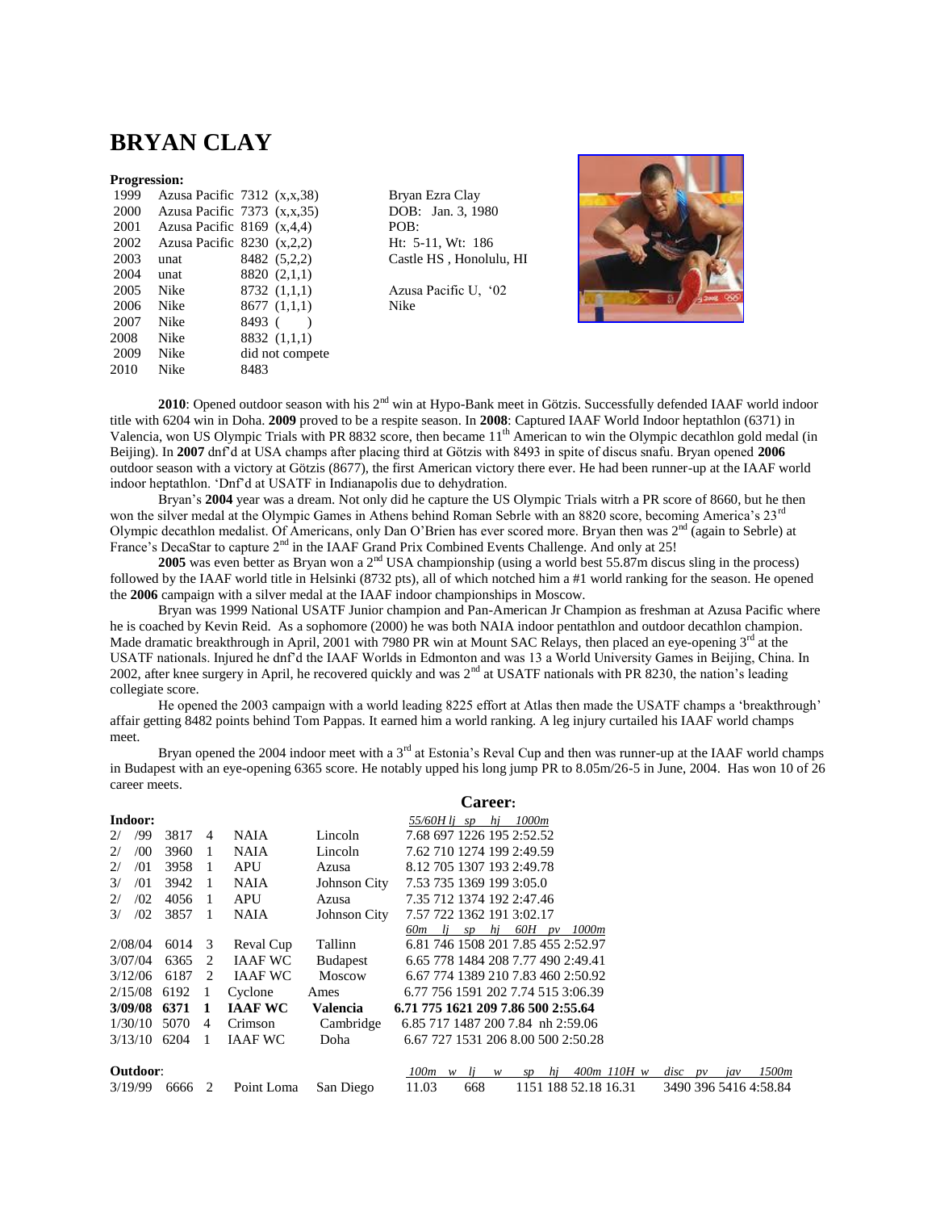# BRYAN CLAY

**Progression:**

| | | | |
|---|---|---|---|
| 1999 | Azusa Pacific | 7312 | (x,x,38) |
| 2000 | Azusa Pacific | 7373 | (x,x,35) |
| 2001 | Azusa Pacific | 8169 | (x,4,4) |
| 2002 | Azusa Pacific | 8230 | (x,2,2) |
| 2003 | unat | 8482 | (5,2,2) |
| 2004 | unat | 8820 | (2,1,1) |
| 2005 | Nike | 8732 | (1,1,1) |
| 2006 | Nike | 8677 | (1,1,1) |
| 2007 | Nike | 8493 | ( ) |
| 2008 | Nike | 8832 | (1,1,1) |
| 2009 | Nike | did not compete | |
| 2010 | Nike | 8483 | |

Bryan Ezra Clay
DOB: Jan. 3, 1980
POB:
Ht: 5-11, Wt: 186
Castle HS , Honolulu, HI

Azusa Pacific U, '02
Nike

**2010**: Opened outdoor season with his 2nd win at Hypo-Bank meet in Götzis. Successfully defended IAAF world indoor title with 6204 win in Doha. **2009** proved to be a respite season. In **2008**: Captured IAAF World Indoor heptathlon (6371) in Valencia, won US Olympic Trials with PR 8832 score, then became 11th American to win the Olympic decathlon gold medal (in Beijing). In **2007** dnf'd at USA champs after placing third at Götzis with 8493 in spite of discus snafu. Bryan opened **2006** outdoor season with a victory at Götzis (8677), the first American victory there ever. He had been runner-up at the IAAF world indoor heptathlon. 'Dnf'd at USATF in Indianapolis due to dehydration.

Bryan's **2004** year was a dream. Not only did he capture the US Olympic Trials witrh a PR score of 8660, but he then won the silver medal at the Olympic Games in Athens behind Roman Sebrle with an 8820 score, becoming America's 23rd Olympic decathlon medalist. Of Americans, only Dan O'Brien has ever scored more. Bryan then was 2nd (again to Sebrle) at France's DecaStar to capture 2nd in the IAAF Grand Prix Combined Events Challenge. And only at 25!

**2005** was even better as Bryan won a 2nd USA championship (using a world best 55.87m discus sling in the process) followed by the IAAF world title in Helsinki (8732 pts), all of which notched him a #1 world ranking for the season. He opened the **2006** campaign with a silver medal at the IAAF indoor championships in Moscow.

Bryan was 1999 National USATF Junior champion and Pan-American Jr Champion as freshman at Azusa Pacific where he is coached by Kevin Reid. As a sophomore (2000) he was both NAIA indoor pentathlon and outdoor decathlon champion. Made dramatic breakthrough in April, 2001 with 7980 PR win at Mount SAC Relays, then placed an eye-opening 3rd at the USATF nationals. Injured he dnf'd the IAAF Worlds in Edmonton and was 13 a World University Games in Beijing, China. In 2002, after knee surgery in April, he recovered quickly and was 2nd at USATF nationals with PR 8230, the nation's leading collegiate score.

He opened the 2003 campaign with a world leading 8225 effort at Atlas then made the USATF champs a 'breakthrough' affair getting 8482 points behind Tom Pappas. It earned him a world ranking. A leg injury curtailed his IAAF world champs meet.

Bryan opened the 2004 indoor meet with a 3rd at Estonia's Reval Cup and then was runner-up at the IAAF world champs in Budapest with an eye-opening 6365 score. He notably upped his long jump PR to 8.05m/26-5 in June, 2004. Has won 10 of 26 career meets.

## Career:

**Indoor:**

| Date | Score | Pl | Meet | Site | 55/60H | lj | sp | hj | 1000m |
|---|---|---|---|---|---|---|---|---|---|
| 2/ /99 | 3817 | 4 | NAIA | Lincoln | 7.68 | 697 | 1226 | 195 | 2:52.52 |
| 2/ /00 | 3960 | 1 | NAIA | Lincoln | 7.62 | 710 | 1274 | 199 | 2:49.59 |
| 2/ /01 | 3958 | 1 | APU | Azusa | 8.12 | 705 | 1307 | 193 | 2:49.78 |
| 3/ /01 | 3942 | 1 | NAIA | Johnson City | 7.53 | 735 | 1369 | 199 | 3:05.0 |
| 2/ /02 | 4056 | 1 | APU | Azusa | 7.35 | 712 | 1374 | 192 | 2:47.46 |
| 3/ /02 | 3857 | 1 | NAIA | Johnson City | 7.57 | 722 | 1362 | 191 | 3:02.17 |

| Date | Score | Pl | Meet | Site | 60m | lj | sp | hj | 60H | pv | 1000m |
|---|---|---|---|---|---|---|---|---|---|---|---|
| 2/08/04 | 6014 | 3 | Reval Cup | Tallinn | 6.81 | 746 | 1508 | 201 | 7.85 | 455 | 2:52.97 |
| 3/07/04 | 6365 | 2 | IAAF WC | Budapest | 6.65 | 778 | 1484 | 208 | 7.77 | 490 | 2:49.41 |
| 3/12/06 | 6187 | 2 | IAAF WC | Moscow | 6.67 | 774 | 1389 | 210 | 7.83 | 460 | 2:50.92 |
| 2/15/08 | 6192 | 1 | Cyclone | Ames | 6.77 | 756 | 1591 | 202 | 7.74 | 515 | 3:06.39 |
| **3/09/08** | **6371** | **1** | **IAAF WC** | **Valencia** | **6.71** | **775** | **1621** | **209** | **7.86** | **500** | **2:55.64** |
| 1/30/10 | 5070 | 4 | Crimson | Cambridge | 6.85 | 717 | 1487 | 200 | 7.84 | nh | 2:59.06 |
| 3/13/10 | 6204 | 1 | IAAF WC | Doha | 6.67 | 727 | 1531 | 206 | 8.00 | 500 | 2:50.28 |

**Outdoor:**

| Date | Score | Pl | Meet | Site | 100m | w | lj | w | sp | hj | 400m | 110H | w | disc | pv | jav | 1500m |
|---|---|---|---|---|---|---|---|---|---|---|---|---|---|---|---|---|---|
| 3/19/99 | 6666 | 2 | Point Loma | San Diego | 11.03 | | 668 | | 1151 | 188 | 52.18 | 16.31 | | 3490 | 396 | 5416 | 4:58.84 |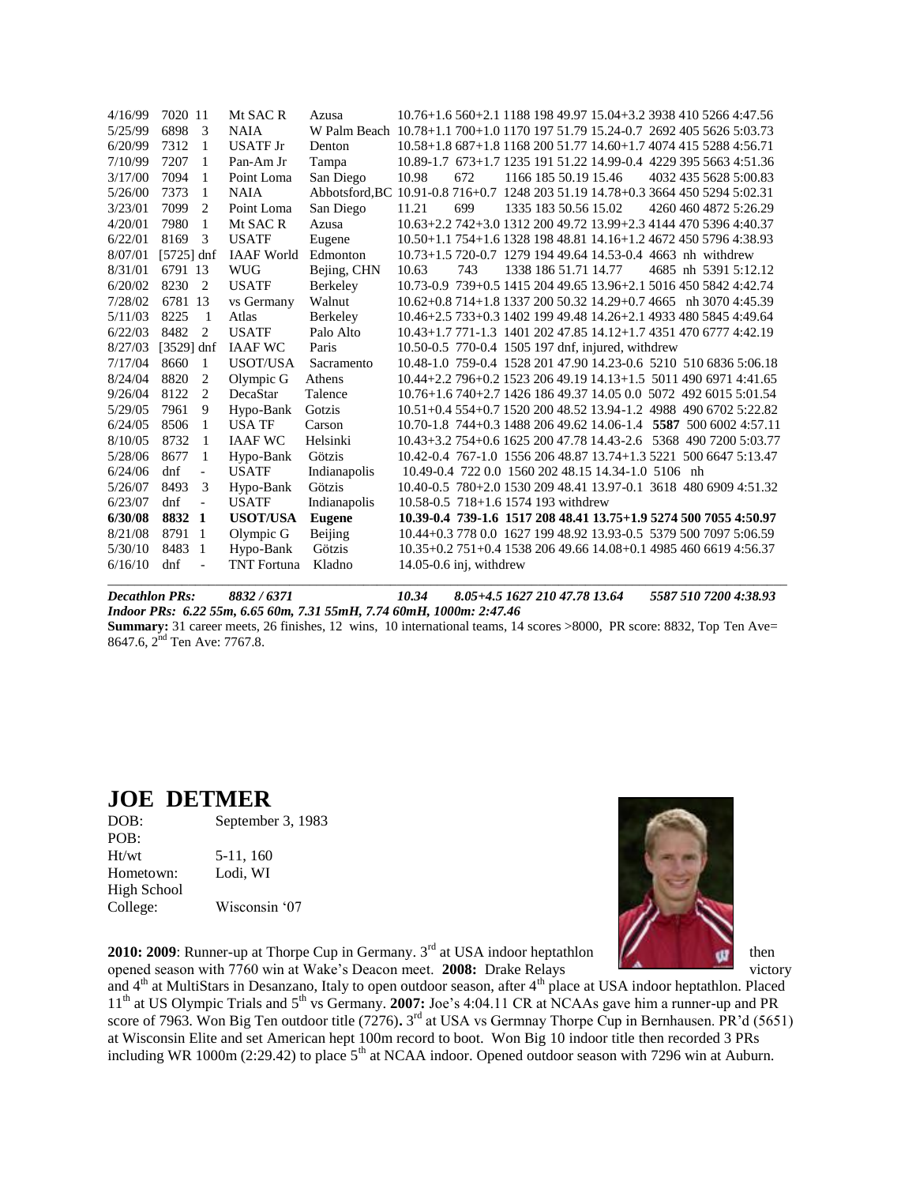| Date | Score | Pl | Meet | Site | Marks |
|---|---|---|---|---|---|
| 4/16/99 | 7020 | 11 | Mt SAC R | Azusa | 10.76+1.6 560+2.1 1188 198 49.97 15.04+3.2 3938 410 5266 4:47.56 |
| 5/25/99 | 6898 | 3 | NAIA | W Palm Beach | 10.78+1.1 700+1.0 1170 197 51.79 15.24-0.7 2692 405 5626 5:03.73 |
| 6/20/99 | 7312 | 1 | USATF Jr | Denton | 10.58+1.8 687+1.8 1168 200 51.77 14.60+1.7 4074 415 5288 4:56.71 |
| 7/10/99 | 7207 | 1 | Pan-Am Jr | Tampa | 10.89-1.7 673+1.7 1235 191 51.22 14.99-0.4 4229 395 5663 4:51.36 |
| 3/17/00 | 7094 | 1 | Point Loma | San Diego | 10.98 672 1166 185 50.19 15.46 4032 435 5628 5:00.83 |
| 5/26/00 | 7373 | 1 | NAIA | Abbotsford,BC | 10.91-0.8 716+0.7 1248 203 51.19 14.78+0.3 3664 450 5294 5:02.31 |
| 3/23/01 | 7099 | 2 | Point Loma | San Diego | 11.21 699 1335 183 50.56 15.02 4260 460 4872 5:26.29 |
| 4/20/01 | 7980 | 1 | Mt SAC R | Azusa | 10.63+2.2 742+3.0 1312 200 49.72 13.99+2.3 4144 470 5396 4:40.37 |
| 6/22/01 | 8169 | 3 | USATF | Eugene | 10.50+1.1 754+1.6 1328 198 48.81 14.16+1.2 4672 450 5796 4:38.93 |
| 8/07/01 | [5725] | dnf | IAAF World | Edmonton | 10.73+1.5 720-0.7 1279 194 49.64 14.53-0.4 4663 nh withdrew |
| 8/31/01 | 6791 | 13 | WUG | Bejing, CHN | 10.63 743 1338 186 51.71 14.77 4685 nh 5391 5:12.12 |
| 6/20/02 | 8230 | 2 | USATF | Berkeley | 10.73-0.9 739+0.5 1415 204 49.65 13.96+2.1 5016 450 5842 4:42.74 |
| 7/28/02 | 6781 | 13 | vs Germany | Walnut | 10.62+0.8 714+1.8 1337 200 50.32 14.29+0.7 4665 nh 3070 4:45.39 |
| 5/11/03 | 8225 | 1 | Atlas | Berkeley | 10.46+2.5 733+0.3 1402 199 49.48 14.26+2.1 4933 480 5845 4:49.64 |
| 6/22/03 | 8482 | 2 | USATF | Palo Alto | 10.43+1.7 771-1.3 1401 202 47.85 14.12+1.7 4351 470 6777 4:42.19 |
| 8/27/03 | [3529] | dnf | IAAF WC | Paris | 10.50-0.5 770-0.4 1505 197 dnf, injured, withdrew |
| 7/17/04 | 8660 | 1 | USOT/USA | Sacramento | 10.48-1.0 759-0.4 1528 201 47.90 14.23-0.6 5210 510 6836 5:06.18 |
| 8/24/04 | 8820 | 2 | Olympic G | Athens | 10.44+2.2 796+0.2 1523 206 49.19 14.13+1.5 5011 490 6971 4:41.65 |
| 9/26/04 | 8122 | 2 | DecaStar | Talence | 10.76+1.6 740+2.7 1426 186 49.37 14.05 0.0 5072 492 6015 5:01.54 |
| 5/29/05 | 7961 | 9 | Hypo-Bank | Gotzis | 10.51+0.4 554+0.7 1520 200 48.52 13.94-1.2 4988 490 6702 5:22.82 |
| 6/24/05 | 8506 | 1 | USA TF | Carson | 10.70-1.8 744+0.3 1488 206 49.62 14.06-1.4 **5587** 500 6002 4:57.11 |
| 8/10/05 | 8732 | 1 | IAAF WC | Helsinki | 10.43+3.2 754+0.6 1625 200 47.78 14.43-2.6 5368 490 7200 5:03.77 |
| 5/28/06 | 8677 | 1 | Hypo-Bank | Götzis | 10.42-0.4 767-1.0 1556 206 48.87 13.74+1.3 5221 500 6647 5:13.47 |
| 6/24/06 | dnf | - | USATF | Indianapolis | 10.49-0.4 722 0.0 1560 202 48.15 14.34-1.0 5106 nh |
| 5/26/07 | 8493 | 3 | Hypo-Bank | Götzis | 10.40-0.5 780+2.0 1530 209 48.41 13.97-0.1 3618 480 6909 4:51.32 |
| 6/23/07 | dnf | - | USATF | Indianapolis | 10.58-0.5 718+1.6 1574 193 withdrew |
| **6/30/08** | **8832** | **1** | **USOT/USA** | **Eugene** | **10.39-0.4 739-1.6 1517 208 48.41 13.75+1.9 5274 500 7055 4:50.97** |
| 8/21/08 | 8791 | 1 | Olympic G | Beijing | 10.44+0.3 778 0.0 1627 199 48.92 13.93-0.5 5379 500 7097 5:06.59 |
| 5/30/10 | 8483 | 1 | Hypo-Bank | Götzis | 10.35+0.2 751+0.4 1538 206 49.66 14.08+0.1 4985 460 6619 4:56.37 |
| 6/16/10 | dnf | - | TNT Fortuna | Kladno | 14.05-0.6 inj, withdrew |

***Decathlon PRs: 8832 / 6371 10.34 8.05+4.5 1627 210 47.78 13.64 5587 510 7200 4:38.93***

***Indoor PRs: 6.22 55m, 6.65 60m, 7.31 55mH, 7.74 60mH, 1000m: 2:47.46***

**Summary:** 31 career meets, 26 finishes, 12 wins, 10 international teams, 14 scores >8000, PR score: 8832, Top Ten Ave= 8647.6, 2nd Ten Ave: 7767.8.

# JOE DETMER

| | |
|---|---|
| DOB: | September 3, 1983 |
| POB: | |
| Ht/wt | 5-11, 160 |
| Hometown: | Lodi, WI |
| High School | |
| College: | Wisconsin '07 |

**2010: 2009**: Runner-up at Thorpe Cup in Germany. 3rd at USA indoor heptathlon then opened season with 7760 win at Wake's Deacon meet. **2008:** Drake Relays victory and 4th at MultiStars in Desanzano, Italy to open outdoor season, after 4th place at USA indoor heptathlon. Placed 11th at US Olympic Trials and 5th vs Germany. **2007:** Joe's 4:04.11 CR at NCAAs gave him a runner-up and PR score of 7963. Won Big Ten outdoor title (7276)**.** 3rd at USA vs Germnay Thorpe Cup in Bernhausen. PR'd (5651) at Wisconsin Elite and set American hept 100m record to boot. Won Big 10 indoor title then recorded 3 PRs including WR 1000m (2:29.42) to place 5th at NCAA indoor. Opened outdoor season with 7296 win at Auburn.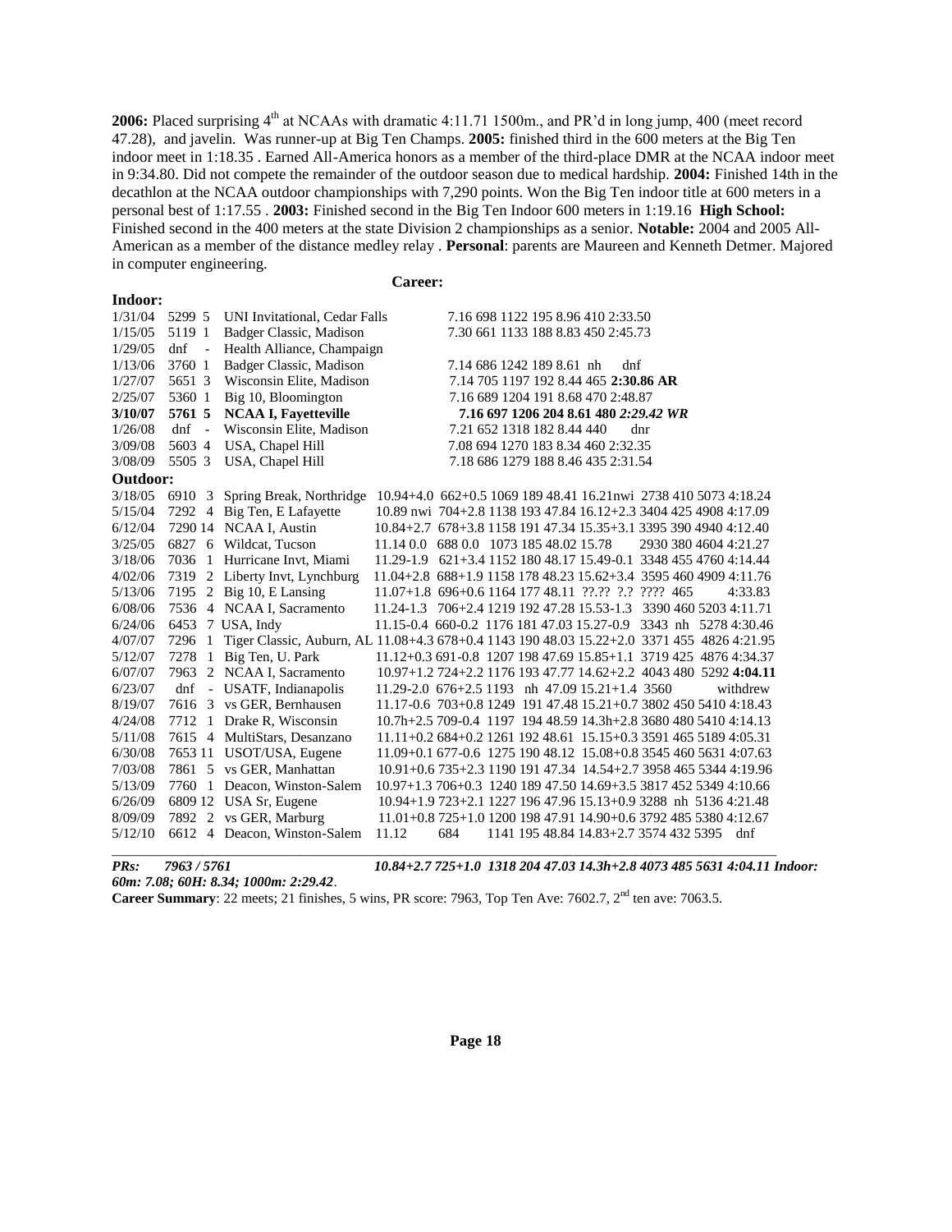**2006:** Placed surprising 4th at NCAAs with dramatic 4:11.71 1500m., and PR'd in long jump, 400 (meet record 47.28), and javelin. Was runner-up at Big Ten Champs. **2005:** finished third in the 600 meters at the Big Ten indoor meet in 1:18.35 . Earned All-America honors as a member of the third-place DMR at the NCAA indoor meet in 9:34.80. Did not compete the remainder of the outdoor season due to medical hardship. **2004:** Finished 14th in the decathlon at the NCAA outdoor championships with 7,290 points. Won the Big Ten indoor title at 600 meters in a personal best of 1:17.55 . **2003:** Finished second in the Big Ten Indoor 600 meters in 1:19.16 **High School:** Finished second in the 400 meters at the state Division 2 championships as a senior. **Notable:** 2004 and 2005 All-American as a member of the distance medley relay . **Personal**: parents are Maureen and Kenneth Detmer. Majored in computer engineering.

**Career:**

**Indoor:**

```
1/31/04  5299 5  UNI Invitational, Cedar Falls     7.16 698 1122 195 8.96 410 2:33.50
1/15/05  5119 1  Badger Classic, Madison           7.30 661 1133 188 8.83 450 2:45.73
1/29/05  dnf  -  Health Alliance, Champaign
1/13/06  3760 1  Badger Classic, Madison           7.14 686 1242 189 8.61 nh    dnf
1/27/07  5651 3  Wisconsin Elite, Madison          7.14 705 1197 192 8.44 465 2:30.86 AR
2/25/07  5360 1  Big 10, Bloomington               7.16 689 1204 191 8.68 470 2:48.87
3/10/07  5761 5  NCAA I, Fayetteville              7.16 697 1206 204 8.61 480 2:29.42 WR
1/26/08  dnf  -  Wisconsin Elite, Madison          7.21 652 1318 182 8.44 440    dnr
3/09/08  5603 4  USA, Chapel Hill                  7.08 694 1270 183 8.34 460 2:32.35
3/08/09  5505 3  USA, Chapel Hill                  7.18 686 1279 188 8.46 435 2:31.54
```

**Outdoor:**

```
3/18/05  6910  3  Spring Break, Northridge  10.94+4.0 662+0.5 1069 189 48.41 16.21nwi 2738 410 5073 4:18.24
5/15/04  7292  4  Big Ten, E Lafayette      10.89 nwi 704+2.8 1138 193 47.84 16.12+2.3 3404 425 4908 4:17.09
6/12/04  7290 14  NCAA I, Austin            10.84+2.7 678+3.8 1158 191 47.34 15.35+3.1 3395 390 4940 4:12.40
3/25/05  6827  6  Wildcat, Tucson           11.14 0.0 688 0.0 1073 185 48.02 15.78     2930 380 4604 4:21.27
3/18/06  7036  1  Hurricane Invt, Miami     11.29-1.9 621+3.4 1152 180 48.17 15.49-0.1 3348 455 4760 4:14.44
4/02/06  7319  2  Liberty Invt, Lynchburg   11.04+2.8 688+1.9 1158 178 48.23 15.62+3.4 3595 460 4909 4:11.76
5/13/06  7195  2  Big 10, E Lansing         11.07+1.8 696+0.6 1164 177 48.11 ??.?? ?.? ???? 465     4:33.83
6/08/06  7536  4  NCAA I, Sacramento        11.24-1.3 706+2.4 1219 192 47.28 15.53-1.3 3390 460 5203 4:11.71
6/24/06  6453  7  USA, Indy                 11.15-0.4 660-0.2 1176 181 47.03 15.27-0.9 3343 nh 5278 4:30.46
4/07/07  7296  1  Tiger Classic, Auburn, AL 11.08+4.3 678+0.4 1143 190 48.03 15.22+2.0 3371 455 4826 4:21.95
5/12/07  7278  1  Big Ten, U. Park          11.12+0.3 691-0.8 1207 198 47.69 15.85+1.1 3719 425 4876 4:34.37
6/07/07  7963  2  NCAA I, Sacramento        10.97+1.2 724+2.2 1176 193 47.77 14.62+2.2 4043 480 5292 4:04.11
6/23/07  dnf   -  USATF, Indianapolis       11.29-2.0 676+2.5 1193 nh 47.09 15.21+1.4 3560          withdrew
8/19/07  7616  3  vs GER, Bernhausen        11.17-0.6 703+0.8 1249 191 47.48 15.21+0.7 3802 450 5410 4:18.43
4/24/08  7712  1  Drake R, Wisconsin        10.7h+2.5 709-0.4 1197 194 48.59 14.3h+2.8 3680 480 5410 4:14.13
5/11/08  7615  4  MultiStars, Desanzano     11.11+0.2 684+0.2 1261 192 48.61 15.15+0.3 3591 465 5189 4:05.31
6/30/08  7653 11  USOT/USA, Eugene          11.09+0.1 677-0.6 1275 190 48.12 15.08+0.8 3545 460 5631 4:07.63
7/03/08  7861  5  vs GER, Manhattan         10.91+0.6 735+2.3 1190 191 47.34 14.54+2.7 3958 465 5344 4:19.96
5/13/09  7760  1  Deacon, Winston-Salem     10.97+1.3 706+0.3 1240 189 47.50 14.69+3.5 3817 452 5349 4:10.66
6/26/09  6809 12  USA Sr, Eugene            10.94+1.9 723+2.1 1227 196 47.96 15.13+0.9 3288 nh 5136 4:21.48
8/09/09  7892  2  vs GER, Marburg           11.01+0.8 725+1.0 1200 198 47.91 14.90+0.6 3792 485 5380 4:12.67
5/12/10  6612  4  Deacon, Winston-Salem     11.12     684     1141 195 48.84 14.83+2.7 3574 432 5395 dnf
```

***PRs: 7963 / 5761*** ***10.84+2.7 725+1.0 1318 204 47.03 14.3h+2.8 4073 485 5631 4:04.11 Indoor: 60m: 7.08; 60H: 8.34; 1000m: 2:29.42***.

**Career Summary**: 22 meets; 21 finishes, 5 wins, PR score: 7963, Top Ten Ave: 7602.7, 2nd ten ave: 7063.5.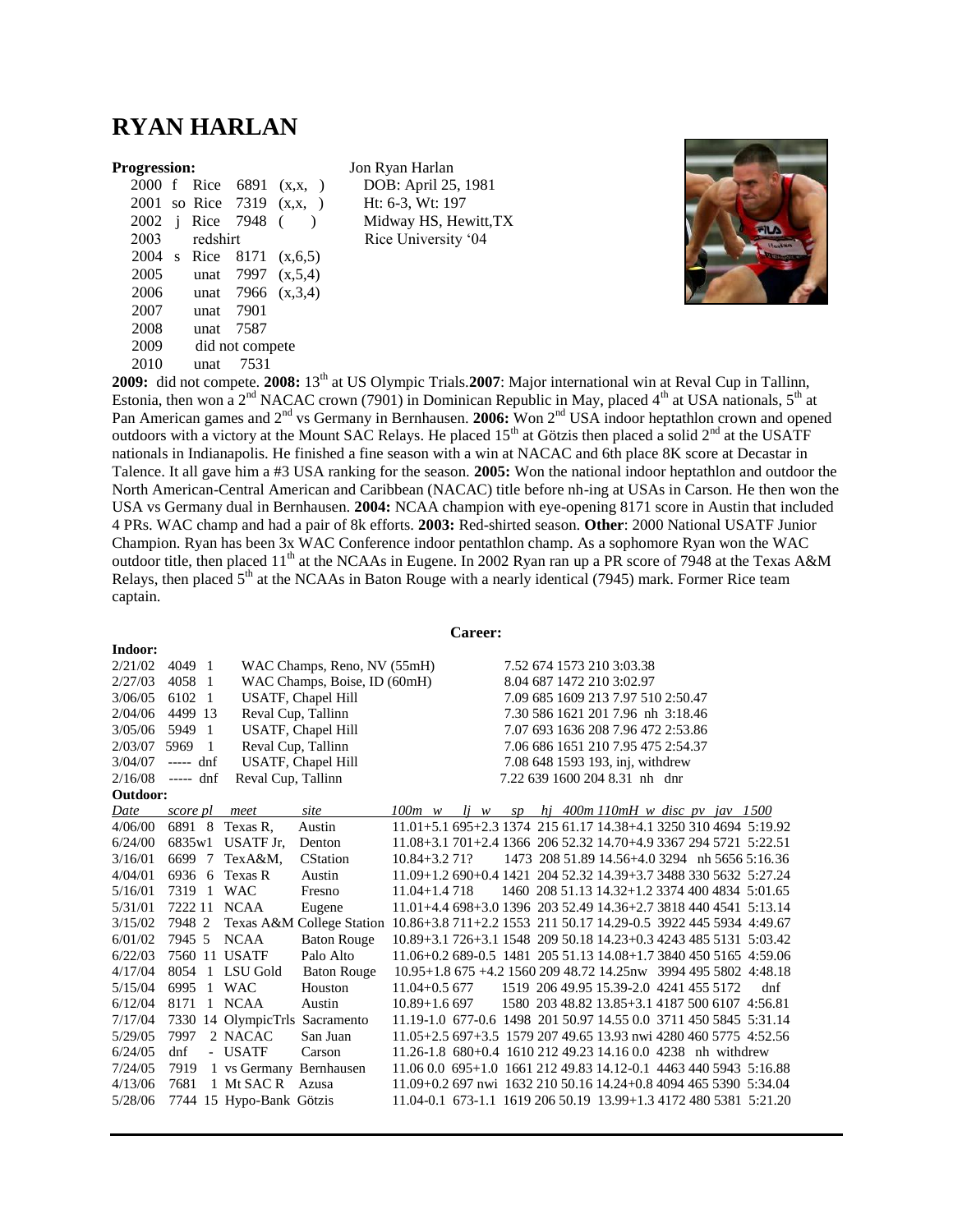# RYAN HARLAN

**Progression:**

| Year | Class | School | Score | |
|---|---|---|---|---|
| 2000 | f | Rice | 6891 | (x,x, ) |
| 2001 | so | Rice | 7319 | (x,x, ) |
| 2002 | j | Rice | 7948 | ( ) |
| 2003 | | redshirt | | |
| 2004 | s | Rice | 8171 | (x,6,5) |
| 2005 | | unat | 7997 | (x,5,4) |
| 2006 | | unat | 7966 | (x,3,4) |
| 2007 | | unat | 7901 | |
| 2008 | | unat | 7587 | |
| 2009 | | did not compete | | |
| 2010 | | unat | 7531 | |

Jon Ryan Harlan
DOB: April 25, 1981
Ht: 6-3, Wt: 197
Midway HS, Hewitt,TX
Rice University '04

**2009:** did not compete. **2008:** 13th at US Olympic Trials.**2007**: Major international win at Reval Cup in Tallinn, Estonia, then won a 2nd NACAC crown (7901) in Dominican Republic in May, placed 4th at USA nationals, 5th at Pan American games and 2nd vs Germany in Bernhausen. **2006:** Won 2nd USA indoor heptathlon crown and opened outdoors with a victory at the Mount SAC Relays. He placed 15th at Götzis then placed a solid 2nd at the USATF nationals in Indianapolis. He finished a fine season with a win at NACAC and 6th place 8K score at Decastar in Talence. It all gave him a #3 USA ranking for the season. **2005:** Won the national indoor heptathlon and outdoor the North American-Central American and Caribbean (NACAC) title before nh-ing at USAs in Carson. He then won the USA vs Germany dual in Bernhausen. **2004:** NCAA champion with eye-opening 8171 score in Austin that included 4 PRs. WAC champ and had a pair of 8k efforts. **2003:** Red-shirted season. **Other**: 2000 National USATF Junior Champion. Ryan has been 3x WAC Conference indoor pentathlon champ. As a sophomore Ryan won the WAC outdoor title, then placed 11th at the NCAAs in Eugene. In 2002 Ryan ran up a PR score of 7948 at the Texas A&M Relays, then placed 5th at the NCAAs in Baton Rouge with a nearly identical (7945) mark. Former Rice team captain.

**Career:**

**Indoor:**

| Date | Score | Pl | Meet | Marks |
|---|---|---|---|---|
| 2/21/02 | 4049 | 1 | WAC Champs, Reno, NV (55mH) | 7.52 674 1573 210 3:03.38 |
| 2/27/03 | 4058 | 1 | WAC Champs, Boise, ID (60mH) | 8.04 687 1472 210 3:02.97 |
| 3/06/05 | 6102 | 1 | USATF, Chapel Hill | 7.09 685 1609 213 7.97 510 2:50.47 |
| 2/04/06 | 4499 | 13 | Reval Cup, Tallinn | 7.30 586 1621 201 7.96 nh 3:18.46 |
| 3/05/06 | 5949 | 1 | USATF, Chapel Hill | 7.07 693 1636 208 7.96 472 2:53.86 |
| 2/03/07 | 5969 | 1 | Reval Cup, Tallinn | 7.06 686 1651 210 7.95 475 2:54.37 |
| 3/04/07 | ----- | dnf | USATF, Chapel Hill | 7.08 648 1593 193, inj, withdrew |
| 2/16/08 | ----- | dnf | Reval Cup, Tallinn | 7.22 639 1600 204 8.31 nh dnr |

**Outdoor:**

| *Date* | *score* | *pl* | *meet* | *site* | *100m w* | *lj w* | *sp* | *hj* | *400m* | *110mH w* | *disc* | *pv* | *jav* | *1500* |
|---|---|---|---|---|---|---|---|---|---|---|---|---|---|---|
| 4/06/00 | 6891 | 8 | Texas R, | Austin | 11.01+5.1 | 695+2.3 | 1374 | 215 | 61.17 | 14.38+4.1 | 3250 | 310 | 4694 | 5:19.92 |
| 6/24/00 | 6835w | 1 | USATF Jr, | Denton | 11.08+3.1 | 701+2.4 | 1366 | 206 | 52.32 | 14.70+4.9 | 3367 | 294 | 5721 | 5:22.51 |
| 3/16/01 | 6699 | 7 | TexA&M, | CStation | 10.84+3.2 | 71? | 1473 | 208 | 51.89 | 14.56+4.0 | 3294 | nh | 5656 | 5:16.36 |
| 4/04/01 | 6936 | 6 | Texas R | Austin | 11.09+1.2 | 690+0.4 | 1421 | 204 | 52.32 | 14.39+3.7 | 3488 | 330 | 5632 | 5:27.24 |
| 5/16/01 | 7319 | 1 | WAC | Fresno | 11.04+1.4 | 718 | 1460 | 208 | 51.13 | 14.32+1.2 | 3374 | 400 | 4834 | 5:01.65 |
| 5/31/01 | 7222 | 11 | NCAA | Eugene | 11.01+4.4 | 698+3.0 | 1396 | 203 | 52.49 | 14.36+2.7 | 3818 | 440 | 4541 | 5:13.14 |
| 3/15/02 | 7948 | 2 | Texas A&M College Station | | 10.86+3.8 | 711+2.2 | 1553 | 211 | 50.17 | 14.29-0.5 | 3922 | 445 | 5934 | 4:49.67 |
| 6/01/02 | 7945 | 5 | NCAA | Baton Rouge | 10.89+3.1 | 726+3.1 | 1548 | 209 | 50.18 | 14.23+0.3 | 4243 | 485 | 5131 | 5:03.42 |
| 6/22/03 | 7560 | 11 | USATF | Palo Alto | 11.06+0.2 | 689-0.5 | 1481 | 205 | 51.13 | 14.08+1.7 | 3840 | 450 | 5165 | 4:59.06 |
| 4/17/04 | 8054 | 1 | LSU Gold | Baton Rouge | 10.95+1.8 | 675 +4.2 | 1560 | 209 | 48.72 | 14.25nw | 3994 | 495 | 5802 | 4:48.18 |
| 5/15/04 | 6995 | 1 | WAC | Houston | 11.04+0.5 | 677 | 1519 | 206 | 49.95 | 15.39-2.0 | 4241 | 455 | 5172 | dnf |
| 6/12/04 | 8171 | 1 | NCAA | Austin | 10.89+1.6 | 697 | 1580 | 203 | 48.82 | 13.85+3.1 | 4187 | 500 | 6107 | 4:56.81 |
| 7/17/04 | 7330 | 14 | OlympicTrls | Sacramento | 11.19-1.0 | 677-0.6 | 1498 | 201 | 50.97 | 14.55 0.0 | 3711 | 450 | 5845 | 5:31.14 |
| 5/29/05 | 7997 | 2 | NACAC | San Juan | 11.05+2.5 | 697+3.5 | 1579 | 207 | 49.65 | 13.93 nwi | 4280 | 460 | 5775 | 4:52.56 |
| 6/24/05 | dnf | - | USATF | Carson | 11.26-1.8 | 680+0.4 | 1610 | 212 | 49.23 | 14.16 0.0 | 4238 | nh | withdrew | |
| 7/24/05 | 7919 | 1 | vs Germany | Bernhausen | 11.06 0.0 | 695+1.0 | 1661 | 212 | 49.83 | 14.12-0.1 | 4463 | 440 | 5943 | 5:16.88 |
| 4/13/06 | 7681 | 1 | Mt SAC R | Azusa | 11.09+0.2 | 697 nwi | 1632 | 210 | 50.16 | 14.24+0.8 | 4094 | 465 | 5390 | 5:34.04 |
| 5/28/06 | 7744 | 15 | Hypo-Bank | Götzis | 11.04-0.1 | 673-1.1 | 1619 | 206 | 50.19 | 13.99+1.3 | 4172 | 480 | 5381 | 5:21.20 |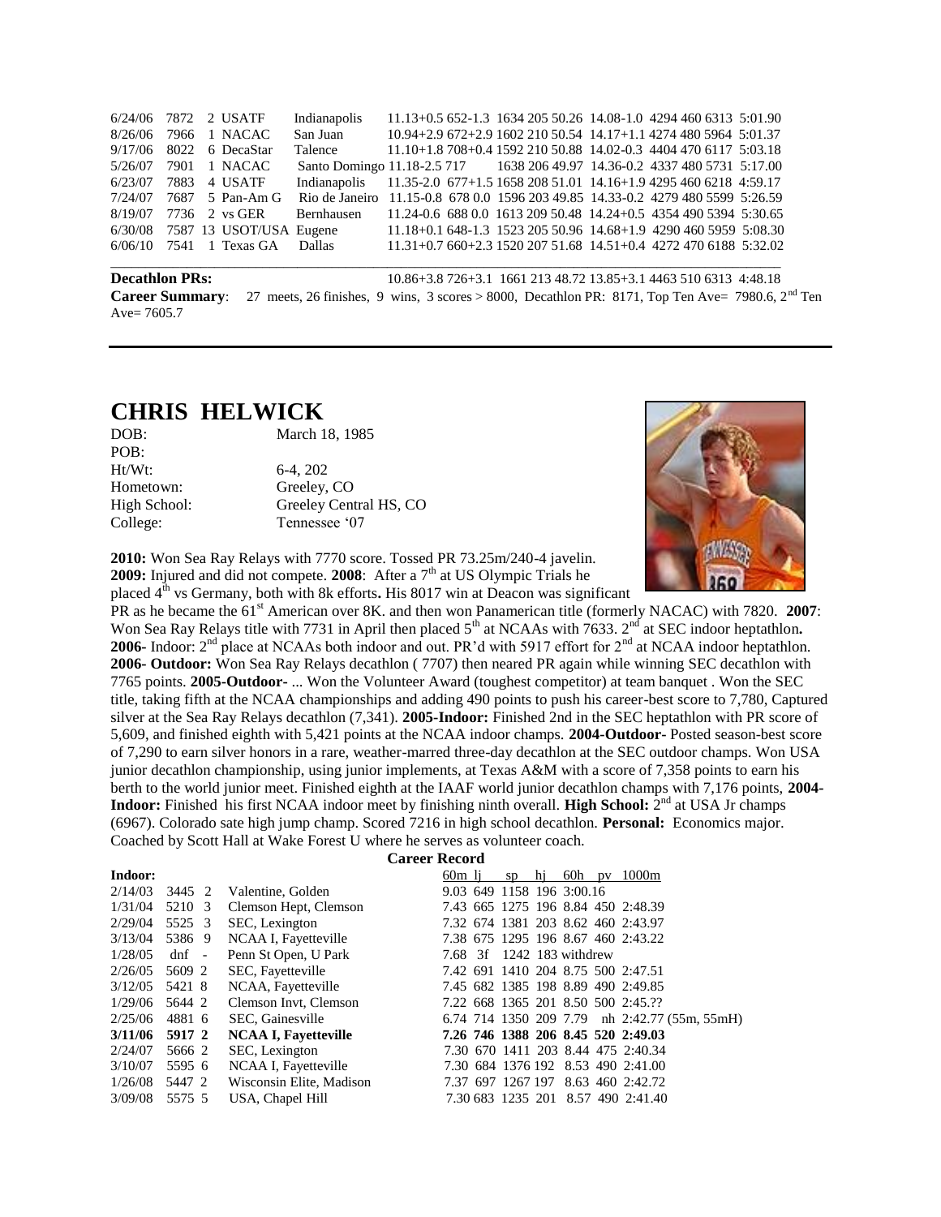| | | | | | |
|---|---|---|---|---|---|
| 6/24/06 | 7872 | 2 | USATF | Indianapolis | 11.13+0.5 652-1.3 1634 205 50.26 14.08-1.0 4294 460 6313 5:01.90 |
| 8/26/06 | 7966 | 1 | NACAC | San Juan | 10.94+2.9 672+2.9 1602 210 50.54 14.17+1.1 4274 480 5964 5:01.37 |
| 9/17/06 | 8022 | 6 | DecaStar | Talence | 11.10+1.8 708+0.4 1592 210 50.88 14.02-0.3 4404 470 6117 5:03.18 |
| 5/26/07 | 7901 | 1 | NACAC | Santo Domingo | 11.18-2.5 717 1638 206 49.97 14.36-0.2 4337 480 5731 5:17.00 |
| 6/23/07 | 7883 | 4 | USATF | Indianapolis | 11.35-2.0 677+1.5 1658 208 51.01 14.16+1.9 4295 460 6218 4:59.17 |
| 7/24/07 | 7687 | 5 | Pan-Am G | Rio de Janeiro | 11.15-0.8 678 0.0 1596 203 49.85 14.33-0.2 4279 480 5599 5:26.59 |
| 8/19/07 | 7736 | 2 | vs GER | Bernhausen | 11.24-0.6 688 0.0 1613 209 50.48 14.24+0.5 4354 490 5394 5:30.65 |
| 6/30/08 | 7587 | 13 | USOT/USA | Eugene | 11.18+0.1 648-1.3 1523 205 50.96 14.68+1.9 4290 460 5959 5:08.30 |
| 6/06/10 | 7541 | 1 | Texas GA | Dallas | 11.31+0.7 660+2.3 1520 207 51.68 14.51+0.4 4272 470 6188 5:32.02 |

**Decathlon PRs:** 10.86+3.8 726+3.1 1661 213 48.72 13.85+3.1 4463 510 6313 4:48.18

**Career Summary**: 27 meets, 26 finishes, 9 wins, 3 scores > 8000, Decathlon PR: 8171, Top Ten Ave= 7980.6, 2nd Ten Ave= 7605.7

---

# CHRIS HELWICK

| | |
|---|---|
| DOB: | March 18, 1985 |
| POB: | |
| Ht/Wt: | 6-4, 202 |
| Hometown: | Greeley, CO |
| High School: | Greeley Central HS, CO |
| College: | Tennessee '07 |

**2010:** Won Sea Ray Relays with 7770 score. Tossed PR 73.25m/240-4 javelin. **2009:** Injured and did not compete. **2008**: After a 7th at US Olympic Trials he placed 4th vs Germany, both with 8k efforts**.** His 8017 win at Deacon was significant PR as he became the 61st American over 8K. and then won Panamerican title (formerly NACAC) with 7820. **2007**: Won Sea Ray Relays title with 7731 in April then placed 5th at NCAAs with 7633. 2nd at SEC indoor heptathlon**. 2006-** Indoor: 2nd place at NCAAs both indoor and out. PR'd with 5917 effort for 2nd at NCAA indoor heptathlon. **2006- Outdoor:** Won Sea Ray Relays decathlon ( 7707) then neared PR again while winning SEC decathlon with 7765 points. **2005-Outdoor-** ... Won the Volunteer Award (toughest competitor) at team banquet . Won the SEC title, taking fifth at the NCAA championships and adding 490 points to push his career-best score to 7,780, Captured silver at the Sea Ray Relays decathlon (7,341). **2005-Indoor:** Finished 2nd in the SEC heptathlon with PR score of 5,609, and finished eighth with 5,421 points at the NCAA indoor champs. **2004-Outdoor-** Posted season-best score of 7,290 to earn silver honors in a rare, weather-marred three-day decathlon at the SEC outdoor champs. Won USA junior decathlon championship, using junior implements, at Texas A&M with a score of 7,358 points to earn his berth to the world junior meet. Finished eighth at the IAAF world junior decathlon champs with 7,176 points, **2004-Indoor:** Finished his first NCAA indoor meet by finishing ninth overall. **High School:** 2nd at USA Jr champs (6967). Colorado sate high jump champ. Scored 7216 in high school decathlon. **Personal:** Economics major. Coached by Scott Hall at Wake Forest U where he serves as volunteer coach.

**Career Record**

| **Indoor:** | | | | 60m lj sp hj 60h pv 1000m |
|---|---|---|---|---|
| 2/14/03 | 3445 | 2 | Valentine, Golden | 9.03 649 1158 196 3:00.16 |
| 1/31/04 | 5210 | 3 | Clemson Hept, Clemson | 7.43 665 1275 196 8.84 450 2:48.39 |
| 2/29/04 | 5525 | 3 | SEC, Lexington | 7.32 674 1381 203 8.62 460 2:43.97 |
| 3/13/04 | 5386 | 9 | NCAA I, Fayetteville | 7.38 675 1295 196 8.67 460 2:43.22 |
| 1/28/05 | dnf | - | Penn St Open, U Park | 7.68 3f 1242 183 withdrew |
| 2/26/05 | 5609 | 2 | SEC, Fayetteville | 7.42 691 1410 204 8.75 500 2:47.51 |
| 3/12/05 | 5421 | 8 | NCAA, Fayetteville | 7.45 682 1385 198 8.89 490 2:49.85 |
| 1/29/06 | 5644 | 2 | Clemson Invt, Clemson | 7.22 668 1365 201 8.50 500 2:45.?? |
| 2/25/06 | 4881 | 6 | SEC, Gainesville | 6.74 714 1350 209 7.79 nh 2:42.77 (55m, 55mH) |
| **3/11/06** | **5917** | **2** | **NCAA I, Fayetteville** | **7.26 746 1388 206 8.45 520 2:49.03** |
| 2/24/07 | 5666 | 2 | SEC, Lexington | 7.30 670 1411 203 8.44 475 2:40.34 |
| 3/10/07 | 5595 | 6 | NCAA I, Fayetteville | 7.30 684 1376 192 8.53 490 2:41.00 |
| 1/26/08 | 5447 | 2 | Wisconsin Elite, Madison | 7.37 697 1267 197 8.63 460 2:42.72 |
| 3/09/08 | 5575 | 5 | USA, Chapel Hill | 7.30 683 1235 201 8.57 490 2:41.40 |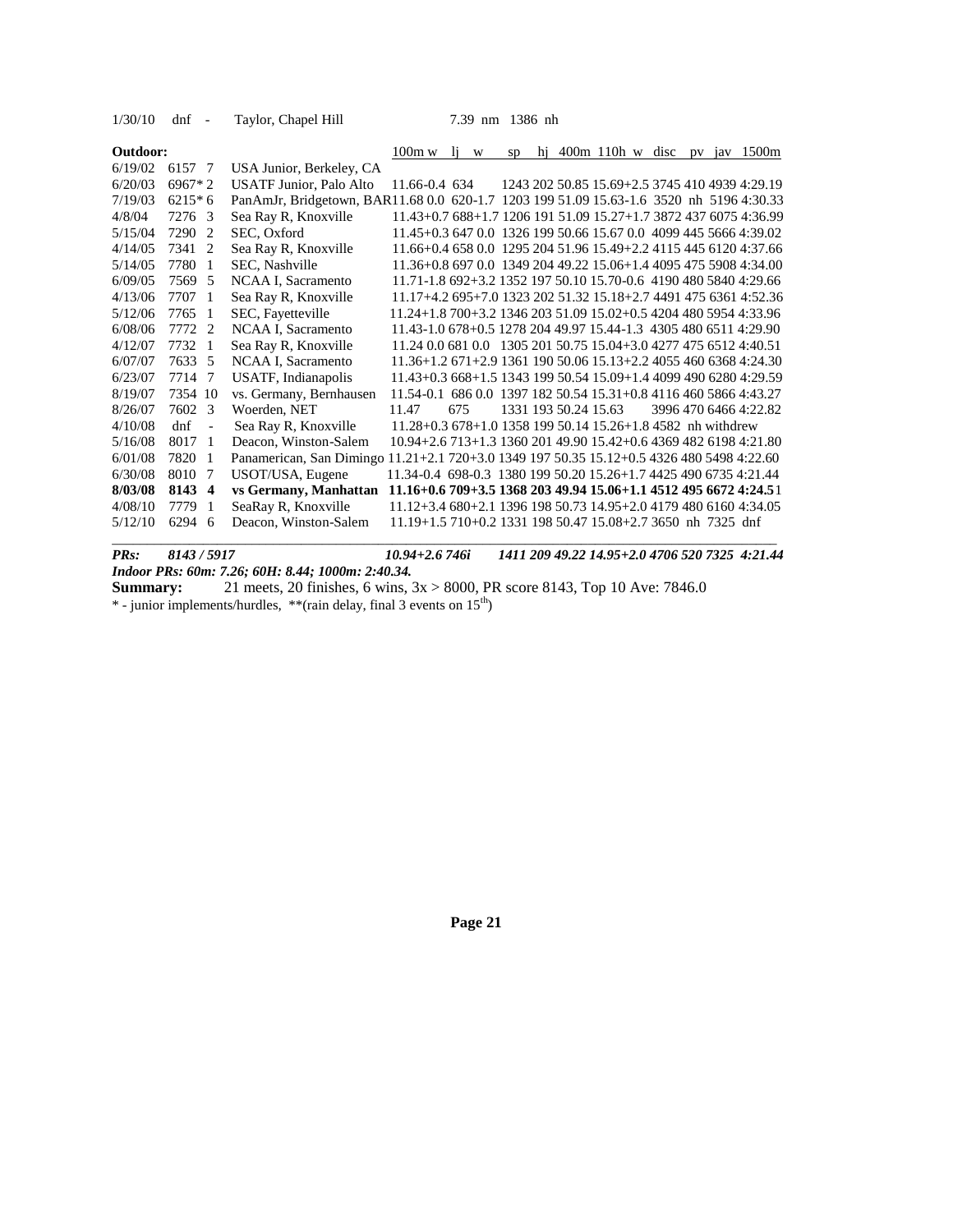1/30/10 dnf - Taylor, Chapel Hill 7.39 nm 1386 nh

| Outdoor: | | | | 100m w | lj w | sp | hj | 400m | 110h w | disc | pv | jav | 1500m |
|---|---|---|---|---|---|---|---|---|---|---|---|---|---|
| 6/19/02 | 6157 | 7 | USA Junior, Berkeley, CA | | | | | | | | | | |
| 6/20/03 | 6967* | 2 | USATF Junior, Palo Alto | 11.66-0.4 | 634 | 1243 | 202 | 50.85 | 15.69+2.5 | 3745 | 410 | 4939 | 4:29.19 |
| 7/19/03 | 6215* | 6 | PanAmJr, Bridgetown, BAR | 11.68 0.0 | 620-1.7 | 1203 | 199 | 51.09 | 15.63-1.6 | 3520 | nh | 5196 | 4:30.33 |
| 4/8/04 | 7276 | 3 | Sea Ray R, Knoxville | 11.43+0.7 | 688+1.7 | 1206 | 191 | 51.09 | 15.27+1.7 | 3872 | 437 | 6075 | 4:36.99 |
| 5/15/04 | 7290 | 2 | SEC, Oxford | 11.45+0.3 | 647 0.0 | 1326 | 199 | 50.66 | 15.67 0.0 | 4099 | 445 | 5666 | 4:39.02 |
| 4/14/05 | 7341 | 2 | Sea Ray R, Knoxville | 11.66+0.4 | 658 0.0 | 1295 | 204 | 51.96 | 15.49+2.2 | 4115 | 445 | 6120 | 4:37.66 |
| 5/14/05 | 7780 | 1 | SEC, Nashville | 11.36+0.8 | 697 0.0 | 1349 | 204 | 49.22 | 15.06+1.4 | 4095 | 475 | 5908 | 4:34.00 |
| 6/09/05 | 7569 | 5 | NCAA I, Sacramento | 11.71-1.8 | 692+3.2 | 1352 | 197 | 50.10 | 15.70-0.6 | 4190 | 480 | 5840 | 4:29.66 |
| 4/13/06 | 7707 | 1 | Sea Ray R, Knoxville | 11.17+4.2 | 695+7.0 | 1323 | 202 | 51.32 | 15.18+2.7 | 4491 | 475 | 6361 | 4:52.36 |
| 5/12/06 | 7765 | 1 | SEC, Fayetteville | 11.24+1.8 | 700+3.2 | 1346 | 203 | 51.09 | 15.02+0.5 | 4204 | 480 | 5954 | 4:33.96 |
| 6/08/06 | 7772 | 2 | NCAA I, Sacramento | 11.43-1.0 | 678+0.5 | 1278 | 204 | 49.97 | 15.44-1.3 | 4305 | 480 | 6511 | 4:29.90 |
| 4/12/07 | 7732 | 1 | Sea Ray R, Knoxville | 11.24 0.0 | 681 0.0 | 1305 | 201 | 50.75 | 15.04+3.0 | 4277 | 475 | 6512 | 4:40.51 |
| 6/07/07 | 7633 | 5 | NCAA I, Sacramento | 11.36+1.2 | 671+2.9 | 1361 | 190 | 50.06 | 15.13+2.2 | 4055 | 460 | 6368 | 4:24.30 |
| 6/23/07 | 7714 | 7 | USATF, Indianapolis | 11.43+0.3 | 668+1.5 | 1343 | 199 | 50.54 | 15.09+1.4 | 4099 | 490 | 6280 | 4:29.59 |
| 8/19/07 | 7354 | 10 | vs. Germany, Bernhausen | 11.54-0.1 | 686 0.0 | 1397 | 182 | 50.54 | 15.31+0.8 | 4116 | 460 | 5866 | 4:43.27 |
| 8/26/07 | 7602 | 3 | Woerden, NET | 11.47 | 675 | 1331 | 193 | 50.24 | 15.63 | 3996 | 470 | 6466 | 4:22.82 |
| 4/10/08 | dnf | - | Sea Ray R, Knoxville | 11.28+0.3 | 678+1.0 | 1358 | 199 | 50.14 | 15.26+1.8 | 4582 | nh | withdrew | |
| 5/16/08 | 8017 | 1 | Deacon, Winston-Salem | 10.94+2.6 | 713+1.3 | 1360 | 201 | 49.90 | 15.42+0.6 | 4369 | 482 | 6198 | 4:21.80 |
| 6/01/08 | 7820 | 1 | Panamerican, San Dimingo | 11.21+2.1 | 720+3.0 | 1349 | 197 | 50.35 | 15.12+0.5 | 4326 | 480 | 5498 | 4:22.60 |
| 6/30/08 | 8010 | 7 | USOT/USA, Eugene | 11.34-0.4 | 698-0.3 | 1380 | 199 | 50.20 | 15.26+1.7 | 4425 | 490 | 6735 | 4:21.44 |
| **8/03/08** | **8143** | **4** | **vs Germany, Manhattan** | **11.16+0.6** | **709+3.5** | **1368** | **203** | **49.94** | **15.06+1.1** | **4512** | **495** | **6672** | **4:24.51** |
| 4/08/10 | 7779 | 1 | SeaRay R, Knoxville | 11.12+3.4 | 680+2.1 | 1396 | 198 | 50.73 | 14.95+2.0 | 4179 | 480 | 6160 | 4:34.05 |
| 5/12/10 | 6294 | 6 | Deacon, Winston-Salem | 11.19+1.5 | 710+0.2 | 1331 | 198 | 50.47 | 15.08+2.7 | 3650 | nh | 7325 | dnf |
| ***PRs:*** | ***8143 / 5917*** | | | ***10.94+2.6*** | ***746i*** | ***1411*** | ***209*** | ***49.22*** | ***14.95+2.0*** | ***4706*** | ***520*** | ***7325*** | ***4:21.44*** |

***Indoor PRs: 60m: 7.26; 60H: 8.44; 1000m: 2:40.34.***

**Summary:** 21 meets, 20 finishes, 6 wins, 3x > 8000, PR score 8143, Top 10 Ave: 7846.0

\* - junior implements/hurdles, **(rain delay, final 3 events on 15th)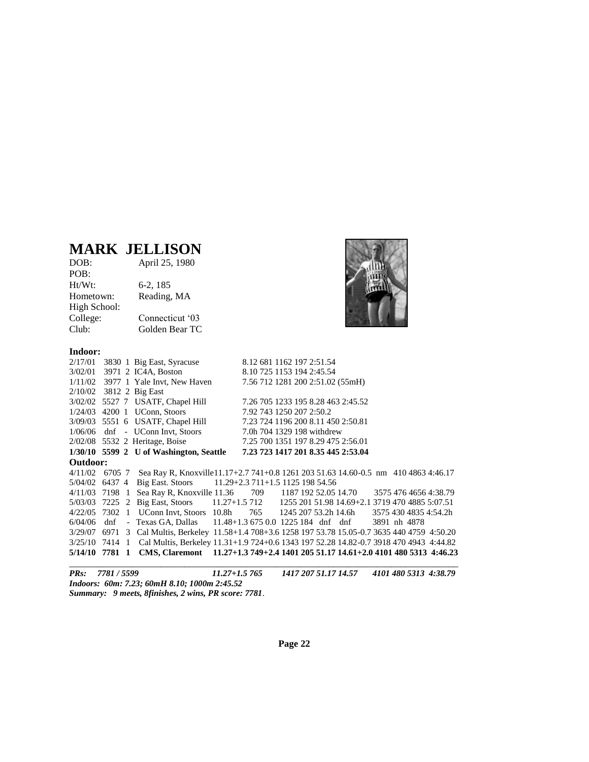# MARK JELLISON

| | |
|---|---|
| DOB: | April 25, 1980 |
| POB: | |
| Ht/Wt: | 6-2, 185 |
| Hometown: | Reading, MA |
| High School: | |
| College: | Connecticut '03 |
| Club: | Golden Bear TC |

**Indoor:**

```
2/17/01  3830 1 Big East, Syracuse            8.12 681 1162 197 2:51.54
3/02/01  3971 2 IC4A, Boston                  8.10 725 1153 194 2:45.54
1/11/02  3977 1 Yale Invt, New Haven          7.56 712 1281 200 2:51.02 (55mH)
2/10/02  3812 2 Big East
3/02/02  5527 7 USATF, Chapel Hill            7.26 705 1233 195 8.28 463 2:45.52
1/24/03  4200 1 UConn, Stoors                 7.92 743 1250 207 2:50.2
3/09/03  5551 6 USATF, Chapel Hill            7.23 724 1196 200 8.11 450 2:50.81
1/06/06  dnf  - UConn Invt, Stoors            7.0h 704 1329 198 withdrew
2/02/08  5532 2 Heritage, Boise               7.25 700 1351 197 8.29 475 2:56.01
```

**1/30/10 5599 2 U of Washington, Seattle 7.23 723 1417 201 8.35 445 2:53.04**

**Outdoor:**

```
4/11/02  6705 7 Sea Ray R, Knoxville 11.17+2.7 741+0.8 1261 203 51.63 14.60-0.5 nm 410 4863 4:46.17
5/04/02  6437 4 Big East. Stoors     11.29+2.3 711+1.5 1125 198 54.56
4/11/03  7198 1 Sea Ray R, Knoxville 11.36 709 1187 192 52.05 14.70 3575 476 4656 4:38.79
5/03/03  7225 2 Big East, Stoors     11.27+1.5 712 1255 201 51.98 14.69+2.1 3719 470 4885 5:07.51
4/22/05  7302 1 UConn Invt, Stoors   10.8h 765 1245 207 53.2h 14.6h 3575 430 4835 4:54.2h
6/04/06  dnf  - Texas GA, Dallas     11.48+1.3 675 0.0 1225 184 dnf dnf 3891 nh 4878
3/29/07  6971 3 Cal Multis, Berkeley 11.58+1.4 708+3.6 1258 197 53.78 15.05-0.7 3635 440 4759 4:50.20
3/25/10  7414 1 Cal Multis, Berkeley 11.31+1.9 724+0.6 1343 197 52.28 14.82-0.7 3918 470 4943 4:44.82
```

**5/14/10 7781 1 CMS, Claremont 11.27+1.3 749+2.4 1401 205 51.17 14.61+2.0 4101 480 5313 4:46.23**

---

***PRs: 7781 / 5599 11.27+1.5 765 1417 207 51.17 14.57 4101 480 5313 4:38.79***

***Indoors: 60m: 7.23; 60mH 8.10; 1000m 2:45.52***

***Summary: 9 meets, 8finishes, 2 wins, PR score: 7781.***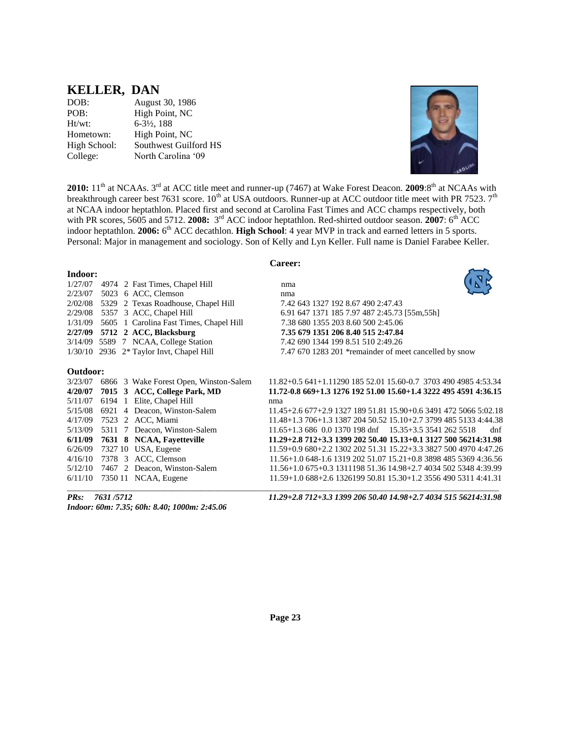# KELLER, DAN

| | |
|---|---|
| DOB: | August 30, 1986 |
| POB: | High Point, NC |
| Ht/wt: | 6-3½, 188 |
| Hometown: | High Point, NC |
| High School: | Southwest Guilford HS |
| College: | North Carolina '09 |

**2010:** 11th at NCAAs. 3rd at ACC title meet and runner-up (7467) at Wake Forest Deacon. **2009**:8th at NCAAs with breakthrough career best 7631 score. 10th at USA outdoors. Runner-up at ACC outdoor title meet with PR 7523. 7th at NCAA indoor heptathlon. Placed first and second at Carolina Fast Times and ACC champs respectively, both with PR scores, 5605 and 5712. **2008:** 3rd ACC indoor heptathlon. Red-shirted outdoor season. **2007**: 6th ACC indoor heptathlon. **2006:** 6th ACC decathlon. **High School**: 4 year MVP in track and earned letters in 5 sports. Personal: Major in management and sociology. Son of Kelly and Lyn Keller. Full name is Daniel Farabee Keller.

**Career:**

**Indoor:**

| Date | Score | Pl | Meet | Marks |
|---|---|---|---|---|
| 1/27/07 | 4974 | 2 | Fast Times, Chapel Hill | nma |
| 2/23/07 | 5023 | 6 | ACC, Clemson | nma |
| 2/02/08 | 5329 | 2 | Texas Roadhouse, Chapel Hill | 7.42 643 1327 192 8.67 490 2:47.43 |
| 2/29/08 | 5357 | 3 | ACC, Chapel Hill | 6.91 647 1371 185 7.97 487 2:45.73 [55m,55h] |
| 1/31/09 | 5605 | 1 | Carolina Fast Times, Chapel Hill | 7.38 680 1355 203 8.60 500 2:45.06 |
| **2/27/09** | **5712** | **2** | **ACC, Blacksburg** | **7.35 679 1351 206 8.40 515 2:47.84** |
| 3/14/09 | 5589 | 7 | NCAA, College Station | 7.42 690 1344 199 8.51 510 2:49.26 |
| 1/30/10 | 2936 | 2* | Taylor Invt, Chapel Hill | 7.47 670 1283 201 *remainder of meet cancelled by snow |

**Outdoor:**

| Date | Score | Pl | Meet | Marks |
|---|---|---|---|---|
| 3/23/07 | 6866 | 3 | Wake Forest Open, Winston-Salem | 11.82+0.5 641+1.11290 185 52.01 15.60-0.7 3703 490 4985 4:53.34 |
| **4/20/07** | **7015** | **3** | **ACC, College Park, MD** | **11.72-0.8 669+1.3 1276 192 51.00 15.60+1.4 3222 495 4591 4:36.15** |
| 5/11/07 | 6194 | 1 | Elite, Chapel Hill | nma |
| 5/15/08 | 6921 | 4 | Deacon, Winston-Salem | 11.45+2.6 677+2.9 1327 189 51.81 15.90+0.6 3491 472 5066 5:02.18 |
| 4/17/09 | 7523 | 2 | ACC, Miami | 11.48+1.3 706+1.3 1387 204 50.52 15.10+2.7 3799 485 5133 4:44.38 |
| 5/13/09 | 5311 | 7 | Deacon, Winston-Salem | 11.65+1.3 686 0.0 1370 198 dnf 15.35+3.5 3541 262 5518 dnf |
| **6/11/09** | **7631** | **8** | **NCAA, Fayetteville** | **11.29+2.8 712+3.3 1399 202 50.40 15.13+0.1 3127 500 56214:31.98** |
| 6/26/09 | 7327 | 10 | USA, Eugene | 11.59+0.9 680+2.2 1302 202 51.31 15.22+3.3 3827 500 4970 4:47.26 |
| 4/16/10 | 7378 | 3 | ACC, Clemson | 11.56+1.0 648-1.6 1319 202 51.07 15.21+0.8 3898 485 5369 4:36.56 |
| 5/12/10 | 7467 | 2 | Deacon, Winston-Salem | 11.56+1.0 675+0.3 1311198 51.36 14.98+2.7 4034 502 5348 4:39.99 |
| 6/11/10 | 7350 | 11 | NCAA, Eugene | 11.59+1.0 688+2.6 1326199 50.81 15.30+1.2 3556 490 5311 4:41.31 |

*PRs: 7631 /5712* *11.29+2.8 712+3.3 1399 206 50.40 14.98+2.7 4034 515 56214:31.98*

*Indoor: 60m: 7.35; 60h: 8.40; 1000m: 2:45.06*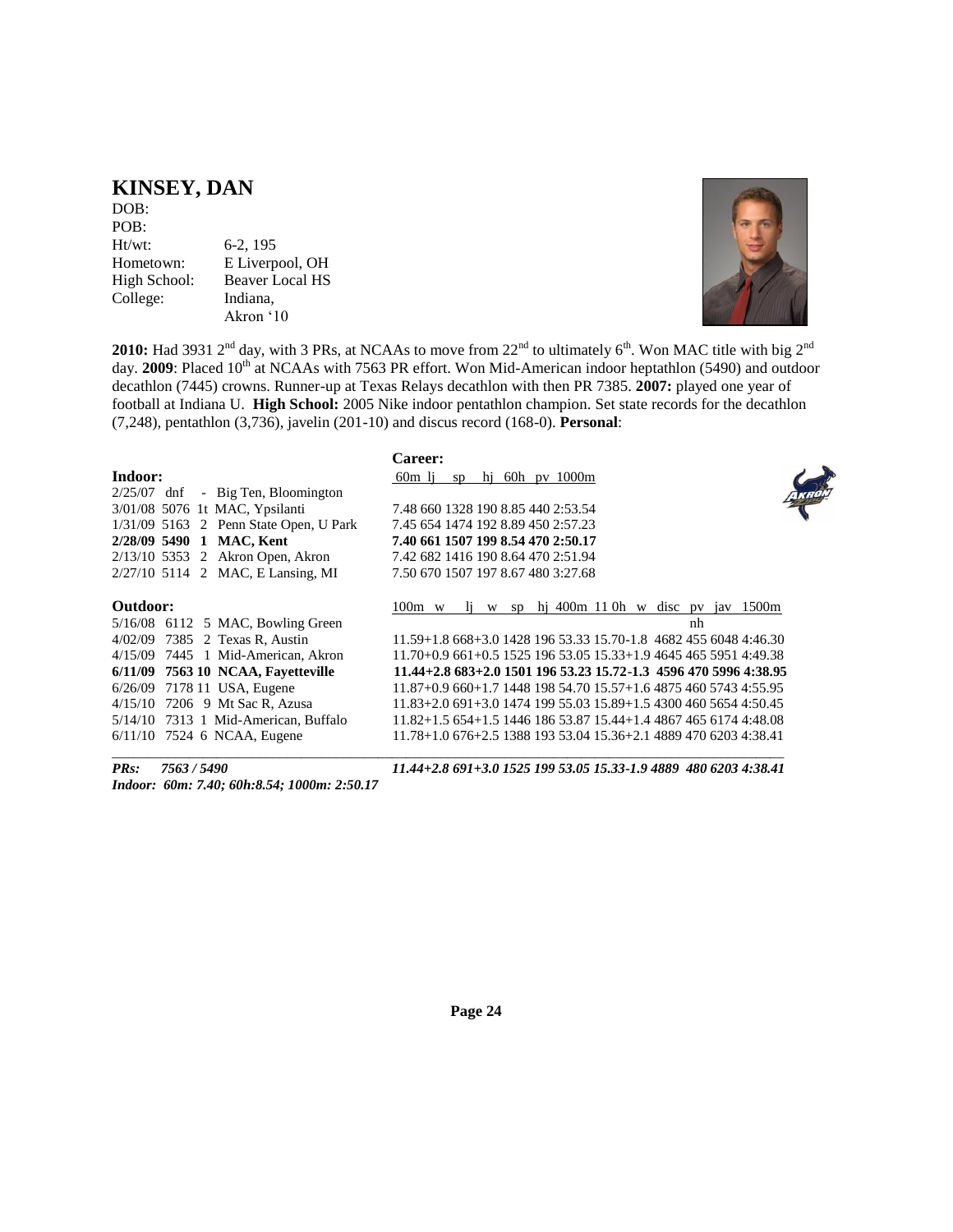## KINSEY, DAN

| | |
|---|---|
| DOB: | |
| POB: | |
| Ht/wt: | 6-2, 195 |
| Hometown: | E Liverpool, OH |
| High School: | Beaver Local HS |
| College: | Indiana, Akron '10 |

**2010:** Had 3931 2nd day, with 3 PRs, at NCAAs to move from 22nd to ultimately 6th. Won MAC title with big 2nd day. **2009**: Placed 10th at NCAAs with 7563 PR effort. Won Mid-American indoor heptathlon (5490) and outdoor decathlon (7445) crowns. Runner-up at Texas Relays decathlon with then PR 7385. **2007:** played one year of football at Indiana U. **High School:** 2005 Nike indoor pentathlon champion. Set state records for the decathlon (7,248), pentathlon (3,736), javelin (201-10) and discus record (168-0). **Personal**:

**Career:**

**Indoor:**

| Date | Score | Pl | Meet | 60m | lj | sp | hj | 60h | pv | 1000m |
|---|---|---|---|---|---|---|---|---|---|---|
| 2/25/07 | dnf | - | Big Ten, Bloomington | | | | | | | |
| 3/01/08 | 5076 | 1t | MAC, Ypsilanti | 7.48 | 660 | 1328 | 190 | 8.85 | 440 | 2:53.54 |
| 1/31/09 | 5163 | 2 | Penn State Open, U Park | 7.45 | 654 | 1474 | 192 | 8.89 | 450 | 2:57.23 |
| **2/28/09** | **5490** | **1** | **MAC, Kent** | **7.40** | **661** | **1507** | **199** | **8.54** | **470** | **2:50.17** |
| 2/13/10 | 5353 | 2 | Akron Open, Akron | 7.42 | 682 | 1416 | 190 | 8.64 | 470 | 2:51.94 |
| 2/27/10 | 5114 | 2 | MAC, E Lansing, MI | 7.50 | 670 | 1507 | 197 | 8.67 | 480 | 3:27.68 |

**Outdoor:**

| Date | Score | Pl | Meet | 100m w | lj w | sp | hj | 400m | 110h w | disc | pv | jav | 1500m |
|---|---|---|---|---|---|---|---|---|---|---|---|---|---|
| 5/16/08 | 6112 | 5 | MAC, Bowling Green | | | | | | | | nh | | |
| 4/02/09 | 7385 | 2 | Texas R, Austin | 11.59+1.8 | 668+3.0 | 1428 | 196 | 53.33 | 15.70-1.8 | 4682 | 455 | 6048 | 4:46.30 |
| 4/15/09 | 7445 | 1 | Mid-American, Akron | 11.70+0.9 | 661+0.5 | 1525 | 196 | 53.05 | 15.33+1.9 | 4645 | 465 | 5951 | 4:49.38 |
| **6/11/09** | **7563** | **10** | **NCAA, Fayetteville** | **11.44+2.8** | **683+2.0** | **1501** | **196** | **53.23** | **15.72-1.3** | **4596** | **470** | **5996** | **4:38.95** |
| 6/26/09 | 7178 | 11 | USA, Eugene | 11.87+0.9 | 660+1.7 | 1448 | 198 | 54.70 | 15.57+1.6 | 4875 | 460 | 5743 | 4:55.95 |
| 4/15/10 | 7206 | 9 | Mt Sac R, Azusa | 11.83+2.0 | 691+3.0 | 1474 | 199 | 55.03 | 15.89+1.5 | 4300 | 460 | 5654 | 4:50.45 |
| 5/14/10 | 7313 | 1 | Mid-American, Buffalo | 11.82+1.5 | 654+1.5 | 1446 | 186 | 53.87 | 15.44+1.4 | 4867 | 465 | 6174 | 4:48.08 |
| 6/11/10 | 7524 | 6 | NCAA, Eugene | 11.78+1.0 | 676+2.5 | 1388 | 193 | 53.04 | 15.36+2.1 | 4889 | 470 | 6203 | 4:38.41 |

***PRs: 7563 / 5490*** ***11.44+2.8 691+3.0 1525 199 53.05 15.33-1.9 4889 480 6203 4:38.41***

***Indoor: 60m: 7.40; 60h:8.54; 1000m: 2:50.17***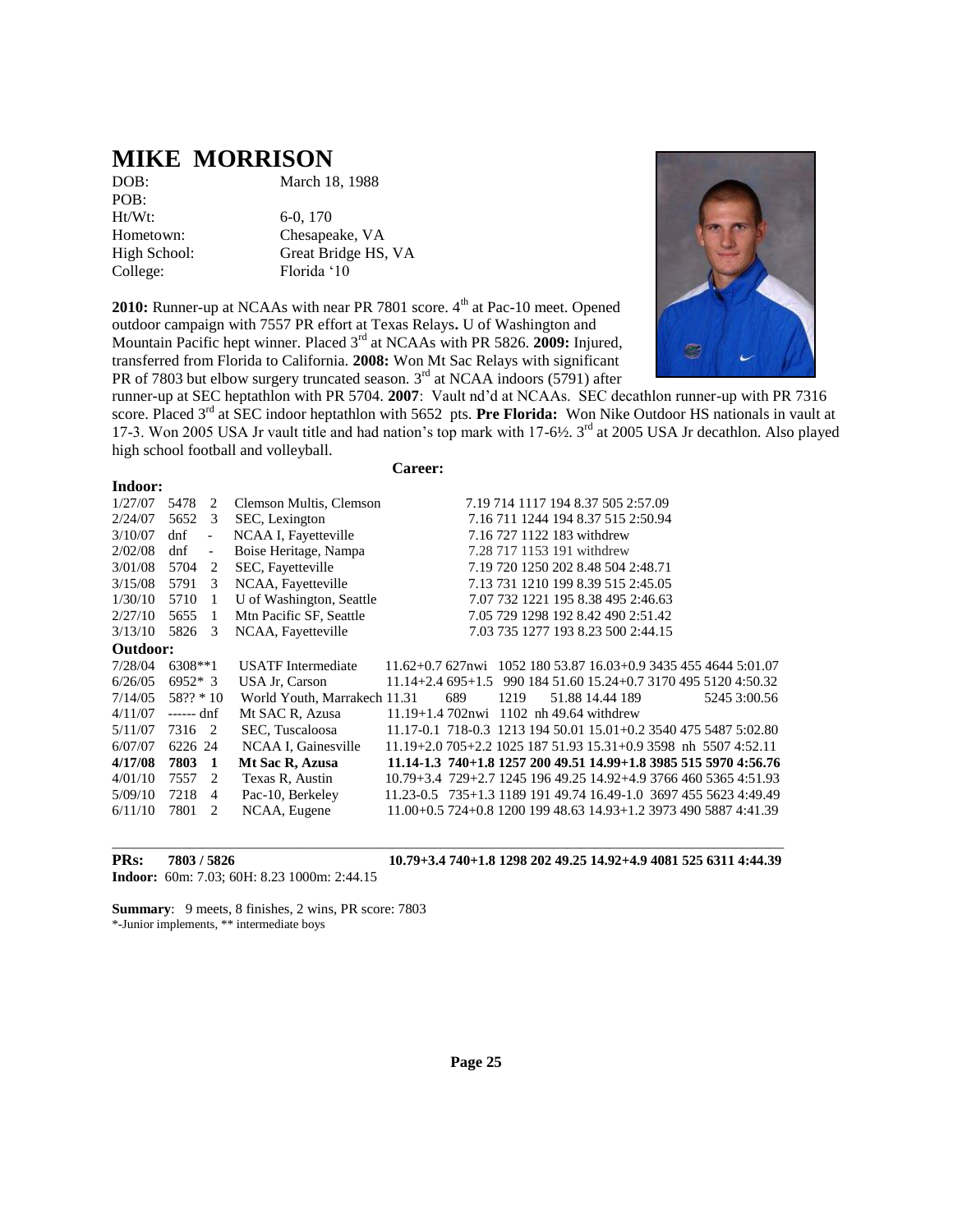# MIKE MORRISON

| | |
|---|---|
| DOB: | March 18, 1988 |
| POB: | |
| Ht/Wt: | 6-0, 170 |
| Hometown: | Chesapeake, VA |
| High School: | Great Bridge HS, VA |
| College: | Florida '10 |

**2010:** Runner-up at NCAAs with near PR 7801 score. 4th at Pac-10 meet. Opened outdoor campaign with 7557 PR effort at Texas Relays**.** U of Washington and Mountain Pacific hept winner. Placed 3rd at NCAAs with PR 5826. **2009:** Injured, transferred from Florida to California. **2008:** Won Mt Sac Relays with significant PR of 7803 but elbow surgery truncated season. 3rd at NCAA indoors (5791) after runner-up at SEC heptathlon with PR 5704. **2007**: Vault nd'd at NCAAs. SEC decathlon runner-up with PR 7316 score. Placed 3rd at SEC indoor heptathlon with 5652 pts. **Pre Florida:** Won Nike Outdoor HS nationals in vault at 17-3. Won 2005 USA Jr vault title and had nation's top mark with 17-6½. 3rd at 2005 USA Jr decathlon. Also played high school football and volleyball.

**Career:**

**Indoor:**

| Date | Score | Pl | Meet | Marks |
|---|---|---|---|---|
| 1/27/07 | 5478 | 2 | Clemson Multis, Clemson | 7.19 714 1117 194 8.37 505 2:57.09 |
| 2/24/07 | 5652 | 3 | SEC, Lexington | 7.16 711 1244 194 8.37 515 2:50.94 |
| 3/10/07 | dnf | - | NCAA I, Fayetteville | 7.16 727 1122 183 withdrew |
| 2/02/08 | dnf | - | Boise Heritage, Nampa | 7.28 717 1153 191 withdrew |
| 3/01/08 | 5704 | 2 | SEC, Fayetteville | 7.19 720 1250 202 8.48 504 2:48.71 |
| 3/15/08 | 5791 | 3 | NCAA, Fayetteville | 7.13 731 1210 199 8.39 515 2:45.05 |
| 1/30/10 | 5710 | 1 | U of Washington, Seattle | 7.07 732 1221 195 8.38 495 2:46.63 |
| 2/27/10 | 5655 | 1 | Mtn Pacific SF, Seattle | 7.05 729 1298 192 8.42 490 2:51.42 |
| 3/13/10 | 5826 | 3 | NCAA, Fayetteville | 7.03 735 1277 193 8.23 500 2:44.15 |

**Outdoor:**

| Date | Score | Pl | Meet | Marks |
|---|---|---|---|---|
| 7/28/04 | 6308** | 1 | USATF Intermediate | 11.62+0.7 627nwi 1052 180 53.87 16.03+0.9 3435 455 4644 5:01.07 |
| 6/26/05 | 6952* | 3 | USA Jr, Carson | 11.14+2.4 695+1.5 990 184 51.60 15.24+0.7 3170 495 5120 4:50.32 |
| 7/14/05 | 58??* | 10 | World Youth, Marrakech | 11.31 689 1219 51.88 14.44 189 5245 3:00.56 |
| 4/11/07 | ------ | dnf | Mt SAC R, Azusa | 11.19+1.4 702nwi 1102 nh 49.64 withdrew |
| 5/11/07 | 7316 | 2 | SEC, Tuscaloosa | 11.17-0.1 718-0.3 1213 194 50.01 15.01+0.2 3540 475 5487 5:02.80 |
| 6/07/07 | 6226 | 24 | NCAA I, Gainesville | 11.19+2.0 705+2.2 1025 187 51.93 15.31+0.9 3598 nh 5507 4:52.11 |
| **4/17/08** | **7803** | **1** | **Mt Sac R, Azusa** | **11.14-1.3 740+1.8 1257 200 49.51 14.99+1.8 3985 515 5970 4:56.76** |
| 4/01/10 | 7557 | 2 | Texas R, Austin | 10.79+3.4 729+2.7 1245 196 49.25 14.92+4.9 3766 460 5365 4:51.93 |
| 5/09/10 | 7218 | 4 | Pac-10, Berkeley | 11.23-0.5 735+1.3 1189 191 49.74 16.49-1.0 3697 455 5623 4:49.49 |
| 6/11/10 | 7801 | 2 | NCAA, Eugene | 11.00+0.5 724+0.8 1200 199 48.63 14.93+1.2 3973 490 5887 4:41.39 |

**PRs: 7803 / 5826** **10.79+3.4 740+1.8 1298 202 49.25 14.92+4.9 4081 525 6311 4:44.39**

**Indoor:** 60m: 7.03; 60H: 8.23 1000m: 2:44.15

**Summary**: 9 meets, 8 finishes, 2 wins, PR score: 7803

*-Junior implements, ** intermediate boys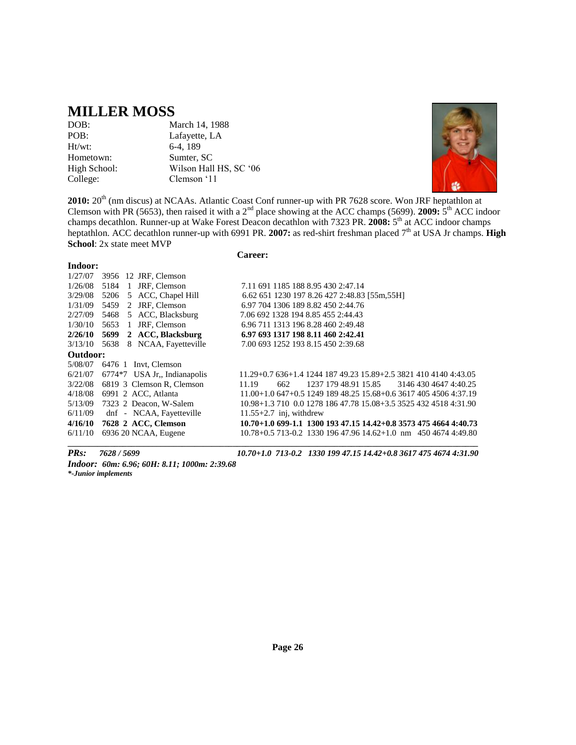# MILLER MOSS

| | |
|---|---|
| DOB: | March 14, 1988 |
| POB: | Lafayette, LA |
| Ht/wt: | 6-4, 189 |
| Hometown: | Sumter, SC |
| High School: | Wilson Hall HS, SC '06 |
| College: | Clemson '11 |

**2010:** 20th (nm discus) at NCAAs. Atlantic Coast Conf runner-up with PR 7628 score. Won JRF heptathlon at Clemson with PR (5653), then raised it with a 2nd place showing at the ACC champs (5699). **2009:** 5th ACC indoor champs decathlon. Runner-up at Wake Forest Deacon decathlon with 7323 PR. **2008:** 5th at ACC indoor champs heptathlon. ACC decathlon runner-up with 6991 PR. **2007:** as red-shirt freshman placed 7th at USA Jr champs. **High School**: 2x state meet MVP

**Career:**

**Indoor:**

| Date | Score | Place | Meet | Marks |
|---|---|---|---|---|
| 1/27/07 | 3956 | 12 | JRF, Clemson | |
| 1/26/08 | 5184 | 1 | JRF, Clemson | 7.11 691 1185 188 8.95 430 2:47.14 |
| 3/29/08 | 5206 | 5 | ACC, Chapel Hill | 6.62 651 1230 197 8.26 427 2:48.83 [55m,55H] |
| 1/31/09 | 5459 | 2 | JRF, Clemson | 6.97 704 1306 189 8.82 450 2:44.76 |
| 2/27/09 | 5468 | 5 | ACC, Blacksburg | 7.06 692 1328 194 8.85 455 2:44.43 |
| 1/30/10 | 5653 | 1 | JRF, Clemson | 6.96 711 1313 196 8.28 460 2:49.48 |
| **2/26/10** | **5699** | **2** | **ACC, Blacksburg** | **6.97 693 1317 198 8.11 460 2:42.41** |
| 3/13/10 | 5638 | 8 | NCAA, Fayetteville | 7.00 693 1252 193 8.15 450 2:39.68 |

**Outdoor:**

| Date | Score | Place | Meet | Marks |
|---|---|---|---|---|
| 5/08/07 | 6476 | 1 | Invt, Clemson | |
| 6/21/07 | 6774* | 7 | USA Jr,, Indianapolis | 11.29+0.7 636+1.4 1244 187 49.23 15.89+2.5 3821 410 4140 4:43.05 |
| 3/22/08 | 6819 | 3 | Clemson R, Clemson | 11.19 662 1237 179 48.91 15.85 3146 430 4647 4:40.25 |
| 4/18/08 | 6991 | 2 | ACC, Atlanta | 11.00+1.0 647+0.5 1249 189 48.25 15.68+0.6 3617 405 4506 4:37.19 |
| 5/13/09 | 7323 | 2 | Deacon, W-Salem | 10.98+1.3 710 0.0 1278 186 47.78 15.08+3.5 3525 432 4518 4:31.90 |
| 6/11/09 | dnf | - | NCAA, Fayetteville | 11.55+2.7 inj, withdrew |
| **4/16/10** | **7628** | **2** | **ACC, Clemson** | **10.70+1.0 699-1.1 1300 193 47.15 14.42+0.8 3573 475 4664 4:40.73** |
| 6/11/10 | 6936 | 20 | NCAA, Eugene | 10.78+0.5 713-0.2 1330 196 47.96 14.62+1.0 nm 450 4674 4:49.80 |

***PRs:* 7628 / 5699** ***10.70+1.0 713-0.2 1330 199 47.15 14.42+0.8 3617 475 4674 4:31.90***

***Indoor: 60m: 6.96; 60H: 8.11; 1000m: 2:39.68***

***\*-Junior implements***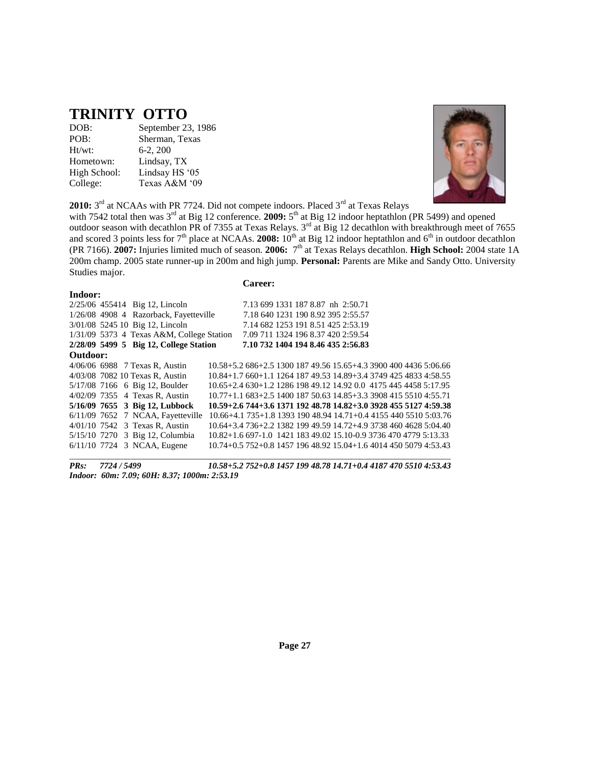# TRINITY OTTO

DOB: September 23, 1986
POB: Sherman, Texas
Ht/wt: 6-2, 200
Hometown: Lindsay, TX
High School: Lindsay HS '05
College: Texas A&M '09

**2010:** 3rd at NCAAs with PR 7724. Did not compete indoors. Placed 3rd at Texas Relays with 7542 total then was 3rd at Big 12 conference. **2009:** 5th at Big 12 indoor heptathlon (PR 5499) and opened outdoor season with decathlon PR of 7355 at Texas Relays. 3rd at Big 12 decathlon with breakthrough meet of 7655 and scored 3 points less for 7th place at NCAAs. **2008:** 10th at Big 12 indoor heptathlon and 6th in outdoor decathlon (PR 7166). **2007:** Injuries limited much of season. **2006:** 7th at Texas Relays decathlon. **High School:** 2004 state 1A 200m champ. 2005 state runner-up in 200m and high jump. **Personal:** Parents are Mike and Sandy Otto. University Studies major.

**Career:**

**Indoor:**

```
2/25/06 455414  Big 12, Lincoln                7.13 699 1331 187 8.87  nh  2:50.71
1/26/08 4908 4  Razorback, Fayetteville        7.18 640 1231 190 8.92 395 2:55.57
3/01/08 5245 10 Big 12, Lincoln                7.14 682 1253 191 8.51 425 2:53.19
1/31/09 5373 4  Texas A&M, College Station    7.09 711 1324 196 8.37 420 2:59.54
```

**2/28/09 5499 5 Big 12, College Station 7.10 732 1404 194 8.46 435 2:56.83**

**Outdoor:**

```
4/06/06 6988  7 Texas R, Austin       10.58+5.2 686+2.5 1300 187 49.56 15.65+4.3 3900 400 4436 5:06.66
4/03/08 7082 10 Texas R, Austin       10.84+1.7 660+1.1 1264 187 49.53 14.89+3.4 3749 425 4833 4:58.55
5/17/08 7166  6 Big 12, Boulder       10.65+2.4 630+1.2 1286 198 49.12 14.92 0.0 4175 445 4458 5:17.95
4/02/09 7355  4 Texas R, Austin       10.77+1.1 683+2.5 1400 187 50.63 14.85+3.3 3908 415 5510 4:55.71
```

**5/16/09 7655 3 Big 12, Lubbock 10.59+2.6 744+3.6 1371 192 48.78 14.82+3.0 3928 455 5127 4:59.38**

```
6/11/09 7652  7 NCAA, Fayetteville    10.66+4.1 735+1.8 1393 190 48.94 14.71+0.4 4155 440 5510 5:03.76
4/01/10 7542  3 Texas R, Austin       10.64+3.4 736+2.2 1382 199 49.59 14.72+4.9 3738 460 4628 5:04.40
5/15/10 7270  3 Big 12, Columbia      10.82+1.6 697-1.0 1421 183 49.02 15.10-0.9 3736 470 4779 5:13.33
6/11/10 7724  3 NCAA, Eugene          10.74+0.5 752+0.8 1457 196 48.92 15.04+1.6 4014 450 5079 4:53.43
```

***PRs: 7724 / 5499 10.58+5.2 752+0.8 1457 199 48.78 14.71+0.4 4187 470 5510 4:53.43***

***Indoor: 60m: 7.09; 60H: 8.37; 1000m: 2:53.19***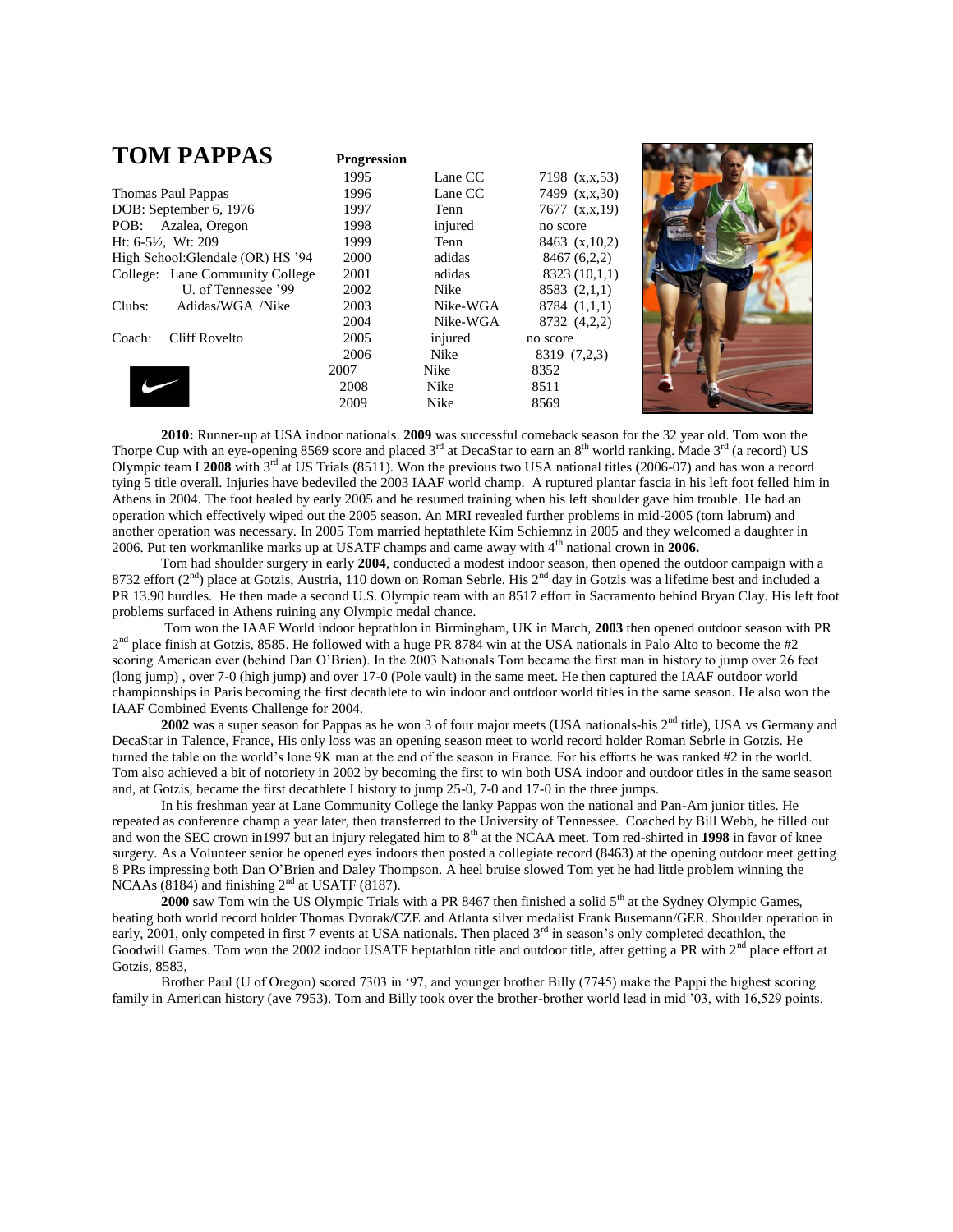# TOM PAPPAS

Thomas Paul Pappas
DOB: September 6, 1976
POB: Azalea, Oregon
Ht: 6-5½, Wt: 209
High School:Glendale (OR) HS '94
College: Lane Community College
U. of Tennessee '99
Clubs: Adidas/WGA /Nike

Coach: Cliff Rovelto

**Progression**

| Year | Club | Score |
|---|---|---|
| 1995 | Lane CC | 7198 (x,x,53) |
| 1996 | Lane CC | 7499 (x,x,30) |
| 1997 | Tenn | 7677 (x,x,19) |
| 1998 | injured | no score |
| 1999 | Tenn | 8463 (x,10,2) |
| 2000 | adidas | 8467 (6,2,2) |
| 2001 | adidas | 8323 (10,1,1) |
| 2002 | Nike | 8583 (2,1,1) |
| 2003 | Nike-WGA | 8784 (1,1,1) |
| 2004 | Nike-WGA | 8732 (4,2,2) |
| 2005 | injured | no score |
| 2006 | Nike | 8319 (7,2,3) |
| 2007 | Nike | 8352 |
| 2008 | Nike | 8511 |
| 2009 | Nike | 8569 |

**2010:** Runner-up at USA indoor nationals. **2009** was successful comeback season for the 32 year old. Tom won the Thorpe Cup with an eye-opening 8569 score and placed 3rd at DecaStar to earn an 8th world ranking. Made 3rd (a record) US Olympic team I **2008** with 3rd at US Trials (8511). Won the previous two USA national titles (2006-07) and has won a record tying 5 title overall. Injuries have bedeviled the 2003 IAAF world champ. A ruptured plantar fascia in his left foot felled him in Athens in 2004. The foot healed by early 2005 and he resumed training when his left shoulder gave him trouble. He had an operation which effectively wiped out the 2005 season. An MRI revealed further problems in mid-2005 (torn labrum) and another operation was necessary. In 2005 Tom married heptathlete Kim Schiemnz in 2005 and they welcomed a daughter in 2006. Put ten workmanlike marks up at USATF champs and came away with 4th national crown in **2006.**

Tom had shoulder surgery in early **2004**, conducted a modest indoor season, then opened the outdoor campaign with a 8732 effort (2nd) place at Gotzis, Austria, 110 down on Roman Sebrle. His 2nd day in Gotzis was a lifetime best and included a PR 13.90 hurdles. He then made a second U.S. Olympic team with an 8517 effort in Sacramento behind Bryan Clay. His left foot problems surfaced in Athens ruining any Olympic medal chance.

Tom won the IAAF World indoor heptathlon in Birmingham, UK in March, **2003** then opened outdoor season with PR 2nd place finish at Gotzis, 8585. He followed with a huge PR 8784 win at the USA nationals in Palo Alto to become the #2 scoring American ever (behind Dan O'Brien). In the 2003 Nationals Tom became the first man in history to jump over 26 feet (long jump) , over 7-0 (high jump) and over 17-0 (Pole vault) in the same meet. He then captured the IAAF outdoor world championships in Paris becoming the first decathlete to win indoor and outdoor world titles in the same season. He also won the IAAF Combined Events Challenge for 2004.

**2002** was a super season for Pappas as he won 3 of four major meets (USA nationals-his 2nd title), USA vs Germany and DecaStar in Talence, France, His only loss was an opening season meet to world record holder Roman Sebrle in Gotzis. He turned the table on the world's lone 9K man at the end of the season in France. For his efforts he was ranked #2 in the world. Tom also achieved a bit of notoriety in 2002 by becoming the first to win both USA indoor and outdoor titles in the same season and, at Gotzis, became the first decathlete I history to jump 25-0, 7-0 and 17-0 in the three jumps.

In his freshman year at Lane Community College the lanky Pappas won the national and Pan-Am junior titles. He repeated as conference champ a year later, then transferred to the University of Tennessee. Coached by Bill Webb, he filled out and won the SEC crown in1997 but an injury relegated him to 8th at the NCAA meet. Tom red-shirted in **1998** in favor of knee surgery. As a Volunteer senior he opened eyes indoors then posted a collegiate record (8463) at the opening outdoor meet getting 8 PRs impressing both Dan O'Brien and Daley Thompson. A heel bruise slowed Tom yet he had little problem winning the NCAAs (8184) and finishing 2nd at USATF (8187).

**2000** saw Tom win the US Olympic Trials with a PR 8467 then finished a solid 5th at the Sydney Olympic Games, beating both world record holder Thomas Dvorak/CZE and Atlanta silver medalist Frank Busemann/GER. Shoulder operation in early, 2001, only competed in first 7 events at USA nationals. Then placed 3rd in season's only completed decathlon, the Goodwill Games. Tom won the 2002 indoor USATF heptathlon title and outdoor title, after getting a PR with 2nd place effort at Gotzis, 8583,

Brother Paul (U of Oregon) scored 7303 in '97, and younger brother Billy (7745) make the Pappi the highest scoring family in American history (ave 7953). Tom and Billy took over the brother-brother world lead in mid '03, with 16,529 points.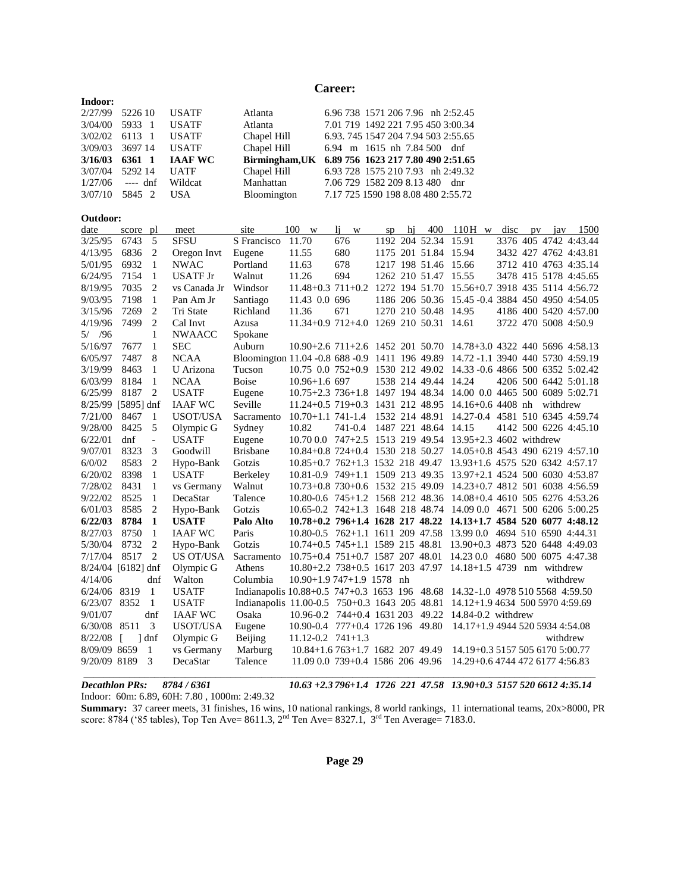# Career:

**Indoor:**

| date | score | pl | meet | site | 60m | lj | sp | hj | 60H | pv | 1000m |
|---|---|---|---|---|---|---|---|---|---|---|---|
| 2/27/99 | 5226 | 10 | USATF | Atlanta | 6.96 | 738 | 1571 | 206 | 7.96 | nh | 2:52.45 |
| 3/04/00 | 5933 | 1 | USATF | Atlanta | 7.01 | 719 | 1492 | 221 | 7.95 | 450 | 3:00.34 |
| 3/02/02 | 6113 | 1 | USATF | Chapel Hill | 6.93. | 745 | 1547 | 204 | 7.94 | 503 | 2:55.65 |
| 3/09/03 | 3697 | 14 | USATF | Chapel Hill | 6.94 | m | 1615 | nh | 7.84 | 500 | dnf |
| **3/16/03** | **6361** | **1** | **IAAF WC** | **Birmingham,UK** | **6.89** | **756** | **1623** | **217** | **7.80** | **490** | **2:51.65** |
| 3/07/04 | 5292 | 14 | UATF | Chapel Hill | 6.93 | 728 | 1575 | 210 | 7.93 | nh | 2:49.32 |
| 1/27/06 | ---- | dnf | Wildcat | Manhattan | 7.06 | 729 | 1582 | 209 | 8.13 | 480 | dnr |
| 3/07/10 | 5845 | 2 | USA | Bloomington | 7.17 | 725 | 1590 | 198 | 8.08 | 480 | 2:55.72 |

**Outdoor:**

| date | score | pl | meet | site | 100 w | lj w | sp | hj | 400 | 110H w | disc | pv | jav | 1500 |
|---|---|---|---|---|---|---|---|---|---|---|---|---|---|---|
| 3/25/95 | 6743 | 5 | SFSU | S Francisco | 11.70 | 676 | 1192 | 204 | 52.34 | 15.91 | 3376 | 405 | 4742 | 4:43.44 |
| 4/13/95 | 6836 | 2 | Oregon Invt | Eugene | 11.55 | 680 | 1175 | 201 | 51.84 | 15.94 | 3432 | 427 | 4762 | 4:43.81 |
| 5/01/95 | 6932 | 1 | NWAC | Portland | 11.63 | 678 | 1217 | 198 | 51.46 | 15.66 | 3712 | 410 | 4763 | 4:35.14 |
| 6/24/95 | 7154 | 1 | USATF Jr | Walnut | 11.26 | 694 | 1262 | 210 | 51.47 | 15.55 | 3478 | 415 | 5178 | 4:45.65 |
| 8/19/95 | 7035 | 2 | vs Canada Jr | Windsor | 11.48+0.3 | 711+0.2 | 1272 | 194 | 51.70 | 15.56+0.7 | 3918 | 435 | 5114 | 4:56.72 |
| 9/03/95 | 7198 | 1 | Pan Am Jr | Santiago | 11.43 0.0 | 696 | 1186 | 206 | 50.36 | 15.45 -0.4 | 3884 | 450 | 4950 | 4:54.05 |
| 3/15/96 | 7269 | 2 | Tri State | Richland | 11.36 | 671 | 1270 | 210 | 50.48 | 14.95 | 4186 | 400 | 5420 | 4:57.00 |
| 4/19/96 | 7499 | 2 | Cal Invt | Azusa | 11.34+0.9 | 712+4.0 | 1269 | 210 | 50.31 | 14.61 | 3722 | 470 | 5008 | 4:50.9 |
| 5/ /96 | | 1 | NWAACC | Spokane | | | | | | | | | | |
| 5/16/97 | 7677 | 1 | SEC | Auburn | 10.90+2.6 | 711+2.6 | 1452 | 201 | 50.70 | 14.78+3.0 | 4322 | 440 | 5696 | 4:58.13 |
| 6/05/97 | 7487 | 8 | NCAA | Bloomington | 11.04 -0.8 | 688 -0.9 | 1411 | 196 | 49.89 | 14.72 -1.1 | 3940 | 440 | 5730 | 4:59.19 |
| 3/19/99 | 8463 | 1 | U Arizona | Tucson | 10.75 0.0 | 752+0.9 | 1530 | 212 | 49.02 | 14.33 -0.6 | 4866 | 500 | 6352 | 5:02.42 |
| 6/03/99 | 8184 | 1 | NCAA | Boise | 10.96+1.6 | 697 | 1538 | 214 | 49.44 | 14.24 | 4206 | 500 | 6442 | 5:01.18 |
| 6/25/99 | 8187 | 2 | USATF | Eugene | 10.75+2.3 | 736+1.8 | 1497 | 194 | 48.34 | 14.00 0.0 | 4465 | 500 | 6089 | 5:02.71 |
| 8/25/99 | [5895] | dnf | IAAF WC | Seville | 11.24+0.5 | 719+0.3 | 1431 | 212 | 48.95 | 14.16+0.6 | 4408 | nh | withdrew | |
| 7/21/00 | 8467 | 1 | USOT/USA | Sacramento | 10.70+1.1 | 741-1.4 | 1532 | 214 | 48.91 | 14.27-0.4 | 4581 | 510 | 6345 | 4:59.74 |
| 9/28/00 | 8425 | 5 | Olympic G | Sydney | 10.82 | 741-0.4 | 1487 | 221 | 48.64 | 14.15 | 4142 | 500 | 6226 | 4:45.10 |
| 6/22/01 | dnf | - | USATF | Eugene | 10.70 0.0 | 747+2.5 | 1513 | 219 | 49.54 | 13.95+2.3 | 4602 | withdrew | | |
| 9/07/01 | 8323 | 3 | Goodwill | Brisbane | 10.84+0.8 | 724+0.4 | 1530 | 218 | 50.27 | 14.05+0.8 | 4543 | 490 | 6219 | 4:57.10 |
| 6/0/02 | 8583 | 2 | Hypo-Bank | Gotzis | 10.85+0.7 | 762+1.3 | 1532 | 218 | 49.47 | 13.93+1.6 | 4575 | 520 | 6342 | 4:57.17 |
| 6/20/02 | 8398 | 1 | USATF | Berkeley | 10.81-0.9 | 749+1.1 | 1509 | 213 | 49.35 | 13.97+2.1 | 4524 | 500 | 6030 | 4:53.87 |
| 7/28/02 | 8431 | 1 | vs Germany | Walnut | 10.73+0.8 | 730+0.6 | 1532 | 215 | 49.09 | 14.23+0.7 | 4812 | 501 | 6038 | 4:56.59 |
| 9/22/02 | 8525 | 1 | DecaStar | Talence | 10.80-0.6 | 745+1.2 | 1568 | 212 | 48.36 | 14.08+0.4 | 4610 | 505 | 6276 | 4:53.26 |
| 6/01/03 | 8585 | 2 | Hypo-Bank | Gotzis | 10.65-0.2 | 742+1.3 | 1648 | 218 | 48.74 | 14.09 0.0 | 4671 | 500 | 6206 | 5:00.25 |
| **6/22/03** | **8784** | **1** | **USATF** | **Palo Alto** | **10.78+0.2** | **796+1.4** | **1628** | **217** | **48.22** | **14.13+1.7** | **4584** | **520** | **6077** | **4:48.12** |
| 8/27/03 | 8750 | 1 | IAAF WC | Paris | 10.80-0.5 | 762+1.1 | 1611 | 209 | 47.58 | 13.99 0.0 | 4694 | 510 | 6590 | 4:44.31 |
| 5/30/04 | 8732 | 2 | Hypo-Bank | Gotzis | 10.74+0.5 | 745+1.1 | 1589 | 215 | 48.81 | 13.90+0.3 | 4873 | 520 | 6448 | 4:49.03 |
| 7/17/04 | 8517 | 2 | US OT/USA | Sacramento | 10.75+0.4 | 751+0.7 | 1587 | 207 | 48.01 | 14.23 0.0 | 4680 | 500 | 6075 | 4:47.38 |
| 8/24/04 | [6182] | dnf | Olympic G | Athens | 10.80+2.2 | 738+0.5 | 1617 | 203 | 47.97 | 14.18+1.5 | 4739 | nm | withdrew | |
| 4/14/06 | | dnf | Walton | Columbia | 10.90+1.9 | 747+1.9 | 1578 | nh | | | | | withdrew | |
| 6/24/06 | 8319 | 1 | USATF | Indianapolis | 10.88+0.5 | 747+0.3 | 1653 | 196 | 48.68 | 14.32-1.0 | 4978 | 510 | 5568 | 4:59.50 |
| 6/23/07 | 8352 | 1 | USATF | Indianapolis | 11.00-0.5 | 750+0.3 | 1643 | 205 | 48.81 | 14.12+1.9 | 4634 | 500 | 5970 | 4:59.69 |
| 9/01/07 | | dnf | IAAF WC | Osaka | 10.96-0.2 | 744+0.4 | 1631 | 203 | 49.22 | 14.84-0.2 | withdrew | | | |
| 6/30/08 | 8511 | 3 | USOT/USA | Eugene | 10.90-0.4 | 777+0.4 | 1726 | 196 | 49.80 | 14.17+1.9 | 4944 | 520 | 5934 | 4:54.08 |
| 8/22/08 | [ ] | dnf | Olympic G | Beijing | 11.12-0.2 | 741+1.3 | | | | | | | withdrew | |
| 8/09/09 | 8659 | 1 | vs Germany | Marburg | 10.84+1.6 | 763+1.7 | 1682 | 207 | 49.49 | 14.19+0.3 | 5157 | 505 | 6170 | 5:00.77 |
| 9/20/09 | 8189 | 3 | DecaStar | Talence | 11.09 0.0 | 739+0.4 | 1586 | 206 | 49.96 | 14.29+0.6 | 4744 | 472 | 6177 | 4:56.83 |
| ***Decathlon PRs:*** | ***8784 / 6361*** | | | | ***10.63 +2.3*** | ***796+1.4*** | ***1726*** | ***221*** | ***47.58*** | ***13.90+0.3*** | ***5157*** | ***520*** | ***6612*** | ***4:35.14*** |

Indoor: 60m: 6.89, 60H: 7.80 , 1000m: 2:49.32

**Summary:** 37 career meets, 31 finishes, 16 wins, 10 national rankings, 8 world rankings, 11 international teams, 20x>8000, PR score: 8784 ('85 tables), Top Ten Ave= 8611.3, 2nd Ten Ave= 8327.1, 3rd Ten Average= 7183.0.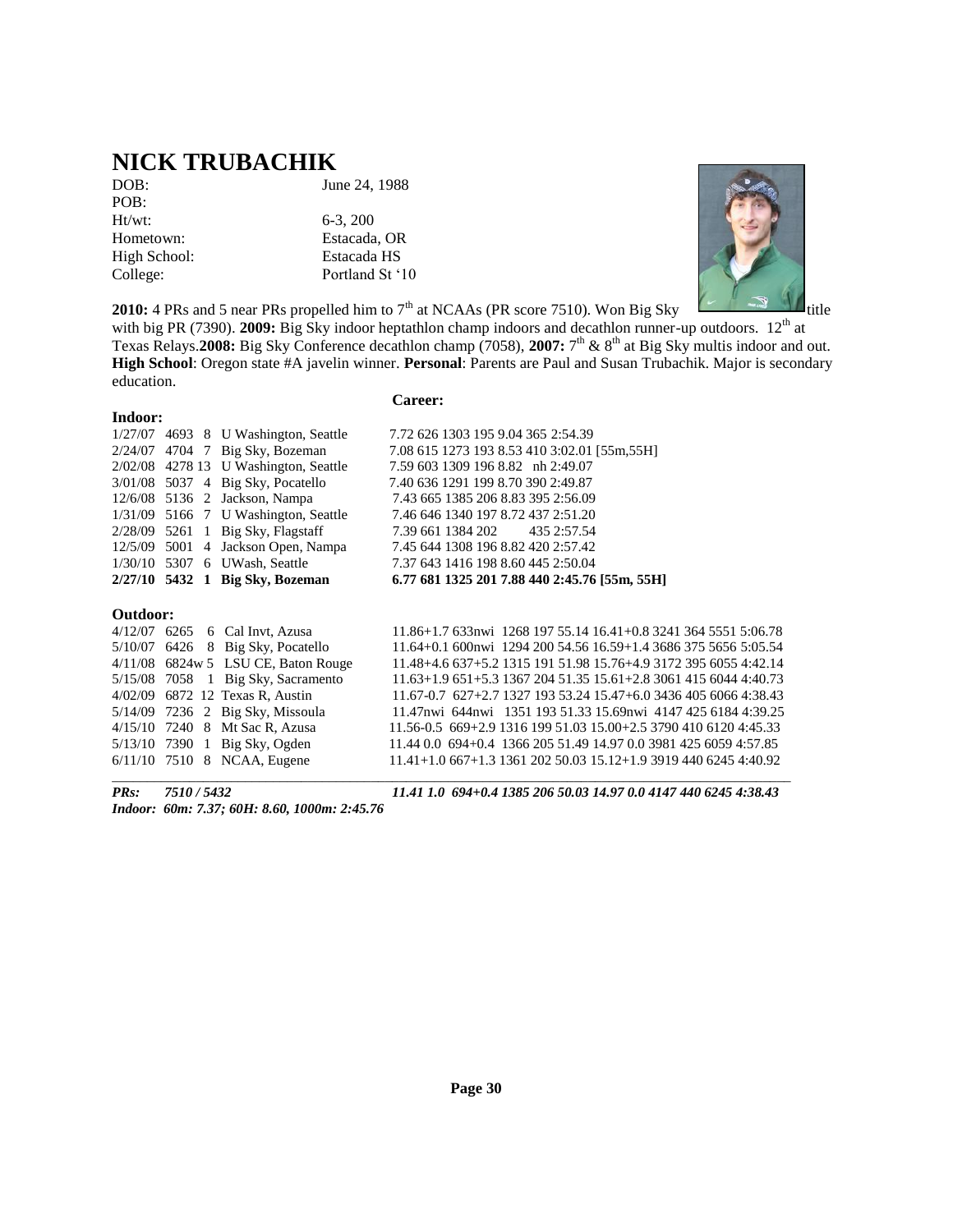# NICK TRUBACHIK

DOB: June 24, 1988
POB:
Ht/wt: 6-3, 200
Hometown: Estacada, OR
High School: Estacada HS
College: Portland St '10

**2010:** 4 PRs and 5 near PRs propelled him to 7th at NCAAs (PR score 7510). Won Big Sky title with big PR (7390). **2009:** Big Sky indoor heptathlon champ indoors and decathlon runner-up outdoors. 12th at Texas Relays.**2008:** Big Sky Conference decathlon champ (7058), **2007:** 7th & 8th at Big Sky multis indoor and out. **High School**: Oregon state #A javelin winner. **Personal**: Parents are Paul and Susan Trubachik. Major is secondary education.

**Career:**

**Indoor:**

| Date | Score | Pl | Meet | Marks |
|---|---|---|---|---|
| 1/27/07 | 4693 | 8 | U Washington, Seattle | 7.72 626 1303 195 9.04 365 2:54.39 |
| 2/24/07 | 4704 | 7 | Big Sky, Bozeman | 7.08 615 1273 193 8.53 410 3:02.01 [55m,55H] |
| 2/02/08 | 4278 | 13 | U Washington, Seattle | 7.59 603 1309 196 8.82 nh 2:49.07 |
| 3/01/08 | 5037 | 4 | Big Sky, Pocatello | 7.40 636 1291 199 8.70 390 2:49.87 |
| 12/6/08 | 5136 | 2 | Jackson, Nampa | 7.43 665 1385 206 8.83 395 2:56.09 |
| 1/31/09 | 5166 | 7 | U Washington, Seattle | 7.46 646 1340 197 8.72 437 2:51.20 |
| 2/28/09 | 5261 | 1 | Big Sky, Flagstaff | 7.39 661 1384 202 435 2:57.54 |
| 12/5/09 | 5001 | 4 | Jackson Open, Nampa | 7.45 644 1308 196 8.82 420 2:57.42 |
| 1/30/10 | 5307 | 6 | UWash, Seattle | 7.37 643 1416 198 8.60 445 2:50.04 |
| **2/27/10** | **5432** | **1** | **Big Sky, Bozeman** | **6.77 681 1325 201 7.88 440 2:45.76 [55m, 55H]** |

**Outdoor:**

| Date | Score | Pl | Meet | Marks |
|---|---|---|---|---|
| 4/12/07 | 6265 | 6 | Cal Invt, Azusa | 11.86+1.7 633nwi 1268 197 55.14 16.41+0.8 3241 364 5551 5:06.78 |
| 5/10/07 | 6426 | 8 | Big Sky, Pocatello | 11.64+0.1 600nwi 1294 200 54.56 16.59+1.4 3686 375 5656 5:05.54 |
| 4/11/08 | 6824w | 5 | LSU CE, Baton Rouge | 11.48+4.6 637+5.2 1315 191 51.98 15.76+4.9 3172 395 6055 4:42.14 |
| 5/15/08 | 7058 | 1 | Big Sky, Sacramento | 11.63+1.9 651+5.3 1367 204 51.35 15.61+2.8 3061 415 6044 4:40.73 |
| 4/02/09 | 6872 | 12 | Texas R, Austin | 11.67-0.7 627+2.7 1327 193 53.24 15.47+6.0 3436 405 6066 4:38.43 |
| 5/14/09 | 7236 | 2 | Big Sky, Missoula | 11.47nwi 644nwi 1351 193 51.33 15.69nwi 4147 425 6184 4:39.25 |
| 4/15/10 | 7240 | 8 | Mt Sac R, Azusa | 11.56-0.5 669+2.9 1316 199 51.03 15.00+2.5 3790 410 6120 4:45.33 |
| 5/13/10 | 7390 | 1 | Big Sky, Ogden | 11.44 0.0 694+0.4 1366 205 51.49 14.97 0.0 3981 425 6059 4:57.85 |
| 6/11/10 | 7510 | 8 | NCAA, Eugene | 11.41+1.0 667+1.3 1361 202 50.03 15.12+1.9 3919 440 6245 4:40.92 |

***PRs:* *7510 / 5432*** ***11.41 1.0 694+0.4 1385 206 50.03 14.97 0.0 4147 440 6245 4:38.43***

***Indoor: 60m: 7.37; 60H: 8.60, 1000m: 2:45.76***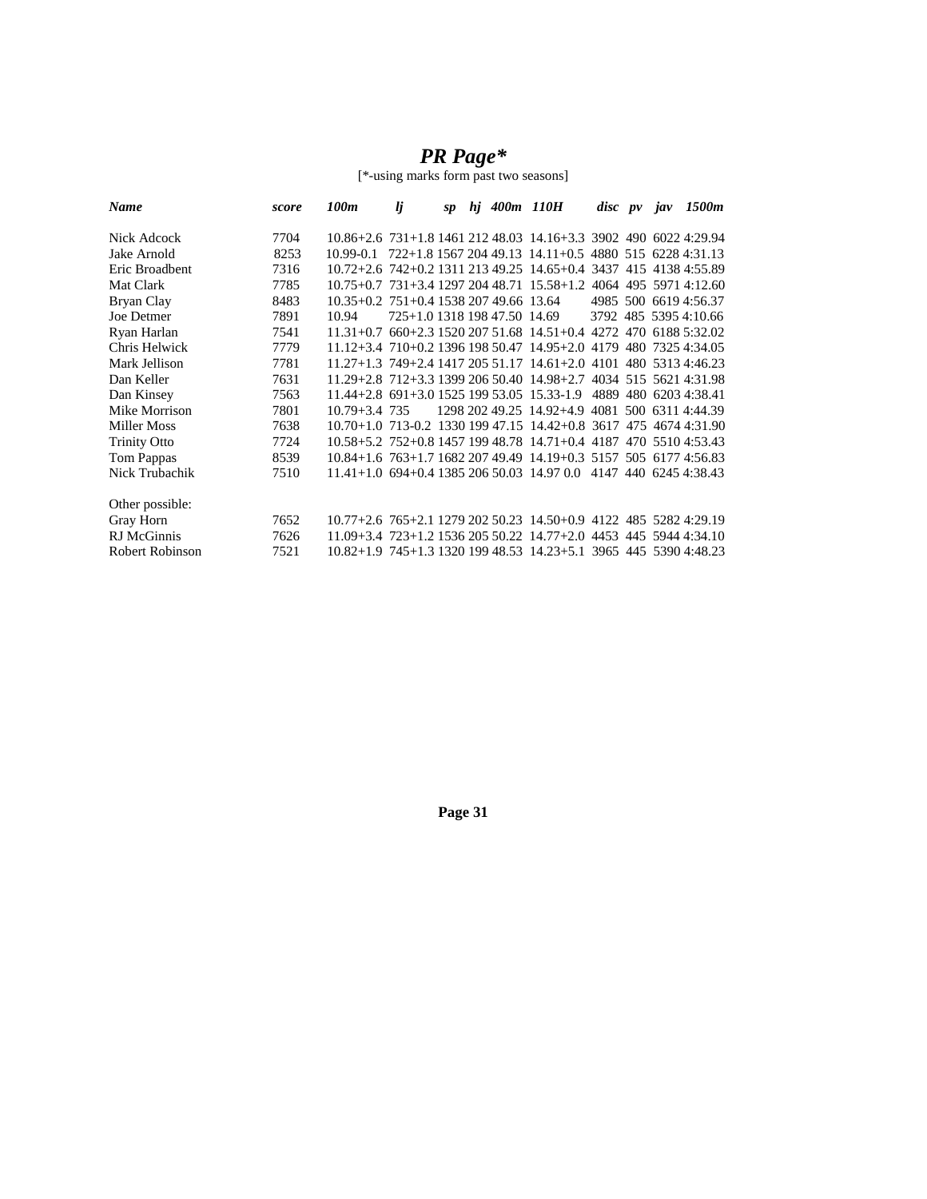# *PR Page**

[*-using marks form past two seasons]

| *Name* | *score* | *100m* | *lj* | *sp* | *hj* | *400m* | *110H* | *disc* | *pv* | *jav* | *1500m* |
|---|---|---|---|---|---|---|---|---|---|---|---|
| Nick Adcock | 7704 | 10.86+2.6 | 731+1.8 | 1461 | 212 | 48.03 | 14.16+3.3 | 3902 | 490 | 6022 | 4:29.94 |
| Jake Arnold | 8253 | 10.99-0.1 | 722+1.8 | 1567 | 204 | 49.13 | 14.11+0.5 | 4880 | 515 | 6228 | 4:31.13 |
| Eric Broadbent | 7316 | 10.72+2.6 | 742+0.2 | 1311 | 213 | 49.25 | 14.65+0.4 | 3437 | 415 | 4138 | 4:55.89 |
| Mat Clark | 7785 | 10.75+0.7 | 731+3.4 | 1297 | 204 | 48.71 | 15.58+1.2 | 4064 | 495 | 5971 | 4:12.60 |
| Bryan Clay | 8483 | 10.35+0.2 | 751+0.4 | 1538 | 207 | 49.66 | 13.64 | 4985 | 500 | 6619 | 4:56.37 |
| Joe Detmer | 7891 | 10.94 | 725+1.0 | 1318 | 198 | 47.50 | 14.69 | 3792 | 485 | 5395 | 4:10.66 |
| Ryan Harlan | 7541 | 11.31+0.7 | 660+2.3 | 1520 | 207 | 51.68 | 14.51+0.4 | 4272 | 470 | 6188 | 5:32.02 |
| Chris Helwick | 7779 | 11.12+3.4 | 710+0.2 | 1396 | 198 | 50.47 | 14.95+2.0 | 4179 | 480 | 7325 | 4:34.05 |
| Mark Jellison | 7781 | 11.27+1.3 | 749+2.4 | 1417 | 205 | 51.17 | 14.61+2.0 | 4101 | 480 | 5313 | 4:46.23 |
| Dan Keller | 7631 | 11.29+2.8 | 712+3.3 | 1399 | 206 | 50.40 | 14.98+2.7 | 4034 | 515 | 5621 | 4:31.98 |
| Dan Kinsey | 7563 | 11.44+2.8 | 691+3.0 | 1525 | 199 | 53.05 | 15.33-1.9 | 4889 | 480 | 6203 | 4:38.41 |
| Mike Morrison | 7801 | 10.79+3.4 | 735 | 1298 | 202 | 49.25 | 14.92+4.9 | 4081 | 500 | 6311 | 4:44.39 |
| Miller Moss | 7638 | 10.70+1.0 | 713-0.2 | 1330 | 199 | 47.15 | 14.42+0.8 | 3617 | 475 | 4674 | 4:31.90 |
| Trinity Otto | 7724 | 10.58+5.2 | 752+0.8 | 1457 | 199 | 48.78 | 14.71+0.4 | 4187 | 470 | 5510 | 4:53.43 |
| Tom Pappas | 8539 | 10.84+1.6 | 763+1.7 | 1682 | 207 | 49.49 | 14.19+0.3 | 5157 | 505 | 6177 | 4:56.83 |
| Nick Trubachik | 7510 | 11.41+1.0 | 694+0.4 | 1385 | 206 | 50.03 | 14.97 0.0 | 4147 | 440 | 6245 | 4:38.43 |
| Other possible: | | | | | | | | | | | |
| Gray Horn | 7652 | 10.77+2.6 | 765+2.1 | 1279 | 202 | 50.23 | 14.50+0.9 | 4122 | 485 | 5282 | 4:29.19 |
| RJ McGinnis | 7626 | 11.09+3.4 | 723+1.2 | 1536 | 205 | 50.22 | 14.77+2.0 | 4453 | 445 | 5944 | 4:34.10 |
| Robert Robinson | 7521 | 10.82+1.9 | 745+1.3 | 1320 | 199 | 48.53 | 14.23+5.1 | 3965 | 445 | 5390 | 4:48.23 |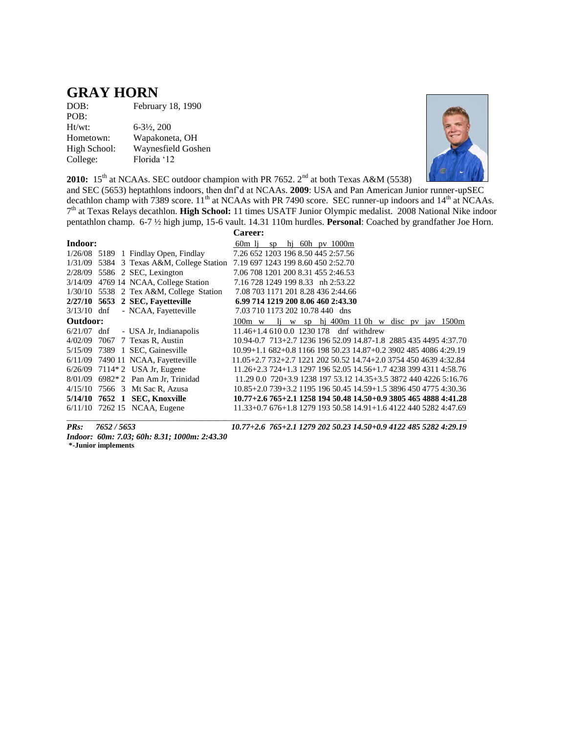# GRAY HORN

DOB: February 18, 1990
POB:
Ht/wt: 6-3½, 200
Hometown: Wapakoneta, OH
High School: Waynesfield Goshen
College: Florida '12

**2010:** 15th at NCAAs. SEC outdoor champion with PR 7652. 2nd at both Texas A&M (5538) and SEC (5653) heptathlons indoors, then dnf'd at NCAAs. **2009**: USA and Pan American Junior runner-upSEC decathlon champ with 7389 score. 11th at NCAAs with PR 7490 score. SEC runner-up indoors and 14th at NCAAs. 7th at Texas Relays decathlon. **High School:** 11 times USATF Junior Olympic medalist. 2008 National Nike indoor pentathlon champ. 6-7 ½ high jump, 15-6 vault. 14.31 110m hurdles. **Personal**: Coached by grandfather Joe Horn.

**Career:**

**Indoor:**

| Date | Score | Pl | Meet | 60m | lj | sp | hj | 60h | pv | 1000m |
|---|---|---|---|---|---|---|---|---|---|---|
| 1/26/08 | 5189 | 1 | Findlay Open, Findlay | 7.26 | 652 | 1203 | 196 | 8.50 | 445 | 2:57.56 |
| 1/31/09 | 5384 | 3 | Texas A&M, College Station | 7.19 | 697 | 1243 | 199 | 8.60 | 450 | 2:52.70 |
| 2/28/09 | 5586 | 2 | SEC, Lexington | 7.06 | 708 | 1201 | 200 | 8.31 | 455 | 2:46.53 |
| 3/14/09 | 4769 | 14 | NCAA, College Station | 7.16 | 728 | 1249 | 199 | 8.33 | nh | 2:53.22 |
| 1/30/10 | 5538 | 2 | Tex A&M, College Station | 7.08 | 703 | 1171 | 201 | 8.28 | 436 | 2:44.66 |
| **2/27/10** | **5653** | **2** | **SEC, Fayetteville** | **6.99** | **714** | **1219** | **200** | **8.06** | **460** | **2:43.30** |
| 3/13/10 | dnf | - | NCAA, Fayetteville | 7.03 | 710 | 1173 | 202 | 10.78 | 440 | dns |

**Outdoor:**

| Date | Score | Pl | Meet | 100m w | lj w | sp | hj | 400m | 110h w | disc | pv | jav | 1500m |
|---|---|---|---|---|---|---|---|---|---|---|---|---|---|
| 6/21/07 | dnf | - | USA Jr, Indianapolis | 11.46+1.4 | 610 0.0 | 1230 | 178 | dnf | withdrew | | | | |
| 4/02/09 | 7067 | 7 | Texas R, Austin | 10.94-0.7 | 713+2.7 | 1236 | 196 | 52.09 | 14.87-1.8 | 2885 | 435 | 4495 | 4:37.70 |
| 5/15/09 | 7389 | 1 | SEC, Gainesville | 10.99+1.1 | 682+0.8 | 1166 | 198 | 50.23 | 14.87+0.2 | 3902 | 485 | 4086 | 4:29.19 |
| 6/11/09 | 7490 | 11 | NCAA, Fayetteville | 11.05+2.7 | 732+2.7 | 1221 | 202 | 50.52 | 14.74+2.0 | 3754 | 450 | 4639 | 4:32.84 |
| 6/26/09 | 7114* | 2 | USA Jr, Eugene | 11.26+2.3 | 724+1.3 | 1297 | 196 | 52.05 | 14.56+1.7 | 4238 | 399 | 4311 | 4:58.76 |
| 8/01/09 | 6982* | 2 | Pan Am Jr, Trinidad | 11.29 0.0 | 720+3.9 | 1238 | 197 | 53.12 | 14.35+3.5 | 3872 | 440 | 4226 | 5:16.76 |
| 4/15/10 | 7566 | 3 | Mt Sac R, Azusa | 10.85+2.0 | 739+3.2 | 1195 | 196 | 50.45 | 14.59+1.5 | 3896 | 450 | 4775 | 4:30.36 |
| **5/14/10** | **7652** | **1** | **SEC, Knoxville** | **10.77+2.6** | **765+2.1** | **1258** | **194** | **50.48** | **14.50+0.9** | **3805** | **465** | **4888** | **4:41.28** |
| 6/11/10 | 7262 | 15 | NCAA, Eugene | 11.33+0.7 | 676+1.8 | 1279 | 193 | 50.58 | 14.91+1.6 | 4122 | 440 | 5282 | 4:47.69 |
| ***PRs:*** | ***7652 / 5653*** | | | ***10.77+2.6*** | ***765+2.1*** | ***1279*** | ***202*** | ***50.23*** | ***14.50+0.9*** | ***4122*** | ***485*** | ***5282*** | ***4:29.19*** |

***Indoor: 60m: 7.03; 60h: 8.31; 1000m: 2:43.30***

**\*-Junior implements**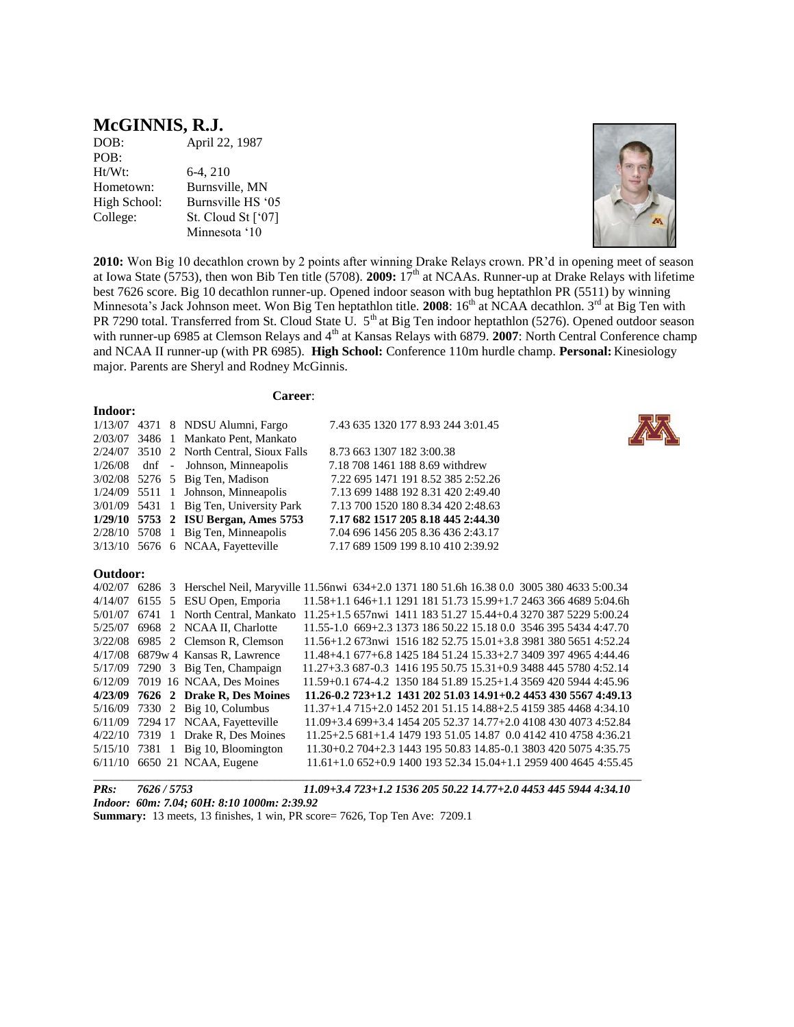# McGINNIS, R.J.

| | |
|---|---|
| DOB: | April 22, 1987 |
| POB: | |
| Ht/Wt: | 6-4, 210 |
| Hometown: | Burnsville, MN |
| High School: | Burnsville HS '05 |
| College: | St. Cloud St ['07] |
| | Minnesota '10 |

**2010:** Won Big 10 decathlon crown by 2 points after winning Drake Relays crown. PR'd in opening meet of season at Iowa State (5753), then won Bib Ten title (5708). **2009:** 17th at NCAAs. Runner-up at Drake Relays with lifetime best 7626 score. Big 10 decathlon runner-up. Opened indoor season with bug heptathlon PR (5511) by winning Minnesota's Jack Johnson meet. Won Big Ten heptathlon title. **2008**: 16th at NCAA decathlon. 3rd at Big Ten with PR 7290 total. Transferred from St. Cloud State U. 5th at Big Ten indoor heptathlon (5276). Opened outdoor season with runner-up 6985 at Clemson Relays and 4th at Kansas Relays with 6879. **2007**: North Central Conference champ and NCAA II runner-up (with PR 6985). **High School:** Conference 110m hurdle champ. **Personal:** Kinesiology major. Parents are Sheryl and Rodney McGinnis.

**Career**:

**Indoor:**

| Date | Score | Pl | Meet | Marks |
|---|---|---|---|---|
| 1/13/07 | 4371 | 8 | NDSU Alumni, Fargo | 7.43 635 1320 177 8.93 244 3:01.45 |
| 2/03/07 | 3486 | 1 | Mankato Pent, Mankato | |
| 2/24/07 | 3510 | 2 | North Central, Sioux Falls | 8.73 663 1307 182 3:00.38 |
| 1/26/08 | dnf | - | Johnson, Minneapolis | 7.18 708 1461 188 8.69 withdrew |
| 3/02/08 | 5276 | 5 | Big Ten, Madison | 7.22 695 1471 191 8.52 385 2:52.26 |
| 1/24/09 | 5511 | 1 | Johnson, Minneapolis | 7.13 699 1488 192 8.31 420 2:49.40 |
| 3/01/09 | 5431 | 1 | Big Ten, University Park | 7.13 700 1520 180 8.34 420 2:48.63 |
| **1/29/10** | **5753** | **2** | **ISU Bergan, Ames 5753** | **7.17 682 1517 205 8.18 445 2:44.30** |
| 2/28/10 | 5708 | 1 | Big Ten, Minneapolis | 7.04 696 1456 205 8.36 436 2:43.17 |
| 3/13/10 | 5676 | 6 | NCAA, Fayetteville | 7.17 689 1509 199 8.10 410 2:39.92 |

**Outdoor:**

| Date | Score | Pl | Meet | Marks |
|---|---|---|---|---|
| 4/02/07 | 6286 | 3 | Herschel Neil, Maryville | 11.56nwi 634+2.0 1371 180 51.6h 16.38 0.0 3005 380 4633 5:00.34 |
| 4/14/07 | 6155 | 5 | ESU Open, Emporia | 11.58+1.1 646+1.1 1291 181 51.73 15.99+1.7 2463 366 4689 5:04.6h |
| 5/01/07 | 6741 | 1 | North Central, Mankato | 11.25+1.5 657nwi 1411 183 51.27 15.44+0.4 3270 387 5229 5:00.24 |
| 5/25/07 | 6968 | 2 | NCAA II, Charlotte | 11.55-1.0 669+2.3 1373 186 50.22 15.18 0.0 3546 395 5434 4:47.70 |
| 3/22/08 | 6985 | 2 | Clemson R, Clemson | 11.56+1.2 673nwi 1516 182 52.75 15.01+3.8 3981 380 5651 4:52.24 |
| 4/17/08 | 6879w | 4 | Kansas R, Lawrence | 11.48+4.1 677+6.8 1425 184 51.24 15.33+2.7 3409 397 4965 4:44.46 |
| 5/17/09 | 7290 | 3 | Big Ten, Champaign | 11.27+3.3 687-0.3 1416 195 50.75 15.31+0.9 3488 445 5780 4:52.14 |
| 6/12/09 | 7019 | 16 | NCAA, Des Moines | 11.59+0.1 674-4.2 1350 184 51.89 15.25+1.4 3569 420 5944 4:45.96 |
| **4/23/09** | **7626** | **2** | **Drake R, Des Moines** | **11.26-0.2 723+1.2 1431 202 51.03 14.91+0.2 4453 430 5567 4:49.13** |
| 5/16/09 | 7330 | 2 | Big 10, Columbus | 11.37+1.4 715+2.0 1452 201 51.15 14.88+2.5 4159 385 4468 4:34.10 |
| 6/11/09 | 7294 | 17 | NCAA, Fayetteville | 11.09+3.4 699+3.4 1454 205 52.37 14.77+2.0 4108 430 4073 4:52.84 |
| 4/22/10 | 7319 | 1 | Drake R, Des Moines | 11.25+2.5 681+1.4 1479 193 51.05 14.87 0.0 4142 410 4758 4:36.21 |
| 5/15/10 | 7381 | 1 | Big 10, Bloomington | 11.30+0.2 704+2.3 1443 195 50.83 14.85-0.1 3803 420 5075 4:35.75 |
| 6/11/10 | 6650 | 21 | NCAA, Eugene | 11.61+1.0 652+0.9 1400 193 52.34 15.04+1.1 2959 400 4645 4:55.45 |

***PRs: 7626 / 5753*** ***11.09+3.4 723+1.2 1536 205 50.22 14.77+2.0 4453 445 5944 4:34.10***

***Indoor: 60m: 7.04; 60H: 8:10 1000m: 2:39.92***

**Summary:** 13 meets, 13 finishes, 1 win, PR score= 7626, Top Ten Ave: 7209.1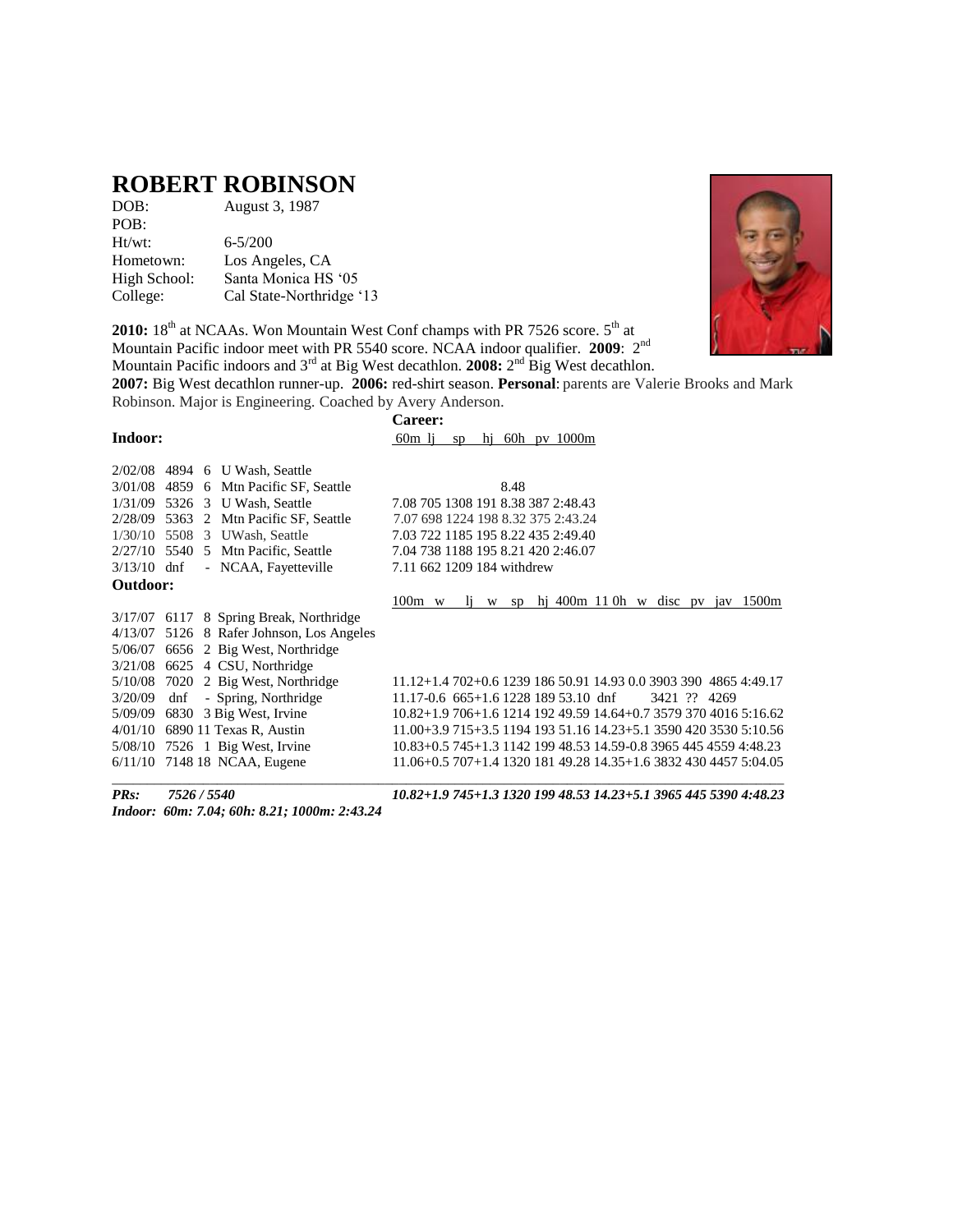# ROBERT ROBINSON

DOB: August 3, 1987
POB:
Ht/wt: 6-5/200
Hometown: Los Angeles, CA
High School: Santa Monica HS '05
College: Cal State-Northridge '13

**2010:** 18th at NCAAs. Won Mountain West Conf champs with PR 7526 score. 5th at Mountain Pacific indoor meet with PR 5540 score. NCAA indoor qualifier. **2009**: 2nd Mountain Pacific indoors and 3rd at Big West decathlon. **2008:** 2nd Big West decathlon. **2007:** Big West decathlon runner-up. **2006:** red-shirt season. **Personal**: parents are Valerie Brooks and Mark Robinson. Major is Engineering. Coached by Avery Anderson.

**Career:**

**Indoor:**

| | | | | 60m lj sp hj 60h pv 1000m |
|---|---|---|---|---|
| 2/02/08 | 4894 | 6 | U Wash, Seattle | |
| 3/01/08 | 4859 | 6 | Mtn Pacific SF, Seattle | 8.48 |
| 1/31/09 | 5326 | 3 | U Wash, Seattle | 7.08 705 1308 191 8.38 387 2:48.43 |
| 2/28/09 | 5363 | 2 | Mtn Pacific SF, Seattle | 7.07 698 1224 198 8.32 375 2:43.24 |
| 1/30/10 | 5508 | 3 | UWash, Seattle | 7.03 722 1185 195 8.22 435 2:49.40 |
| 2/27/10 | 5540 | 5 | Mtn Pacific, Seattle | 7.04 738 1188 195 8.21 420 2:46.07 |
| 3/13/10 | dnf | - | NCAA, Fayetteville | 7.11 662 1209 184 withdrew |

**Outdoor:**

| | | | | 100m w lj w sp hj 400m 110h w disc pv jav 1500m |
|---|---|---|---|---|
| 3/17/07 | 6117 | 8 | Spring Break, Northridge | |
| 4/13/07 | 5126 | 8 | Rafer Johnson, Los Angeles | |
| 5/06/07 | 6656 | 2 | Big West, Northridge | |
| 3/21/08 | 6625 | 4 | CSU, Northridge | |
| 5/10/08 | 7020 | 2 | Big West, Northridge | 11.12+1.4 702+0.6 1239 186 50.91 14.93 0.0 3903 390 4865 4:49.17 |
| 3/20/09 | dnf | - | Spring, Northridge | 11.17-0.6 665+1.6 1228 189 53.10 dnf 3421 ?? 4269 |
| 5/09/09 | 6830 | 3 | Big West, Irvine | 10.82+1.9 706+1.6 1214 192 49.59 14.64+0.7 3579 370 4016 5:16.62 |
| 4/01/10 | 6890 | 11 | Texas R, Austin | 11.00+3.9 715+3.5 1194 193 51.16 14.23+5.1 3590 420 3530 5:10.56 |
| 5/08/10 | 7526 | 1 | Big West, Irvine | 10.83+0.5 745+1.3 1142 199 48.53 14.59-0.8 3965 445 4559 4:48.23 |
| 6/11/10 | 7148 | 18 | NCAA, Eugene | 11.06+0.5 707+1.4 1320 181 49.28 14.35+1.6 3832 430 4457 5:04.05 |

***PRs: 7526 / 5540*** ***10.82+1.9 745+1.3 1320 199 48.53 14.23+5.1 3965 445 5390 4:48.23***

***Indoor: 60m: 7.04; 60h: 8.21; 1000m: 2:43.24***